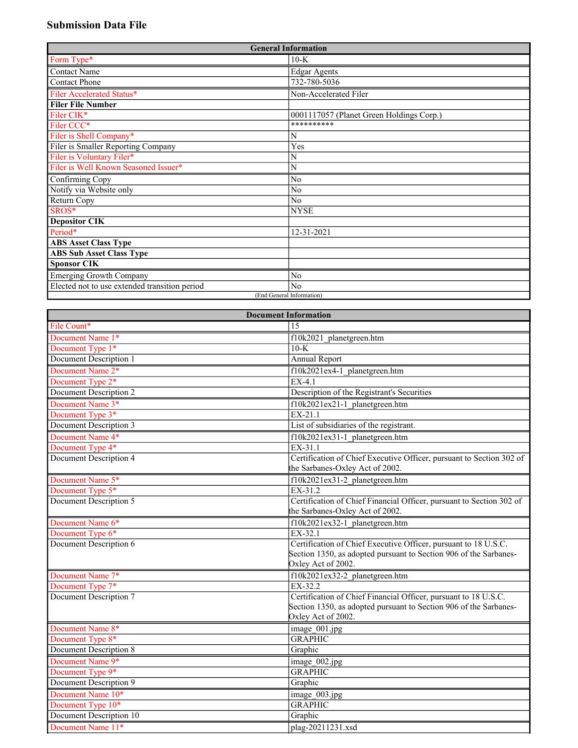# Submission Data File

| General Information | |
|---|---|
| Form Type* | 10-K |
| Contact Name | Edgar Agents |
| Contact Phone | 732-780-5036 |
| Filer Accelerated Status* | Non-Accelerated Filer |
| **Filer File Number** | |
| Filer CIK* | 0001117057 (Planet Green Holdings Corp.) |
| Filer CCC* | ********** |
| Filer is Shell Company* | N |
| Filer is Smaller Reporting Company | Yes |
| Filer is Voluntary Filer* | N |
| Filer is Well Known Seasoned Issuer* | N |
| Confirming Copy | No |
| Notify via Website only | No |
| Return Copy | No |
| SROS* | NYSE |
| **Depositor CIK** | |
| Period* | 12-31-2021 |
| **ABS Asset Class Type** | |
| **ABS Sub Asset Class Type** | |
| **Sponsor CIK** | |
| Emerging Growth Company | No |
| Elected not to use extended transition period | No |
| (End General Information) | |

| Document Information | |
|---|---|
| File Count* | 15 |
| Document Name 1* | f10k2021_planetgreen.htm |
| Document Type 1* | 10-K |
| Document Description 1 | Annual Report |
| Document Name 2* | f10k2021ex4-1_planetgreen.htm |
| Document Type 2* | EX-4.1 |
| Document Description 2 | Description of the Registrant's Securities |
| Document Name 3* | f10k2021ex21-1_planetgreen.htm |
| Document Type 3* | EX-21.1 |
| Document Description 3 | List of subsidiaries of the registrant. |
| Document Name 4* | f10k2021ex31-1_planetgreen.htm |
| Document Type 4* | EX-31.1 |
| Document Description 4 | Certification of Chief Executive Officer, pursuant to Section 302 of the Sarbanes-Oxley Act of 2002. |
| Document Name 5* | f10k2021ex31-2_planetgreen.htm |
| Document Type 5* | EX-31.2 |
| Document Description 5 | Certification of Chief Financial Officer, pursuant to Section 302 of the Sarbanes-Oxley Act of 2002. |
| Document Name 6* | f10k2021ex32-1_planetgreen.htm |
| Document Type 6* | EX-32.1 |
| Document Description 6 | Certification of Chief Executive Officer, pursuant to 18 U.S.C. Section 1350, as adopted pursuant to Section 906 of the Sarbanes-Oxley Act of 2002. |
| Document Name 7* | f10k2021ex32-2_planetgreen.htm |
| Document Type 7* | EX-32.2 |
| Document Description 7 | Certification of Chief Financial Officer, pursuant to 18 U.S.C. Section 1350, as adopted pursuant to Section 906 of the Sarbanes-Oxley Act of 2002. |
| Document Name 8* | image_001.jpg |
| Document Type 8* | GRAPHIC |
| Document Description 8 | Graphic |
| Document Name 9* | image_002.jpg |
| Document Type 9* | GRAPHIC |
| Document Description 9 | Graphic |
| Document Name 10* | image_003.jpg |
| Document Type 10* | GRAPHIC |
| Document Description 10 | Graphic |
| Document Name 11* | plag-20211231.xsd |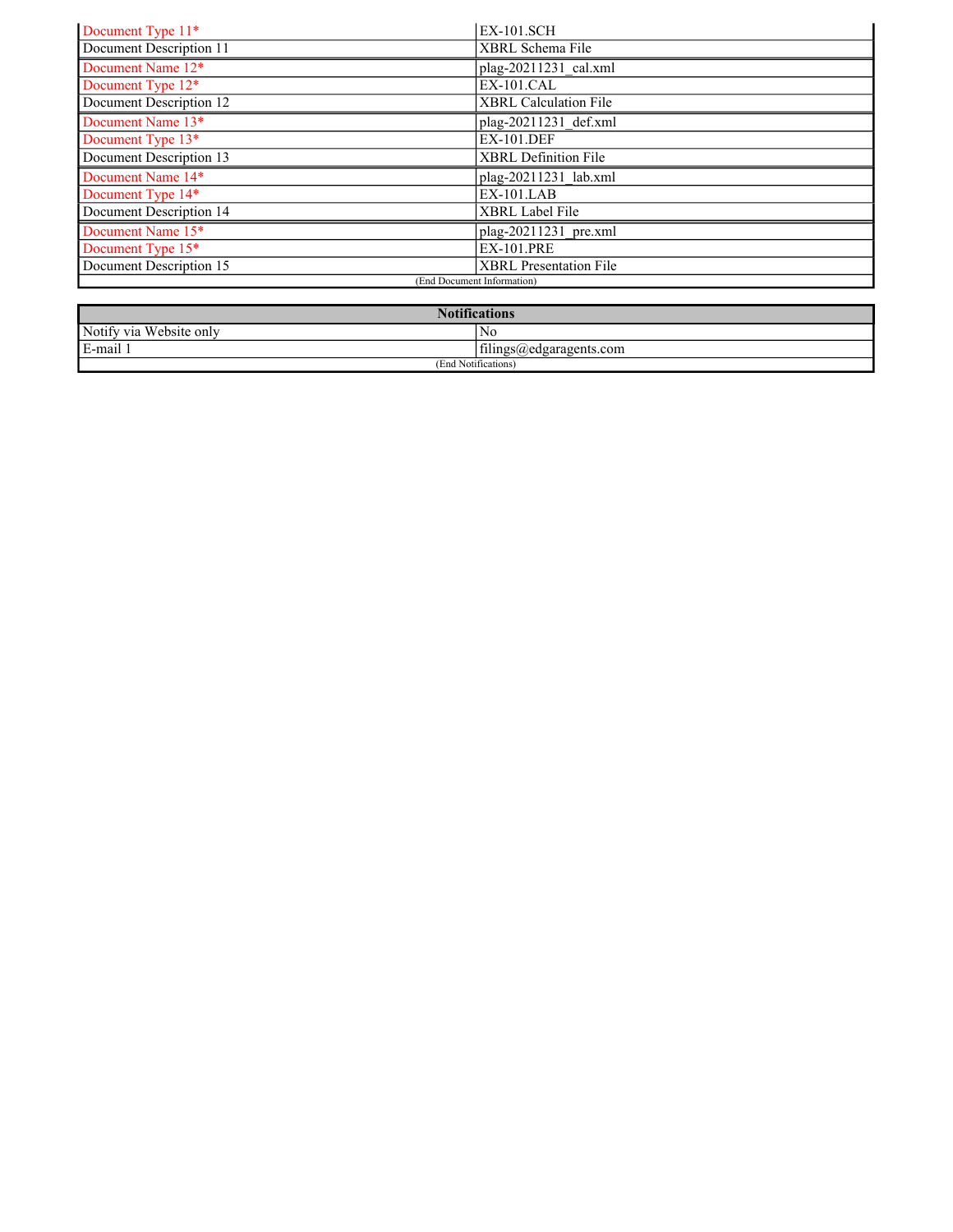| | |
|---|---|
| Document Type 11* | EX-101.SCH |
| Document Description 11 | XBRL Schema File |
| Document Name 12* | plag-20211231_cal.xml |
| Document Type 12* | EX-101.CAL |
| Document Description 12 | XBRL Calculation File |
| Document Name 13* | plag-20211231_def.xml |
| Document Type 13* | EX-101.DEF |
| Document Description 13 | XBRL Definition File |
| Document Name 14* | plag-20211231_lab.xml |
| Document Type 14* | EX-101.LAB |
| Document Description 14 | XBRL Label File |
| Document Name 15* | plag-20211231_pre.xml |
| Document Type 15* | EX-101.PRE |
| Document Description 15 | XBRL Presentation File |

(End Document Information)

| Notifications | |
|---|---|
| Notify via Website only | No |
| E-mail 1 | filings@edgaragents.com |

(End Notifications)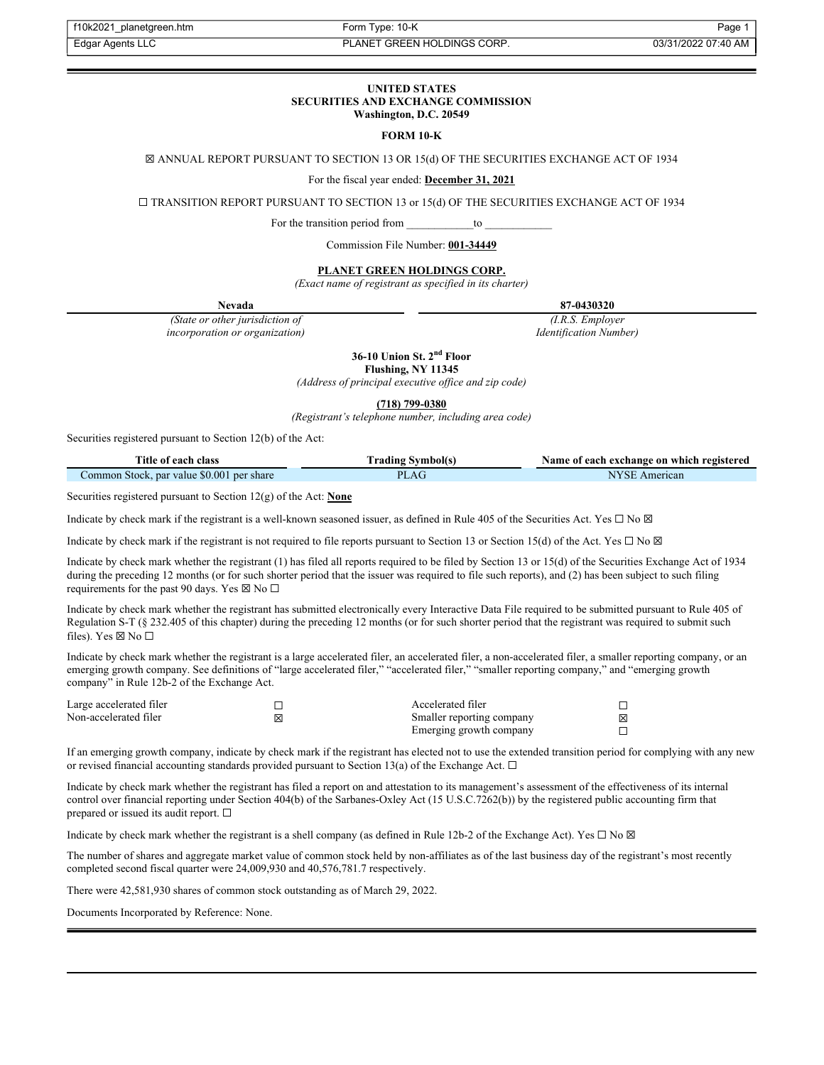**UNITED STATES**
**SECURITIES AND EXCHANGE COMMISSION**
**Washington, D.C. 20549**

**FORM 10-K**

☒ ANNUAL REPORT PURSUANT TO SECTION 13 OR 15(d) OF THE SECURITIES EXCHANGE ACT OF 1934

For the fiscal year ended: **December 31, 2021**

☐ TRANSITION REPORT PURSUANT TO SECTION 13 or 15(d) OF THE SECURITIES EXCHANGE ACT OF 1934

For the transition period from ____________to ____________

Commission File Number: **001-34449**

**PLANET GREEN HOLDINGS CORP.**
*(Exact name of registrant as specified in its charter)*

| **Nevada** | **87-0430320** |
|---|---|
| *(State or other jurisdiction of incorporation or organization)* | *(I.R.S. Employer Identification Number)* |

**36-10 Union St. 2nd Floor**
**Flushing, NY 11345**
*(Address of principal executive office and zip code)*

**(718) 799-0380**
*(Registrant's telephone number, including area code)*

Securities registered pursuant to Section 12(b) of the Act:

| Title of each class | Trading Symbol(s) | Name of each exchange on which registered |
|---|---|---|
| Common Stock, par value $0.001 per share | PLAG | NYSE American |

Securities registered pursuant to Section 12(g) of the Act: **None**

Indicate by check mark if the registrant is a well-known seasoned issuer, as defined in Rule 405 of the Securities Act. Yes ☐ No ☒

Indicate by check mark if the registrant is not required to file reports pursuant to Section 13 or Section 15(d) of the Act. Yes ☐ No ☒

Indicate by check mark whether the registrant (1) has filed all reports required to be filed by Section 13 or 15(d) of the Securities Exchange Act of 1934 during the preceding 12 months (or for such shorter period that the issuer was required to file such reports), and (2) has been subject to such filing requirements for the past 90 days. Yes ☒ No ☐

Indicate by check mark whether the registrant has submitted electronically every Interactive Data File required to be submitted pursuant to Rule 405 of Regulation S-T (§ 232.405 of this chapter) during the preceding 12 months (or for such shorter period that the registrant was required to submit such files). Yes ☒ No ☐

Indicate by check mark whether the registrant is a large accelerated filer, an accelerated filer, a non-accelerated filer, a smaller reporting company, or an emerging growth company. See definitions of "large accelerated filer," "accelerated filer," "smaller reporting company," and "emerging growth company" in Rule 12b-2 of the Exchange Act.

| | | | |
|---|---|---|---|
| Large accelerated filer | ☐ | Accelerated filer | ☐ |
| Non-accelerated filer | ☒ | Smaller reporting company | ☒ |
| | | Emerging growth company | ☐ |

If an emerging growth company, indicate by check mark if the registrant has elected not to use the extended transition period for complying with any new or revised financial accounting standards provided pursuant to Section 13(a) of the Exchange Act. ☐

Indicate by check mark whether the registrant has filed a report on and attestation to its management's assessment of the effectiveness of its internal control over financial reporting under Section 404(b) of the Sarbanes-Oxley Act (15 U.S.C.7262(b)) by the registered public accounting firm that prepared or issued its audit report. ☐

Indicate by check mark whether the registrant is a shell company (as defined in Rule 12b-2 of the Exchange Act). Yes ☐ No ☒

The number of shares and aggregate market value of common stock held by non-affiliates as of the last business day of the registrant's most recently completed second fiscal quarter were 24,009,930 and 40,576,781.7 respectively.

There were 42,581,930 shares of common stock outstanding as of March 29, 2022.

Documents Incorporated by Reference: None.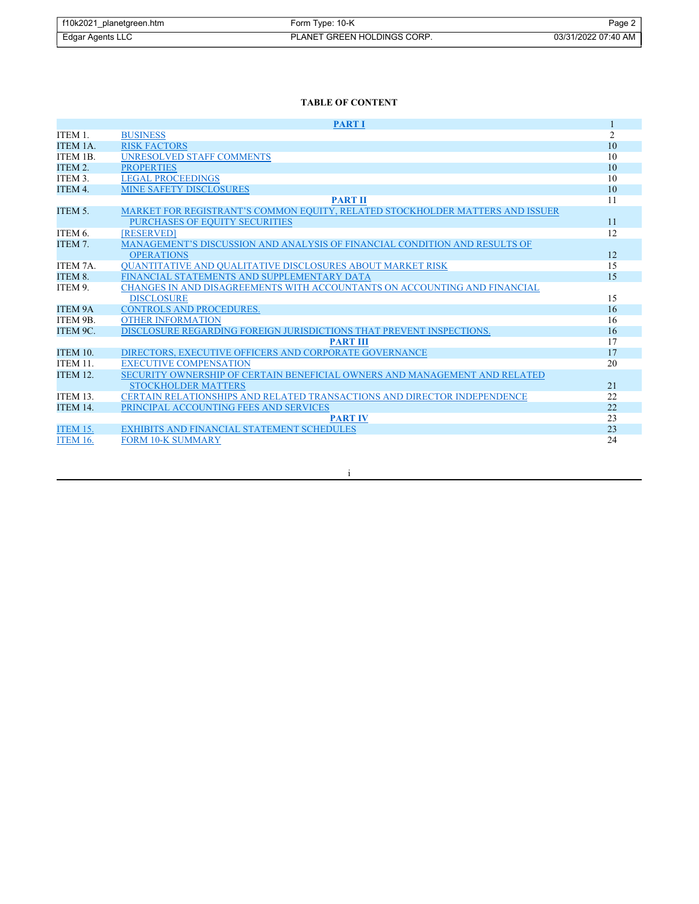**TABLE OF CONTENT**

| | | |
|---|---|---|
| | **PART I** | 1 |
| ITEM 1. | BUSINESS | 2 |
| ITEM 1A. | RISK FACTORS | 10 |
| ITEM 1B. | UNRESOLVED STAFF COMMENTS | 10 |
| ITEM 2. | PROPERTIES | 10 |
| ITEM 3. | LEGAL PROCEEDINGS | 10 |
| ITEM 4. | MINE SAFETY DISCLOSURES | 10 |
| | **PART II** | 11 |
| ITEM 5. | MARKET FOR REGISTRANT’S COMMON EQUITY, RELATED STOCKHOLDER MATTERS AND ISSUER PURCHASES OF EQUITY SECURITIES | 11 |
| ITEM 6. | [RESERVED] | 12 |
| ITEM 7. | MANAGEMENT’S DISCUSSION AND ANALYSIS OF FINANCIAL CONDITION AND RESULTS OF OPERATIONS | 12 |
| ITEM 7A. | QUANTITATIVE AND QUALITATIVE DISCLOSURES ABOUT MARKET RISK | 15 |
| ITEM 8. | FINANCIAL STATEMENTS AND SUPPLEMENTARY DATA | 15 |
| ITEM 9. | CHANGES IN AND DISAGREEMENTS WITH ACCOUNTANTS ON ACCOUNTING AND FINANCIAL DISCLOSURE | 15 |
| ITEM 9A | CONTROLS AND PROCEDURES. | 16 |
| ITEM 9B. | OTHER INFORMATION | 16 |
| ITEM 9C. | DISCLOSURE REGARDING FOREIGN JURISDICTIONS THAT PREVENT INSPECTIONS. | 16 |
| | **PART III** | 17 |
| ITEM 10. | DIRECTORS, EXECUTIVE OFFICERS AND CORPORATE GOVERNANCE | 17 |
| ITEM 11. | EXECUTIVE COMPENSATION | 20 |
| ITEM 12. | SECURITY OWNERSHIP OF CERTAIN BENEFICIAL OWNERS AND MANAGEMENT AND RELATED STOCKHOLDER MATTERS | 21 |
| ITEM 13. | CERTAIN RELATIONSHIPS AND RELATED TRANSACTIONS AND DIRECTOR INDEPENDENCE | 22 |
| ITEM 14. | PRINCIPAL ACCOUNTING FEES AND SERVICES | 22 |
| | **PART IV** | 23 |
| ITEM 15. | EXHIBITS AND FINANCIAL STATEMENT SCHEDULES | 23 |
| ITEM 16. | FORM 10-K SUMMARY | 24 |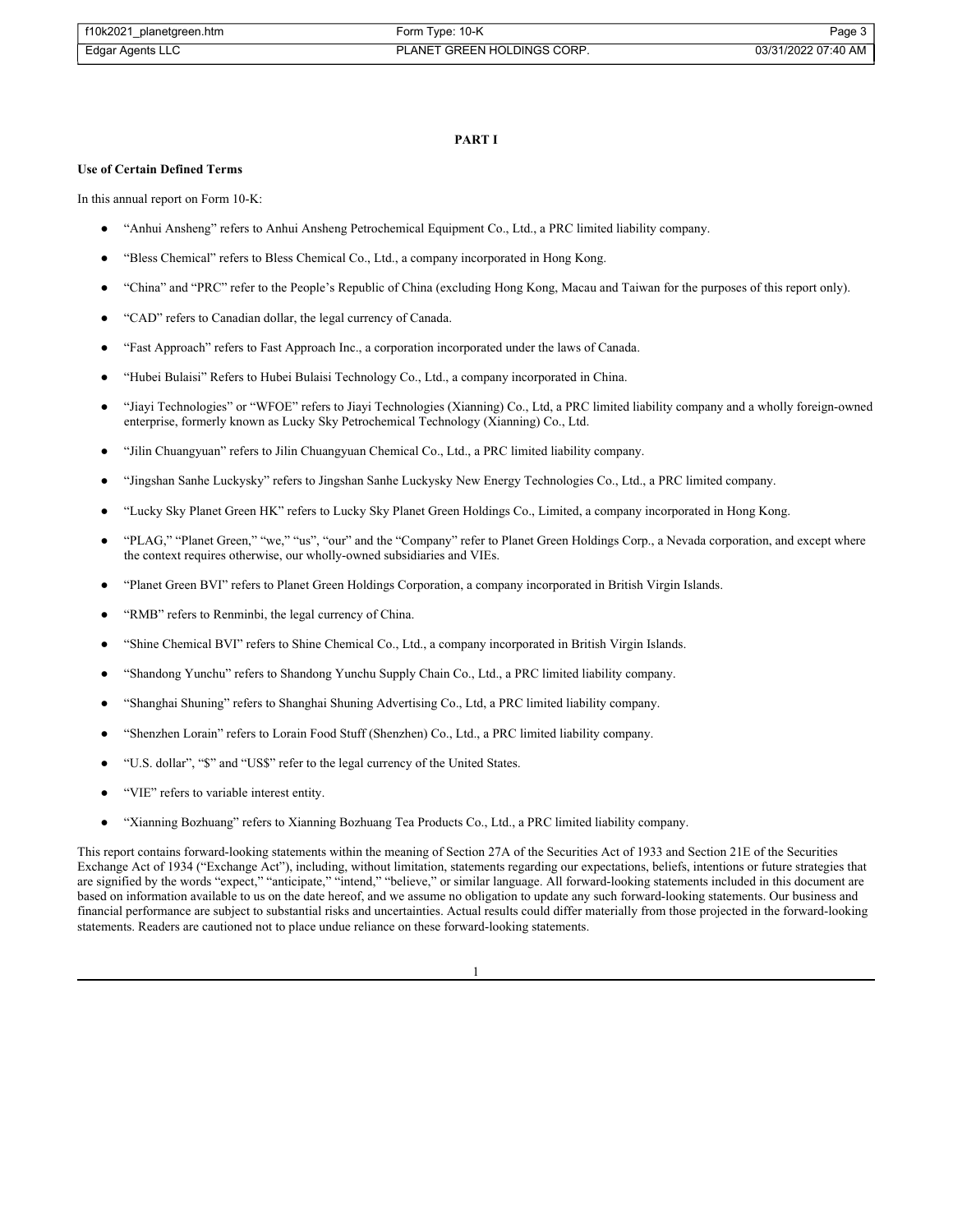# PART I

**Use of Certain Defined Terms**

In this annual report on Form 10-K:

- "Anhui Ansheng" refers to Anhui Ansheng Petrochemical Equipment Co., Ltd., a PRC limited liability company.
- "Bless Chemical" refers to Bless Chemical Co., Ltd., a company incorporated in Hong Kong.
- "China" and "PRC" refer to the People's Republic of China (excluding Hong Kong, Macau and Taiwan for the purposes of this report only).
- "CAD" refers to Canadian dollar, the legal currency of Canada.
- "Fast Approach" refers to Fast Approach Inc., a corporation incorporated under the laws of Canada.
- "Hubei Bulaisi" Refers to Hubei Bulaisi Technology Co., Ltd., a company incorporated in China.
- "Jiayi Technologies" or "WFOE" refers to Jiayi Technologies (Xianning) Co., Ltd, a PRC limited liability company and a wholly foreign-owned enterprise, formerly known as Lucky Sky Petrochemical Technology (Xianning) Co., Ltd.
- "Jilin Chuangyuan" refers to Jilin Chuangyuan Chemical Co., Ltd., a PRC limited liability company.
- "Jingshan Sanhe Luckysky" refers to Jingshan Sanhe Luckysky New Energy Technologies Co., Ltd., a PRC limited company.
- "Lucky Sky Planet Green HK" refers to Lucky Sky Planet Green Holdings Co., Limited, a company incorporated in Hong Kong.
- "PLAG," "Planet Green," "we," "us", "our" and the "Company" refer to Planet Green Holdings Corp., a Nevada corporation, and except where the context requires otherwise, our wholly-owned subsidiaries and VIEs.
- "Planet Green BVI" refers to Planet Green Holdings Corporation, a company incorporated in British Virgin Islands.
- "RMB" refers to Renminbi, the legal currency of China.
- "Shine Chemical BVI" refers to Shine Chemical Co., Ltd., a company incorporated in British Virgin Islands.
- "Shandong Yunchu" refers to Shandong Yunchu Supply Chain Co., Ltd., a PRC limited liability company.
- "Shanghai Shuning" refers to Shanghai Shuning Advertising Co., Ltd, a PRC limited liability company.
- "Shenzhen Lorain" refers to Lorain Food Stuff (Shenzhen) Co., Ltd., a PRC limited liability company.
- "U.S. dollar", "$" and "US$" refer to the legal currency of the United States.
- "VIE" refers to variable interest entity.
- "Xianning Bozhuang" refers to Xianning Bozhuang Tea Products Co., Ltd., a PRC limited liability company.

This report contains forward-looking statements within the meaning of Section 27A of the Securities Act of 1933 and Section 21E of the Securities Exchange Act of 1934 ("Exchange Act"), including, without limitation, statements regarding our expectations, beliefs, intentions or future strategies that are signified by the words "expect," "anticipate," "intend," "believe," or similar language. All forward-looking statements included in this document are based on information available to us on the date hereof, and we assume no obligation to update any such forward-looking statements. Our business and financial performance are subject to substantial risks and uncertainties. Actual results could differ materially from those projected in the forward-looking statements. Readers are cautioned not to place undue reliance on these forward-looking statements.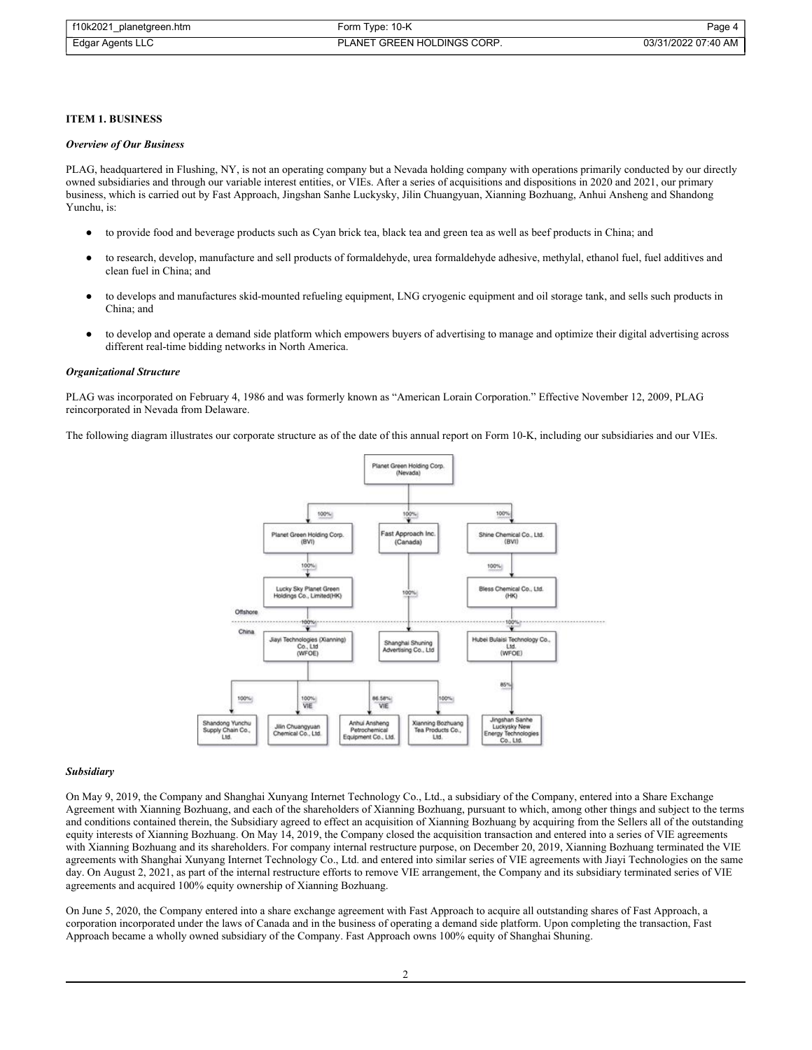### ITEM 1. BUSINESS

***Overview of Our Business***

PLAG, headquartered in Flushing, NY, is not an operating company but a Nevada holding company with operations primarily conducted by our directly owned subsidiaries and through our variable interest entities, or VIEs. After a series of acquisitions and dispositions in 2020 and 2021, our primary business, which is carried out by Fast Approach, Jingshan Sanhe Luckysky, Jilin Chuangyuan, Xianning Bozhuang, Anhui Ansheng and Shandong Yunchu, is:

- to provide food and beverage products such as Cyan brick tea, black tea and green tea as well as beef products in China; and
- to research, develop, manufacture and sell products of formaldehyde, urea formaldehyde adhesive, methylal, ethanol fuel, fuel additives and clean fuel in China; and
- to develops and manufactures skid-mounted refueling equipment, LNG cryogenic equipment and oil storage tank, and sells such products in China; and
- to develop and operate a demand side platform which empowers buyers of advertising to manage and optimize their digital advertising across different real-time bidding networks in North America.

***Organizational Structure***

PLAG was incorporated on February 4, 1986 and was formerly known as "American Lorain Corporation." Effective November 12, 2009, PLAG reincorporated in Nevada from Delaware.

The following diagram illustrates our corporate structure as of the date of this annual report on Form 10-K, including our subsidiaries and our VIEs.

Planet Green Holding Corp. (Nevada)
- 100% Planet Green Holding Corp. (BVI)
  - 100% Lucky Sky Planet Green Holdings Co., Limited(HK)
    - 100% Jiayi Technologies (Xianning) Co., Ltd (WFOE)
      - 100% Shandong Yunchu Supply Chain Co., Ltd.
      - 100% VIE Jilin Chuangyuan Chemical Co., Ltd.
      - 86.58% VIE Anhui Ansheng Petrochemical Equipment Co., Ltd.
      - 100% Xianning Bozhuang Tea Products Co., Ltd.
- 100% Fast Approach Inc. (Canada)
  - 100% Shanghai Shuning Advertising Co., Ltd
- 100% Shine Chemical Co., Ltd. (BVI)
  - 100% Bless Chemical Co., Ltd. (HK)
    - 100% Hubei Bulaisi Technology Co., Ltd. (WFOE)
      - 85% Jingshan Sanhe Luckysky New Energy Technologies Co., Ltd.

(Offshore / China)

***Subsidiary***

On May 9, 2019, the Company and Shanghai Xunyang Internet Technology Co., Ltd., a subsidiary of the Company, entered into a Share Exchange Agreement with Xianning Bozhuang, and each of the shareholders of Xianning Bozhuang, pursuant to which, among other things and subject to the terms and conditions contained therein, the Subsidiary agreed to effect an acquisition of Xianning Bozhuang by acquiring from the Sellers all of the outstanding equity interests of Xianning Bozhuang. On May 14, 2019, the Company closed the acquisition transaction and entered into a series of VIE agreements with Xianning Bozhuang and its shareholders. For company internal restructure purpose, on December 20, 2019, Xianning Bozhuang terminated the VIE agreements with Shanghai Xunyang Internet Technology Co., Ltd. and entered into similar series of VIE agreements with Jiayi Technologies on the same day. On August 2, 2021, as part of the internal restructure efforts to remove VIE arrangement, the Company and its subsidiary terminated series of VIE agreements and acquired 100% equity ownership of Xianning Bozhuang.

On June 5, 2020, the Company entered into a share exchange agreement with Fast Approach to acquire all outstanding shares of Fast Approach, a corporation incorporated under the laws of Canada and in the business of operating a demand side platform. Upon completing the transaction, Fast Approach became a wholly owned subsidiary of the Company. Fast Approach owns 100% equity of Shanghai Shuning.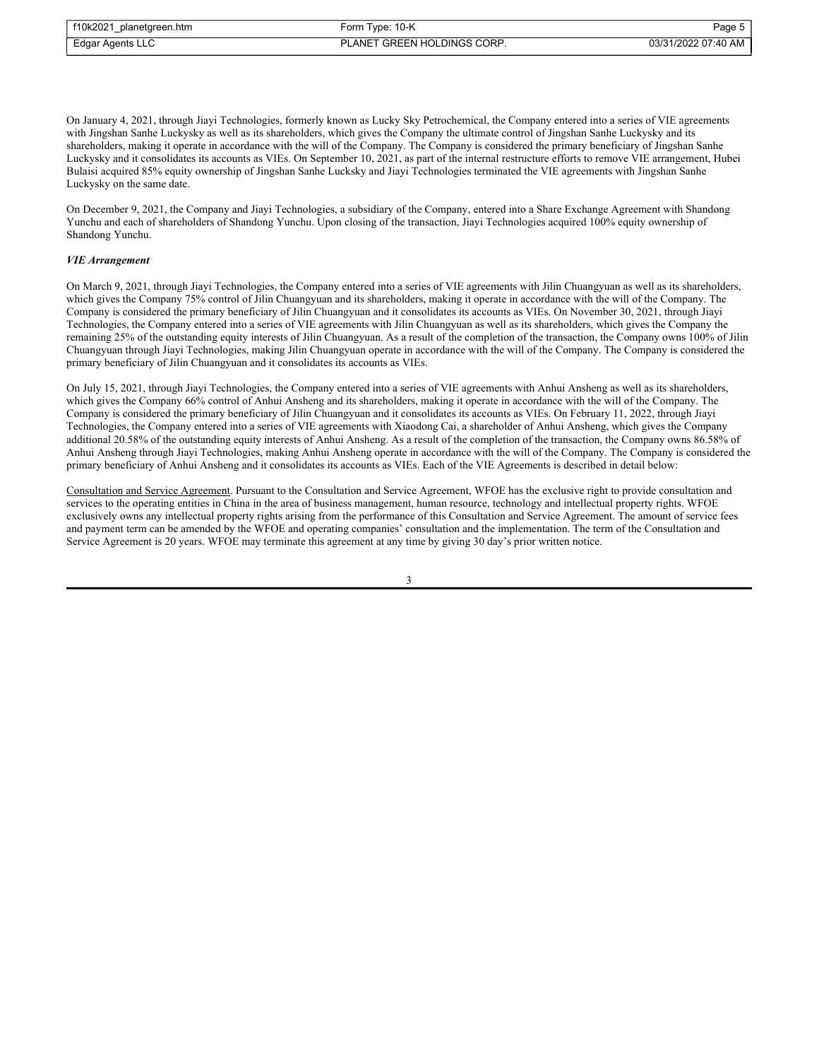On January 4, 2021, through Jiayi Technologies, formerly known as Lucky Sky Petrochemical, the Company entered into a series of VIE agreements with Jingshan Sanhe Luckysky as well as its shareholders, which gives the Company the ultimate control of Jingshan Sanhe Luckysky and its shareholders, making it operate in accordance with the will of the Company. The Company is considered the primary beneficiary of Jingshan Sanhe Luckysky and it consolidates its accounts as VIEs. On September 10, 2021, as part of the internal restructure efforts to remove VIE arrangement, Hubei Bulaisi acquired 85% equity ownership of Jingshan Sanhe Lucksky and Jiayi Technologies terminated the VIE agreements with Jingshan Sanhe Luckysky on the same date.

On December 9, 2021, the Company and Jiayi Technologies, a subsidiary of the Company, entered into a Share Exchange Agreement with Shandong Yunchu and each of shareholders of Shandong Yunchu. Upon closing of the transaction, Jiayi Technologies acquired 100% equity ownership of Shandong Yunchu.

***VIE Arrangement***

On March 9, 2021, through Jiayi Technologies, the Company entered into a series of VIE agreements with Jilin Chuangyuan as well as its shareholders, which gives the Company 75% control of Jilin Chuangyuan and its shareholders, making it operate in accordance with the will of the Company. The Company is considered the primary beneficiary of Jilin Chuangyuan and it consolidates its accounts as VIEs. On November 30, 2021, through Jiayi Technologies, the Company entered into a series of VIE agreements with Jilin Chuangyuan as well as its shareholders, which gives the Company the remaining 25% of the outstanding equity interests of Jilin Chuangyuan. As a result of the completion of the transaction, the Company owns 100% of Jilin Chuangyuan through Jiayi Technologies, making Jilin Chuangyuan operate in accordance with the will of the Company. The Company is considered the primary beneficiary of Jilin Chuangyuan and it consolidates its accounts as VIEs.

On July 15, 2021, through Jiayi Technologies, the Company entered into a series of VIE agreements with Anhui Ansheng as well as its shareholders, which gives the Company 66% control of Anhui Ansheng and its shareholders, making it operate in accordance with the will of the Company. The Company is considered the primary beneficiary of Jilin Chuangyuan and it consolidates its accounts as VIEs. On February 11, 2022, through Jiayi Technologies, the Company entered into a series of VIE agreements with Xiaodong Cai, a shareholder of Anhui Ansheng, which gives the Company additional 20.58% of the outstanding equity interests of Anhui Ansheng. As a result of the completion of the transaction, the Company owns 86.58% of Anhui Ansheng through Jiayi Technologies, making Anhui Ansheng operate in accordance with the will of the Company. The Company is considered the primary beneficiary of Anhui Ansheng and it consolidates its accounts as VIEs. Each of the VIE Agreements is described in detail below:

Consultation and Service Agreement. Pursuant to the Consultation and Service Agreement, WFOE has the exclusive right to provide consultation and services to the operating entities in China in the area of business management, human resource, technology and intellectual property rights. WFOE exclusively owns any intellectual property rights arising from the performance of this Consultation and Service Agreement. The amount of service fees and payment term can be amended by the WFOE and operating companies' consultation and the implementation. The term of the Consultation and Service Agreement is 20 years. WFOE may terminate this agreement at any time by giving 30 day's prior written notice.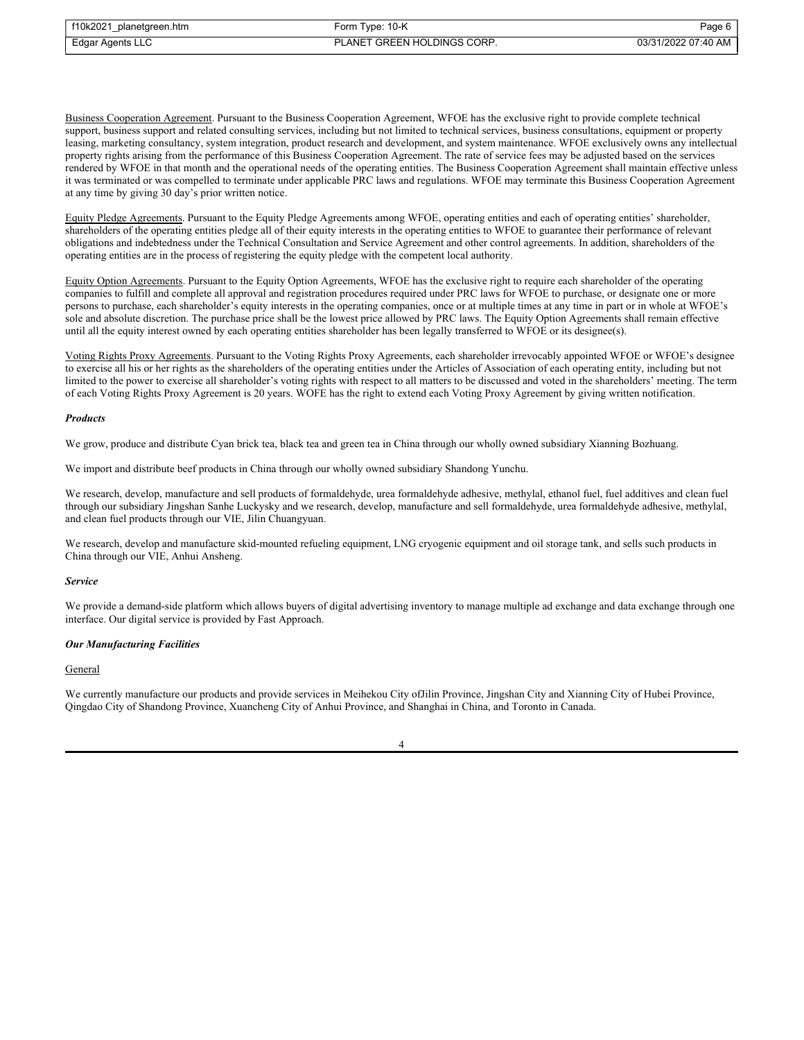Business Cooperation Agreement. Pursuant to the Business Cooperation Agreement, WFOE has the exclusive right to provide complete technical support, business support and related consulting services, including but not limited to technical services, business consultations, equipment or property leasing, marketing consultancy, system integration, product research and development, and system maintenance. WFOE exclusively owns any intellectual property rights arising from the performance of this Business Cooperation Agreement. The rate of service fees may be adjusted based on the services rendered by WFOE in that month and the operational needs of the operating entities. The Business Cooperation Agreement shall maintain effective unless it was terminated or was compelled to terminate under applicable PRC laws and regulations. WFOE may terminate this Business Cooperation Agreement at any time by giving 30 day's prior written notice.

Equity Pledge Agreements. Pursuant to the Equity Pledge Agreements among WFOE, operating entities and each of operating entities' shareholder, shareholders of the operating entities pledge all of their equity interests in the operating entities to WFOE to guarantee their performance of relevant obligations and indebtedness under the Technical Consultation and Service Agreement and other control agreements. In addition, shareholders of the operating entities are in the process of registering the equity pledge with the competent local authority.

Equity Option Agreements. Pursuant to the Equity Option Agreements, WFOE has the exclusive right to require each shareholder of the operating companies to fulfill and complete all approval and registration procedures required under PRC laws for WFOE to purchase, or designate one or more persons to purchase, each shareholder's equity interests in the operating companies, once or at multiple times at any time in part or in whole at WFOE's sole and absolute discretion. The purchase price shall be the lowest price allowed by PRC laws. The Equity Option Agreements shall remain effective until all the equity interest owned by each operating entities shareholder has been legally transferred to WFOE or its designee(s).

Voting Rights Proxy Agreements. Pursuant to the Voting Rights Proxy Agreements, each shareholder irrevocably appointed WFOE or WFOE's designee to exercise all his or her rights as the shareholders of the operating entities under the Articles of Association of each operating entity, including but not limited to the power to exercise all shareholder's voting rights with respect to all matters to be discussed and voted in the shareholders' meeting. The term of each Voting Rights Proxy Agreement is 20 years. WOFE has the right to extend each Voting Proxy Agreement by giving written notification.

***Products***

We grow, produce and distribute Cyan brick tea, black tea and green tea in China through our wholly owned subsidiary Xianning Bozhuang.

We import and distribute beef products in China through our wholly owned subsidiary Shandong Yunchu.

We research, develop, manufacture and sell products of formaldehyde, urea formaldehyde adhesive, methylal, ethanol fuel, fuel additives and clean fuel through our subsidiary Jingshan Sanhe Luckysky and we research, develop, manufacture and sell formaldehyde, urea formaldehyde adhesive, methylal, and clean fuel products through our VIE, Jilin Chuangyuan.

We research, develop and manufacture skid-mounted refueling equipment, LNG cryogenic equipment and oil storage tank, and sells such products in China through our VIE, Anhui Ansheng.

***Service***

We provide a demand-side platform which allows buyers of digital advertising inventory to manage multiple ad exchange and data exchange through one interface. Our digital service is provided by Fast Approach.

***Our Manufacturing Facilities***

General

We currently manufacture our products and provide services in Meihekou City ofJilin Province, Jingshan City and Xianning City of Hubei Province, Qingdao City of Shandong Province, Xuancheng City of Anhui Province, and Shanghai in China, and Toronto in Canada.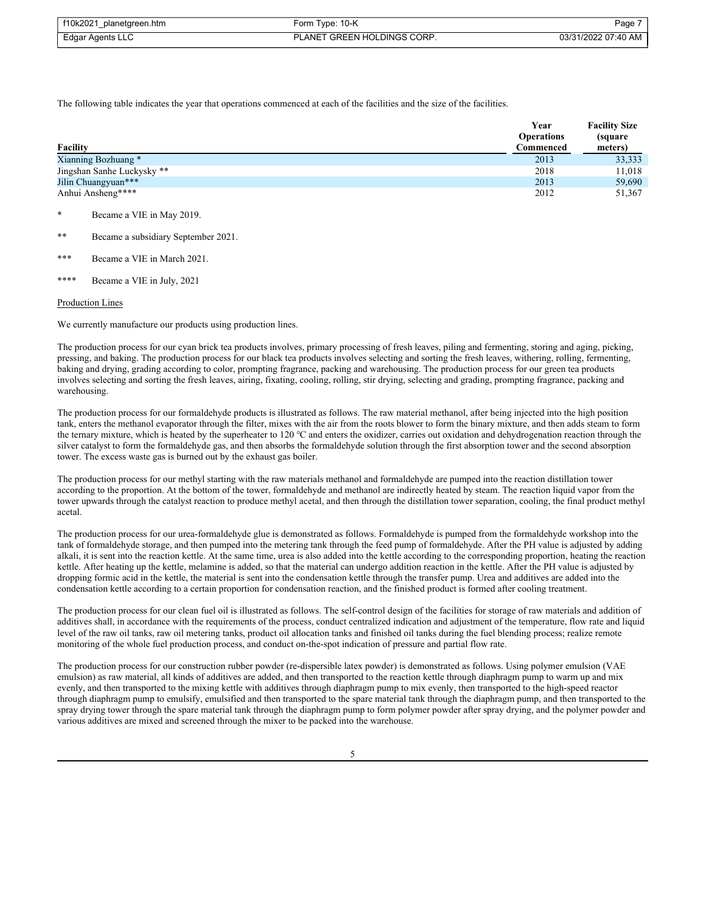The following table indicates the year that operations commenced at each of the facilities and the size of the facilities.

| Facility | Year Operations Commenced | Facility Size (square meters) |
|---|---|---|
| Xianning Bozhuang * | 2013 | 33,333 |
| Jingshan Sanhe Luckysky ** | 2018 | 11,018 |
| Jilin Chuangyuan*** | 2013 | 59,690 |
| Anhui Ansheng**** | 2012 | 51,367 |

\* Became a VIE in May 2019.

** Became a subsidiary September 2021.

*** Became a VIE in March 2021.

**** Became a VIE in July, 2021

Production Lines

We currently manufacture our products using production lines.

The production process for our cyan brick tea products involves, primary processing of fresh leaves, piling and fermenting, storing and aging, picking, pressing, and baking. The production process for our black tea products involves selecting and sorting the fresh leaves, withering, rolling, fermenting, baking and drying, grading according to color, prompting fragrance, packing and warehousing. The production process for our green tea products involves selecting and sorting the fresh leaves, airing, fixating, cooling, rolling, stir drying, selecting and grading, prompting fragrance, packing and warehousing.

The production process for our formaldehyde products is illustrated as follows. The raw material methanol, after being injected into the high position tank, enters the methanol evaporator through the filter, mixes with the air from the roots blower to form the binary mixture, and then adds steam to form the ternary mixture, which is heated by the superheater to 120 ℃ and enters the oxidizer, carries out oxidation and dehydrogenation reaction through the silver catalyst to form the formaldehyde gas, and then absorbs the formaldehyde solution through the first absorption tower and the second absorption tower. The excess waste gas is burned out by the exhaust gas boiler.

The production process for our methyl starting with the raw materials methanol and formaldehyde are pumped into the reaction distillation tower according to the proportion. At the bottom of the tower, formaldehyde and methanol are indirectly heated by steam. The reaction liquid vapor from the tower upwards through the catalyst reaction to produce methyl acetal, and then through the distillation tower separation, cooling, the final product methyl acetal.

The production process for our urea-formaldehyde glue is demonstrated as follows. Formaldehyde is pumped from the formaldehyde workshop into the tank of formaldehyde storage, and then pumped into the metering tank through the feed pump of formaldehyde. After the PH value is adjusted by adding alkali, it is sent into the reaction kettle. At the same time, urea is also added into the kettle according to the corresponding proportion, heating the reaction kettle. After heating up the kettle, melamine is added, so that the material can undergo addition reaction in the kettle. After the PH value is adjusted by dropping formic acid in the kettle, the material is sent into the condensation kettle through the transfer pump. Urea and additives are added into the condensation kettle according to a certain proportion for condensation reaction, and the finished product is formed after cooling treatment.

The production process for our clean fuel oil is illustrated as follows. The self-control design of the facilities for storage of raw materials and addition of additives shall, in accordance with the requirements of the process, conduct centralized indication and adjustment of the temperature, flow rate and liquid level of the raw oil tanks, raw oil metering tanks, product oil allocation tanks and finished oil tanks during the fuel blending process; realize remote monitoring of the whole fuel production process, and conduct on-the-spot indication of pressure and partial flow rate.

The production process for our construction rubber powder (re-dispersible latex powder) is demonstrated as follows. Using polymer emulsion (VAE emulsion) as raw material, all kinds of additives are added, and then transported to the reaction kettle through diaphragm pump to warm up and mix evenly, and then transported to the mixing kettle with additives through diaphragm pump to mix evenly, then transported to the high-speed reactor through diaphragm pump to emulsify, emulsified and then transported to the spare material tank through the diaphragm pump, and then transported to the spray drying tower through the spare material tank through the diaphragm pump to form polymer powder after spray drying, and the polymer powder and various additives are mixed and screened through the mixer to be packed into the warehouse.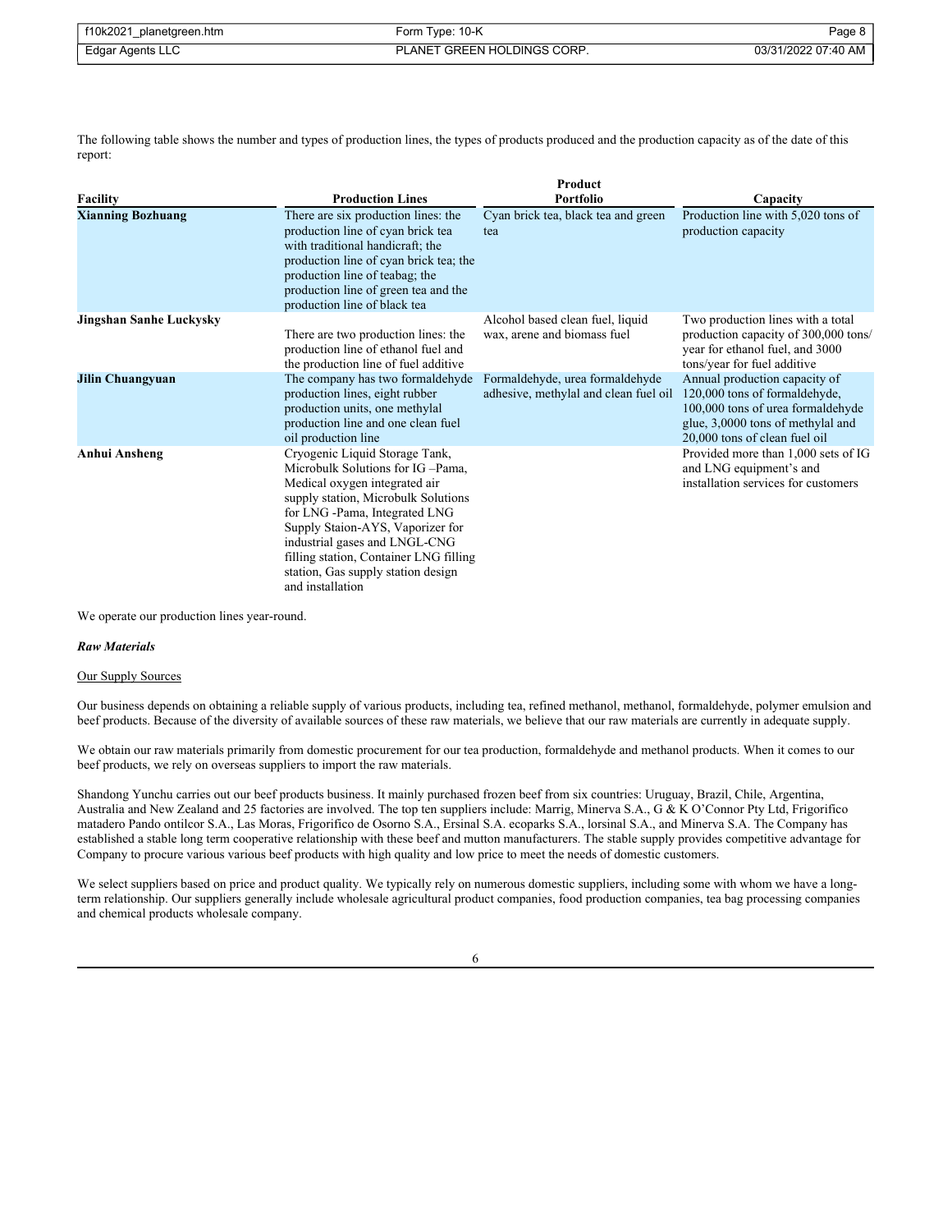The following table shows the number and types of production lines, the types of products produced and the production capacity as of the date of this report:

| Facility | Production Lines | Product Portfolio | Capacity |
|---|---|---|---|
| **Xianning Bozhuang** | There are six production lines: the production line of cyan brick tea with traditional handicraft; the production line of cyan brick tea; the production line of teabag; the production line of green tea and the production line of black tea | Cyan brick tea, black tea and green tea | Production line with 5,020 tons of production capacity |
| **Jingshan Sanhe Luckysky** | There are two production lines: the production line of ethanol fuel and the production line of fuel additive | Alcohol based clean fuel, liquid wax, arene and biomass fuel | Two production lines with a total production capacity of 300,000 tons/year for ethanol fuel, and 3000 tons/year for fuel additive |
| **Jilin Chuangyuan** | The company has two formaldehyde production lines, eight rubber production units, one methylal production line and one clean fuel oil production line | Formaldehyde, urea formaldehyde adhesive, methylal and clean fuel oil | Annual production capacity of 120,000 tons of formaldehyde, 100,000 tons of urea formaldehyde glue, 3,0000 tons of methylal and 20,000 tons of clean fuel oil |
| **Anhui Ansheng** | Cryogenic Liquid Storage Tank, Microbulk Solutions for IG –Pama, Medical oxygen integrated air supply station, Microbulk Solutions for LNG -Pama, Integrated LNG Supply Staion-AYS, Vaporizer for industrial gases and LNGL-CNG filling station, Container LNG filling station, Gas supply station design and installation | | Provided more than 1,000 sets of IG and LNG equipment's and installation services for customers |

We operate our production lines year-round.

***Raw Materials***

Our Supply Sources

Our business depends on obtaining a reliable supply of various products, including tea, refined methanol, methanol, formaldehyde, polymer emulsion and beef products. Because of the diversity of available sources of these raw materials, we believe that our raw materials are currently in adequate supply.

We obtain our raw materials primarily from domestic procurement for our tea production, formaldehyde and methanol products. When it comes to our beef products, we rely on overseas suppliers to import the raw materials.

Shandong Yunchu carries out our beef products business. It mainly purchased frozen beef from six countries: Uruguay, Brazil, Chile, Argentina, Australia and New Zealand and 25 factories are involved. The top ten suppliers include: Marrig, Minerva S.A., G & K O'Connor Pty Ltd, Frigorifico matadero Pando ontilcor S.A., Las Moras, Frigorifico de Osorno S.A., Ersinal S.A. ecoparks S.A., lorsinal S.A., and Minerva S.A. The Company has established a stable long term cooperative relationship with these beef and mutton manufacturers. The stable supply provides competitive advantage for Company to procure various various beef products with high quality and low price to meet the needs of domestic customers.

We select suppliers based on price and product quality. We typically rely on numerous domestic suppliers, including some with whom we have a long-term relationship. Our suppliers generally include wholesale agricultural product companies, food production companies, tea bag processing companies and chemical products wholesale company.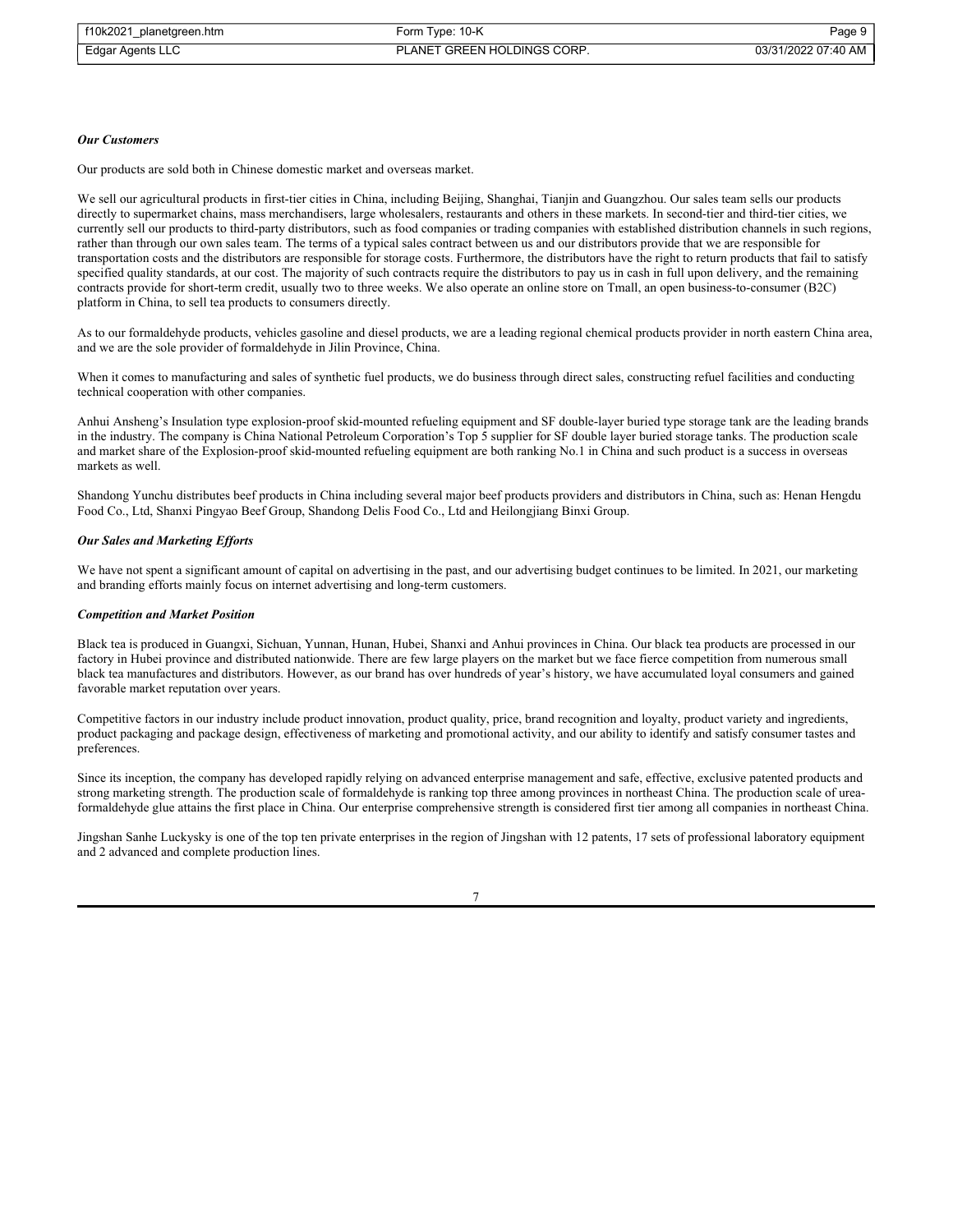***Our Customers***

Our products are sold both in Chinese domestic market and overseas market.

We sell our agricultural products in first-tier cities in China, including Beijing, Shanghai, Tianjin and Guangzhou. Our sales team sells our products directly to supermarket chains, mass merchandisers, large wholesalers, restaurants and others in these markets. In second-tier and third-tier cities, we currently sell our products to third-party distributors, such as food companies or trading companies with established distribution channels in such regions, rather than through our own sales team. The terms of a typical sales contract between us and our distributors provide that we are responsible for transportation costs and the distributors are responsible for storage costs. Furthermore, the distributors have the right to return products that fail to satisfy specified quality standards, at our cost. The majority of such contracts require the distributors to pay us in cash in full upon delivery, and the remaining contracts provide for short-term credit, usually two to three weeks. We also operate an online store on Tmall, an open business-to-consumer (B2C) platform in China, to sell tea products to consumers directly.

As to our formaldehyde products, vehicles gasoline and diesel products, we are a leading regional chemical products provider in north eastern China area, and we are the sole provider of formaldehyde in Jilin Province, China.

When it comes to manufacturing and sales of synthetic fuel products, we do business through direct sales, constructing refuel facilities and conducting technical cooperation with other companies.

Anhui Ansheng's Insulation type explosion-proof skid-mounted refueling equipment and SF double-layer buried type storage tank are the leading brands in the industry. The company is China National Petroleum Corporation's Top 5 supplier for SF double layer buried storage tanks. The production scale and market share of the Explosion-proof skid-mounted refueling equipment are both ranking No.1 in China and such product is a success in overseas markets as well.

Shandong Yunchu distributes beef products in China including several major beef products providers and distributors in China, such as: Henan Hengdu Food Co., Ltd, Shanxi Pingyao Beef Group, Shandong Delis Food Co., Ltd and Heilongjiang Binxi Group.

***Our Sales and Marketing Efforts***

We have not spent a significant amount of capital on advertising in the past, and our advertising budget continues to be limited. In 2021, our marketing and branding efforts mainly focus on internet advertising and long-term customers.

***Competition and Market Position***

Black tea is produced in Guangxi, Sichuan, Yunnan, Hunan, Hubei, Shanxi and Anhui provinces in China. Our black tea products are processed in our factory in Hubei province and distributed nationwide. There are few large players on the market but we face fierce competition from numerous small black tea manufactures and distributors. However, as our brand has over hundreds of year's history, we have accumulated loyal consumers and gained favorable market reputation over years.

Competitive factors in our industry include product innovation, product quality, price, brand recognition and loyalty, product variety and ingredients, product packaging and package design, effectiveness of marketing and promotional activity, and our ability to identify and satisfy consumer tastes and preferences.

Since its inception, the company has developed rapidly relying on advanced enterprise management and safe, effective, exclusive patented products and strong marketing strength. The production scale of formaldehyde is ranking top three among provinces in northeast China. The production scale of urea-formaldehyde glue attains the first place in China. Our enterprise comprehensive strength is considered first tier among all companies in northeast China.

Jingshan Sanhe Luckysky is one of the top ten private enterprises in the region of Jingshan with 12 patents, 17 sets of professional laboratory equipment and 2 advanced and complete production lines.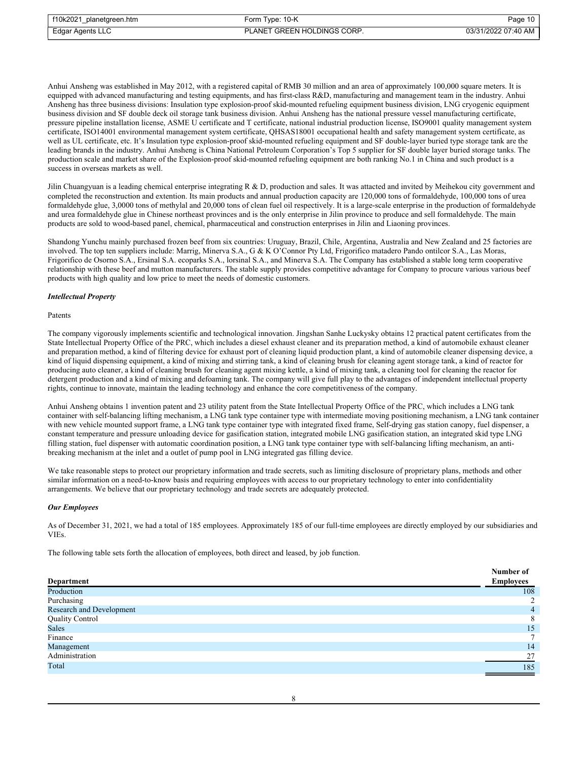Anhui Ansheng was established in May 2012, with a registered capital of RMB 30 million and an area of approximately 100,000 square meters. It is equipped with advanced manufacturing and testing equipments, and has first-class R&D, manufacturing and management team in the industry. Anhui Ansheng has three business divisions: Insulation type explosion-proof skid-mounted refueling equipment business division, LNG cryogenic equipment business division and SF double deck oil storage tank business division. Anhui Ansheng has the national pressure vessel manufacturing certificate, pressure pipeline installation license, ASME U certificate and T certificate, national industrial production license, ISO9001 quality management system certificate, ISO14001 environmental management system certificate, QHSAS18001 occupational health and safety management system certificate, as well as UL certificate, etc. It's Insulation type explosion-proof skid-mounted refueling equipment and SF double-layer buried type storage tank are the leading brands in the industry. Anhui Ansheng is China National Petroleum Corporation's Top 5 supplier for SF double layer buried storage tanks. The production scale and market share of the Explosion-proof skid-mounted refueling equipment are both ranking No.1 in China and such product is a success in overseas markets as well.

Jilin Chuangyuan is a leading chemical enterprise integrating R & D, production and sales. It was attacted and invited by Meihekou city government and completed the reconstruction and extention. Its main products and annual production capacity are 120,000 tons of formaldehyde, 100,000 tons of urea formaldehyde glue, 3,0000 tons of methylal and 20,000 tons of clean fuel oil respectively. It is a large-scale enterprise in the production of formaldehyde and urea formaldehyde glue in Chinese northeast provinces and is the only enterprise in Jilin province to produce and sell formaldehyde. The main products are sold to wood-based panel, chemical, pharmaceutical and construction enterprises in Jilin and Liaoning provinces.

Shandong Yunchu mainly purchased frozen beef from six countries: Uruguay, Brazil, Chile, Argentina, Australia and New Zealand and 25 factories are involved. The top ten suppliers include: Marrig, Minerva S.A., G & K O'Connor Pty Ltd, Frigorifico matadero Pando ontilcor S.A., Las Moras, Frigorifico de Osorno S.A., Ersinal S.A. ecoparks S.A., lorsinal S.A., and Minerva S.A. The Company has established a stable long term cooperative relationship with these beef and mutton manufacturers. The stable supply provides competitive advantage for Company to procure various various beef products with high quality and low price to meet the needs of domestic customers.

***Intellectual Property***

Patents

The company vigorously implements scientific and technological innovation. Jingshan Sanhe Luckysky obtains 12 practical patent certificates from the State Intellectual Property Office of the PRC, which includes a diesel exhaust cleaner and its preparation method, a kind of automobile exhaust cleaner and preparation method, a kind of filtering device for exhaust port of cleaning liquid production plant, a kind of automobile cleaner dispensing device, a kind of liquid dispensing equipment, a kind of mixing and stirring tank, a kind of cleaning brush for cleaning agent storage tank, a kind of reactor for producing auto cleaner, a kind of cleaning brush for cleaning agent mixing kettle, a kind of mixing tank, a cleaning tool for cleaning the reactor for detergent production and a kind of mixing and defoaming tank. The company will give full play to the advantages of independent intellectual property rights, continue to innovate, maintain the leading technology and enhance the core competitiveness of the company.

Anhui Ansheng obtains 1 invention patent and 23 utility patent from the State Intellectual Property Office of the PRC, which includes a LNG tank container with self-balancing lifting mechanism, a LNG tank type container type with intermediate moving positioning mechanism, a LNG tank container with new vehicle mounted support frame, a LNG tank type container type with integrated fixed frame, Self-drying gas station canopy, fuel dispenser, a constant temperature and pressure unloading device for gasification station, integrated mobile LNG gasification station, an integrated skid type LNG filling station, fuel dispenser with automatic coordination position, a LNG tank type container type with self-balancing lifting mechanism, an anti-breaking mechanism at the inlet and a outlet of pump pool in LNG integrated gas filling device.

We take reasonable steps to protect our proprietary information and trade secrets, such as limiting disclosure of proprietary plans, methods and other similar information on a need-to-know basis and requiring employees with access to our proprietary technology to enter into confidentiality arrangements. We believe that our proprietary technology and trade secrets are adequately protected.

***Our Employees***

As of December 31, 2021, we had a total of 185 employees. Approximately 185 of our full-time employees are directly employed by our subsidiaries and VIEs.

The following table sets forth the allocation of employees, both direct and leased, by job function.

| Department | Number of Employees |
|---|---|
| Production | 108 |
| Purchasing | 2 |
| Research and Development | 4 |
| Quality Control | 8 |
| Sales | 15 |
| Finance | 7 |
| Management | 14 |
| Administration | 27 |
| Total | 185 |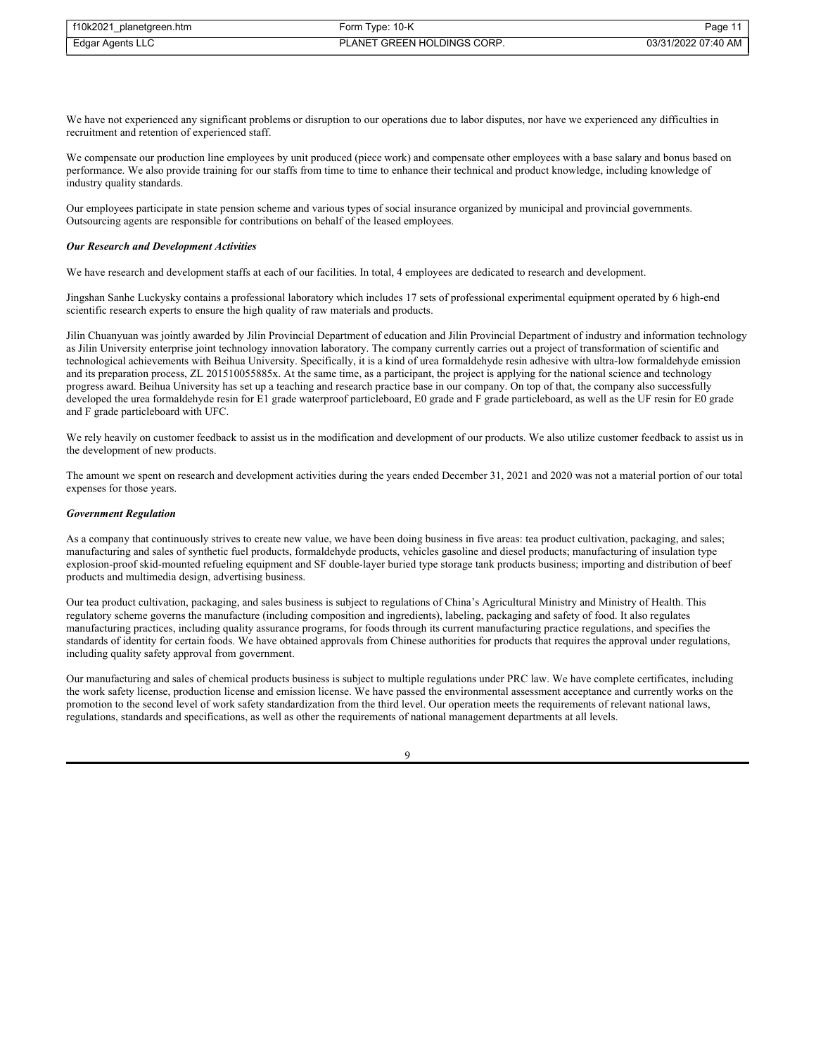We have not experienced any significant problems or disruption to our operations due to labor disputes, nor have we experienced any difficulties in recruitment and retention of experienced staff.

We compensate our production line employees by unit produced (piece work) and compensate other employees with a base salary and bonus based on performance. We also provide training for our staffs from time to time to enhance their technical and product knowledge, including knowledge of industry quality standards.

Our employees participate in state pension scheme and various types of social insurance organized by municipal and provincial governments. Outsourcing agents are responsible for contributions on behalf of the leased employees.

***Our Research and Development Activities***

We have research and development staffs at each of our facilities. In total, 4 employees are dedicated to research and development.

Jingshan Sanhe Luckysky contains a professional laboratory which includes 17 sets of professional experimental equipment operated by 6 high-end scientific research experts to ensure the high quality of raw materials and products.

Jilin Chuanyuan was jointly awarded by Jilin Provincial Department of education and Jilin Provincial Department of industry and information technology as Jilin University enterprise joint technology innovation laboratory. The company currently carries out a project of transformation of scientific and technological achievements with Beihua University. Specifically, it is a kind of urea formaldehyde resin adhesive with ultra-low formaldehyde emission and its preparation process, ZL 201510055885x. At the same time, as a participant, the project is applying for the national science and technology progress award. Beihua University has set up a teaching and research practice base in our company. On top of that, the company also successfully developed the urea formaldehyde resin for E1 grade waterproof particleboard, E0 grade and F grade particleboard, as well as the UF resin for E0 grade and F grade particleboard with UFC.

We rely heavily on customer feedback to assist us in the modification and development of our products. We also utilize customer feedback to assist us in the development of new products.

The amount we spent on research and development activities during the years ended December 31, 2021 and 2020 was not a material portion of our total expenses for those years.

***Government Regulation***

As a company that continuously strives to create new value, we have been doing business in five areas: tea product cultivation, packaging, and sales; manufacturing and sales of synthetic fuel products, formaldehyde products, vehicles gasoline and diesel products; manufacturing of insulation type explosion-proof skid-mounted refueling equipment and SF double-layer buried type storage tank products business; importing and distribution of beef products and multimedia design, advertising business.

Our tea product cultivation, packaging, and sales business is subject to regulations of China's Agricultural Ministry and Ministry of Health. This regulatory scheme governs the manufacture (including composition and ingredients), labeling, packaging and safety of food. It also regulates manufacturing practices, including quality assurance programs, for foods through its current manufacturing practice regulations, and specifies the standards of identity for certain foods. We have obtained approvals from Chinese authorities for products that requires the approval under regulations, including quality safety approval from government.

Our manufacturing and sales of chemical products business is subject to multiple regulations under PRC law. We have complete certificates, including the work safety license, production license and emission license. We have passed the environmental assessment acceptance and currently works on the promotion to the second level of work safety standardization from the third level. Our operation meets the requirements of relevant national laws, regulations, standards and specifications, as well as other the requirements of national management departments at all levels.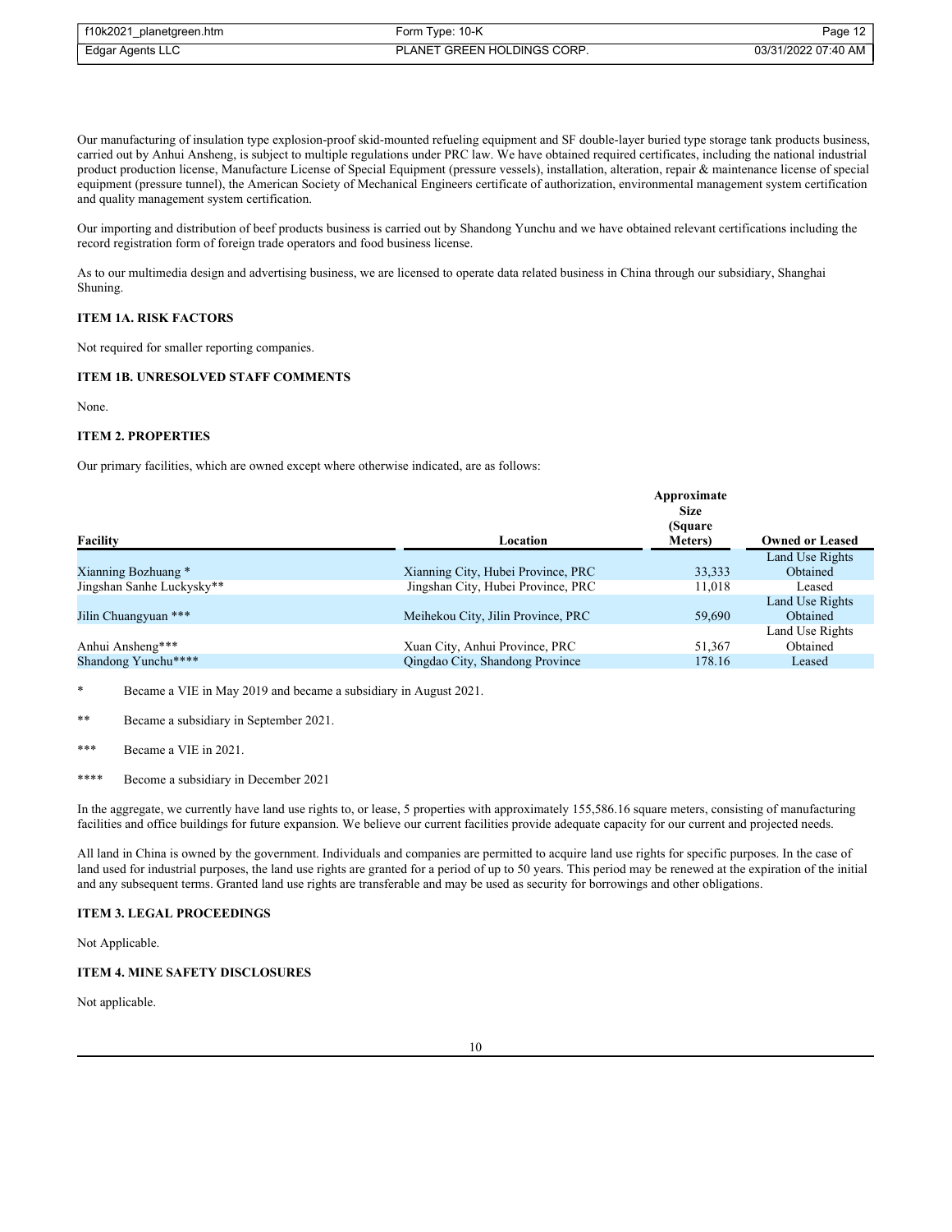Our manufacturing of insulation type explosion-proof skid-mounted refueling equipment and SF double-layer buried type storage tank products business, carried out by Anhui Ansheng, is subject to multiple regulations under PRC law. We have obtained required certificates, including the national industrial product production license, Manufacture License of Special Equipment (pressure vessels), installation, alteration, repair & maintenance license of special equipment (pressure tunnel), the American Society of Mechanical Engineers certificate of authorization, environmental management system certification and quality management system certification.

Our importing and distribution of beef products business is carried out by Shandong Yunchu and we have obtained relevant certifications including the record registration form of foreign trade operators and food business license.

As to our multimedia design and advertising business, we are licensed to operate data related business in China through our subsidiary, Shanghai Shuning.

### ITEM 1A. RISK FACTORS

Not required for smaller reporting companies.

### ITEM 1B. UNRESOLVED STAFF COMMENTS

None.

### ITEM 2. PROPERTIES

Our primary facilities, which are owned except where otherwise indicated, are as follows:

| Facility | Location | Approximate Size (Square Meters) | Owned or Leased |
|---|---|---|---|
| Xianning Bozhuang * | Xianning City, Hubei Province, PRC | 33,333 | Land Use Rights Obtained |
| Jingshan Sanhe Luckysky** | Jingshan City, Hubei Province, PRC | 11,018 | Leased |
| Jilin Chuangyuan *** | Meihekou City, Jilin Province, PRC | 59,690 | Land Use Rights Obtained |
| Anhui Ansheng*** | Xuan City, Anhui Province, PRC | 51,367 | Land Use Rights Obtained |
| Shandong Yunchu**** | Qingdao City, Shandong Province | 178.16 | Leased |

\* Became a VIE in May 2019 and became a subsidiary in August 2021.

** Became a subsidiary in September 2021.

*** Became a VIE in 2021.

**** Become a subsidiary in December 2021

In the aggregate, we currently have land use rights to, or lease, 5 properties with approximately 155,586.16 square meters, consisting of manufacturing facilities and office buildings for future expansion. We believe our current facilities provide adequate capacity for our current and projected needs.

All land in China is owned by the government. Individuals and companies are permitted to acquire land use rights for specific purposes. In the case of land used for industrial purposes, the land use rights are granted for a period of up to 50 years. This period may be renewed at the expiration of the initial and any subsequent terms. Granted land use rights are transferable and may be used as security for borrowings and other obligations.

### ITEM 3. LEGAL PROCEEDINGS

Not Applicable.

### ITEM 4. MINE SAFETY DISCLOSURES

Not applicable.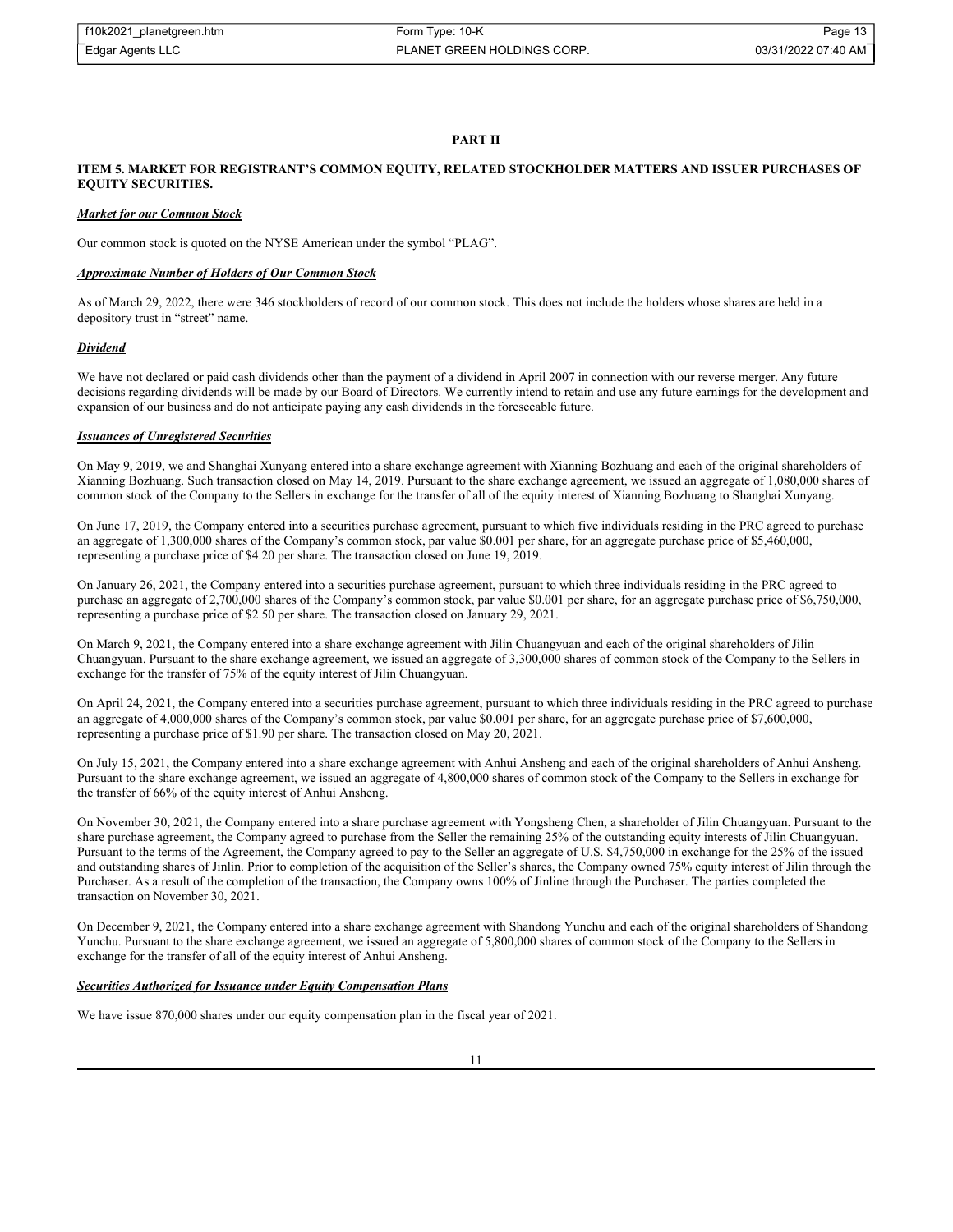# PART II

## ITEM 5. MARKET FOR REGISTRANT'S COMMON EQUITY, RELATED STOCKHOLDER MATTERS AND ISSUER PURCHASES OF EQUITY SECURITIES.

***Market for our Common Stock***

Our common stock is quoted on the NYSE American under the symbol "PLAG".

***Approximate Number of Holders of Our Common Stock***

As of March 29, 2022, there were 346 stockholders of record of our common stock. This does not include the holders whose shares are held in a depository trust in "street" name.

***Dividend***

We have not declared or paid cash dividends other than the payment of a dividend in April 2007 in connection with our reverse merger. Any future decisions regarding dividends will be made by our Board of Directors. We currently intend to retain and use any future earnings for the development and expansion of our business and do not anticipate paying any cash dividends in the foreseeable future.

***Issuances of Unregistered Securities***

On May 9, 2019, we and Shanghai Xunyang entered into a share exchange agreement with Xianning Bozhuang and each of the original shareholders of Xianning Bozhuang. Such transaction closed on May 14, 2019. Pursuant to the share exchange agreement, we issued an aggregate of 1,080,000 shares of common stock of the Company to the Sellers in exchange for the transfer of all of the equity interest of Xianning Bozhuang to Shanghai Xunyang.

On June 17, 2019, the Company entered into a securities purchase agreement, pursuant to which five individuals residing in the PRC agreed to purchase an aggregate of 1,300,000 shares of the Company's common stock, par value $0.001 per share, for an aggregate purchase price of $5,460,000, representing a purchase price of $4.20 per share. The transaction closed on June 19, 2019.

On January 26, 2021, the Company entered into a securities purchase agreement, pursuant to which three individuals residing in the PRC agreed to purchase an aggregate of 2,700,000 shares of the Company's common stock, par value $0.001 per share, for an aggregate purchase price of $6,750,000, representing a purchase price of $2.50 per share. The transaction closed on January 29, 2021.

On March 9, 2021, the Company entered into a share exchange agreement with Jilin Chuangyuan and each of the original shareholders of Jilin Chuangyuan. Pursuant to the share exchange agreement, we issued an aggregate of 3,300,000 shares of common stock of the Company to the Sellers in exchange for the transfer of 75% of the equity interest of Jilin Chuangyuan.

On April 24, 2021, the Company entered into a securities purchase agreement, pursuant to which three individuals residing in the PRC agreed to purchase an aggregate of 4,000,000 shares of the Company's common stock, par value $0.001 per share, for an aggregate purchase price of $7,600,000, representing a purchase price of $1.90 per share. The transaction closed on May 20, 2021.

On July 15, 2021, the Company entered into a share exchange agreement with Anhui Ansheng and each of the original shareholders of Anhui Ansheng. Pursuant to the share exchange agreement, we issued an aggregate of 4,800,000 shares of common stock of the Company to the Sellers in exchange for the transfer of 66% of the equity interest of Anhui Ansheng.

On November 30, 2021, the Company entered into a share purchase agreement with Yongsheng Chen, a shareholder of Jilin Chuangyuan. Pursuant to the share purchase agreement, the Company agreed to purchase from the Seller the remaining 25% of the outstanding equity interests of Jilin Chuangyuan. Pursuant to the terms of the Agreement, the Company agreed to pay to the Seller an aggregate of U.S. $4,750,000 in exchange for the 25% of the issued and outstanding shares of Jinlin. Prior to completion of the acquisition of the Seller's shares, the Company owned 75% equity interest of Jilin through the Purchaser. As a result of the completion of the transaction, the Company owns 100% of Jinline through the Purchaser. The parties completed the transaction on November 30, 2021.

On December 9, 2021, the Company entered into a share exchange agreement with Shandong Yunchu and each of the original shareholders of Shandong Yunchu. Pursuant to the share exchange agreement, we issued an aggregate of 5,800,000 shares of common stock of the Company to the Sellers in exchange for the transfer of all of the equity interest of Anhui Ansheng.

***Securities Authorized for Issuance under Equity Compensation Plans***

We have issue 870,000 shares under our equity compensation plan in the fiscal year of 2021.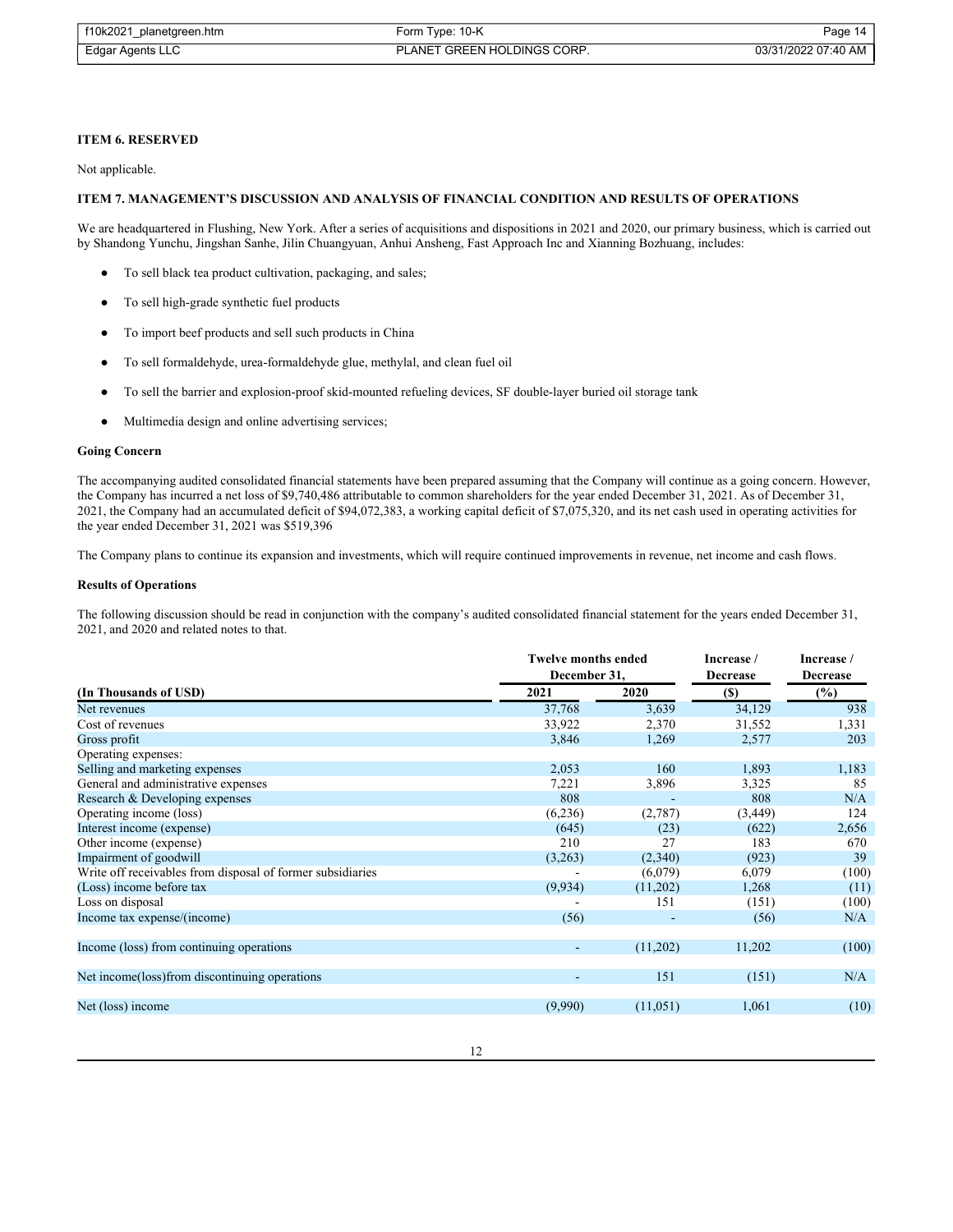**ITEM 6. RESERVED**

Not applicable.

**ITEM 7. MANAGEMENT'S DISCUSSION AND ANALYSIS OF FINANCIAL CONDITION AND RESULTS OF OPERATIONS**

We are headquartered in Flushing, New York. After a series of acquisitions and dispositions in 2021 and 2020, our primary business, which is carried out by Shandong Yunchu, Jingshan Sanhe, Jilin Chuangyuan, Anhui Ansheng, Fast Approach Inc and Xianning Bozhuang, includes:

- To sell black tea product cultivation, packaging, and sales;
- To sell high-grade synthetic fuel products
- To import beef products and sell such products in China
- To sell formaldehyde, urea-formaldehyde glue, methylal, and clean fuel oil
- To sell the barrier and explosion-proof skid-mounted refueling devices, SF double-layer buried oil storage tank
- Multimedia design and online advertising services;

**Going Concern**

The accompanying audited consolidated financial statements have been prepared assuming that the Company will continue as a going concern. However, the Company has incurred a net loss of $9,740,486 attributable to common shareholders for the year ended December 31, 2021. As of December 31, 2021, the Company had an accumulated deficit of $94,072,383, a working capital deficit of $7,075,320, and its net cash used in operating activities for the year ended December 31, 2021 was $519,396

The Company plans to continue its expansion and investments, which will require continued improvements in revenue, net income and cash flows.

**Results of Operations**

The following discussion should be read in conjunction with the company's audited consolidated financial statement for the years ended December 31, 2021, and 2020 and related notes to that.

| | Twelve months ended December 31, | | Increase / Decrease | Increase / Decrease |
|---|---|---|---|---|
| **(In Thousands of USD)** | **2021** | **2020** | **($)** | **(%)** |
| Net revenues | 37,768 | 3,639 | 34,129 | 938 |
| Cost of revenues | 33,922 | 2,370 | 31,552 | 1,331 |
| Gross profit | 3,846 | 1,269 | 2,577 | 203 |
| Operating expenses: | | | | |
| Selling and marketing expenses | 2,053 | 160 | 1,893 | 1,183 |
| General and administrative expenses | 7,221 | 3,896 | 3,325 | 85 |
| Research & Developing expenses | 808 | - | 808 | N/A |
| Operating income (loss) | (6,236) | (2,787) | (3,449) | 124 |
| Interest income (expense) | (645) | (23) | (622) | 2,656 |
| Other income (expense) | 210 | 27 | 183 | 670 |
| Impairment of goodwill | (3,263) | (2,340) | (923) | 39 |
| Write off receivables from disposal of former subsidiaries | - | (6,079) | 6,079 | (100) |
| (Loss) income before tax | (9,934) | (11,202) | 1,268 | (11) |
| Loss on disposal | - | 151 | (151) | (100) |
| Income tax expense/(income) | (56) | - | (56) | N/A |
| Income (loss) from continuing operations | - | (11,202) | 11,202 | (100) |
| Net income(loss)from discontinuing operations | - | 151 | (151) | N/A |
| Net (loss) income | (9,990) | (11,051) | 1,061 | (10) |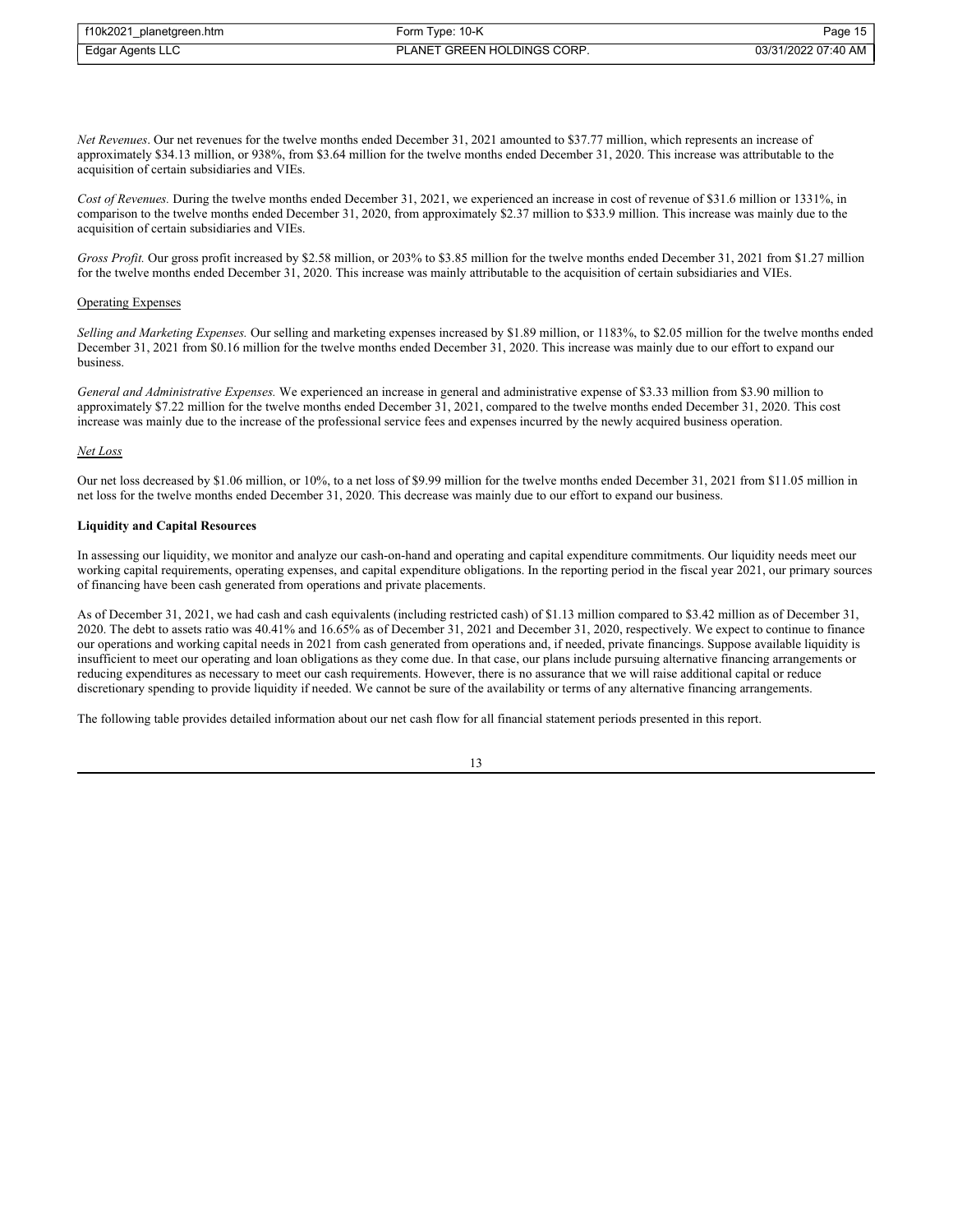*Net Revenues*. Our net revenues for the twelve months ended December 31, 2021 amounted to $37.77 million, which represents an increase of approximately $34.13 million, or 938%, from $3.64 million for the twelve months ended December 31, 2020. This increase was attributable to the acquisition of certain subsidiaries and VIEs.

*Cost of Revenues.* During the twelve months ended December 31, 2021, we experienced an increase in cost of revenue of $31.6 million or 1331%, in comparison to the twelve months ended December 31, 2020, from approximately $2.37 million to $33.9 million. This increase was mainly due to the acquisition of certain subsidiaries and VIEs.

*Gross Profit.* Our gross profit increased by $2.58 million, or 203% to $3.85 million for the twelve months ended December 31, 2021 from $1.27 million for the twelve months ended December 31, 2020. This increase was mainly attributable to the acquisition of certain subsidiaries and VIEs.

Operating Expenses

*Selling and Marketing Expenses.* Our selling and marketing expenses increased by $1.89 million, or 1183%, to $2.05 million for the twelve months ended December 31, 2021 from $0.16 million for the twelve months ended December 31, 2020. This increase was mainly due to our effort to expand our business.

*General and Administrative Expenses.* We experienced an increase in general and administrative expense of $3.33 million from $3.90 million to approximately $7.22 million for the twelve months ended December 31, 2021, compared to the twelve months ended December 31, 2020. This cost increase was mainly due to the increase of the professional service fees and expenses incurred by the newly acquired business operation.

*Net Loss*

Our net loss decreased by $1.06 million, or 10%, to a net loss of $9.99 million for the twelve months ended December 31, 2021 from $11.05 million in net loss for the twelve months ended December 31, 2020. This decrease was mainly due to our effort to expand our business.

**Liquidity and Capital Resources**

In assessing our liquidity, we monitor and analyze our cash-on-hand and operating and capital expenditure commitments. Our liquidity needs meet our working capital requirements, operating expenses, and capital expenditure obligations. In the reporting period in the fiscal year 2021, our primary sources of financing have been cash generated from operations and private placements.

As of December 31, 2021, we had cash and cash equivalents (including restricted cash) of $1.13 million compared to $3.42 million as of December 31, 2020. The debt to assets ratio was 40.41% and 16.65% as of December 31, 2021 and December 31, 2020, respectively. We expect to continue to finance our operations and working capital needs in 2021 from cash generated from operations and, if needed, private financings. Suppose available liquidity is insufficient to meet our operating and loan obligations as they come due. In that case, our plans include pursuing alternative financing arrangements or reducing expenditures as necessary to meet our cash requirements. However, there is no assurance that we will raise additional capital or reduce discretionary spending to provide liquidity if needed. We cannot be sure of the availability or terms of any alternative financing arrangements.

The following table provides detailed information about our net cash flow for all financial statement periods presented in this report.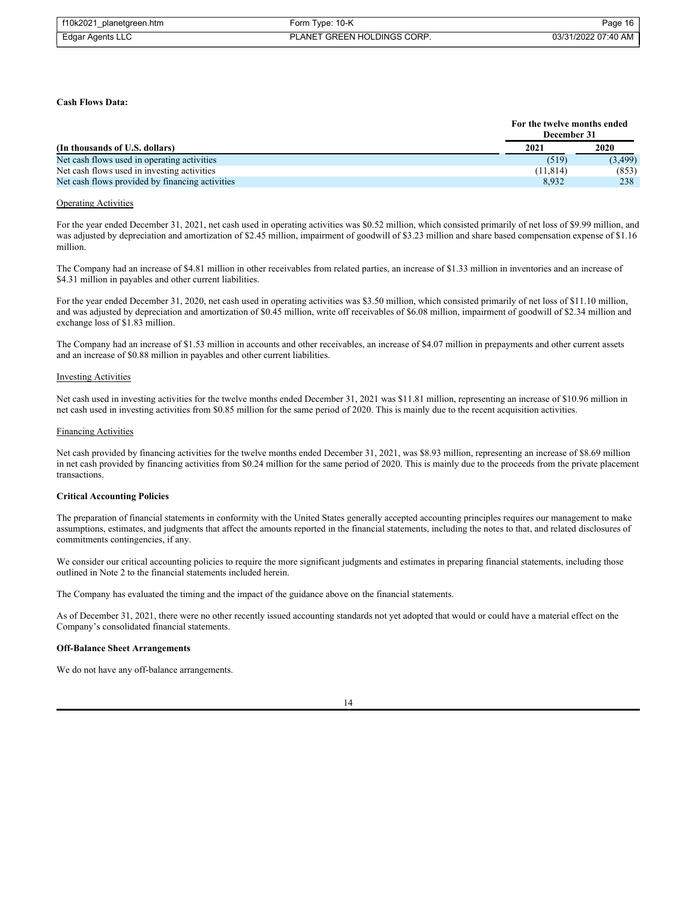**Cash Flows Data:**

| (In thousands of U.S. dollars) | For the twelve months ended December 31 2021 | 2020 |
|---|---|---|
| Net cash flows used in operating activities | (519) | (3,499) |
| Net cash flows used in investing activities | (11,814) | (853) |
| Net cash flows provided by financing activities | 8,932 | 238 |

Operating Activities

For the year ended December 31, 2021, net cash used in operating activities was $0.52 million, which consisted primarily of net loss of $9.99 million, and was adjusted by depreciation and amortization of $2.45 million, impairment of goodwill of $3.23 million and share based compensation expense of $1.16 million.

The Company had an increase of $4.81 million in other receivables from related parties, an increase of $1.33 million in inventories and an increase of $4.31 million in payables and other current liabilities.

For the year ended December 31, 2020, net cash used in operating activities was $3.50 million, which consisted primarily of net loss of $11.10 million, and was adjusted by depreciation and amortization of $0.45 million, write off receivables of $6.08 million, impairment of goodwill of $2.34 million and exchange loss of $1.83 million.

The Company had an increase of $1.53 million in accounts and other receivables, an increase of $4.07 million in prepayments and other current assets and an increase of $0.88 million in payables and other current liabilities.

Investing Activities

Net cash used in investing activities for the twelve months ended December 31, 2021 was $11.81 million, representing an increase of $10.96 million in net cash used in investing activities from $0.85 million for the same period of 2020. This is mainly due to the recent acquisition activities.

Financing Activities

Net cash provided by financing activities for the twelve months ended December 31, 2021, was $8.93 million, representing an increase of $8.69 million in net cash provided by financing activities from $0.24 million for the same period of 2020. This is mainly due to the proceeds from the private placement transactions.

**Critical Accounting Policies**

The preparation of financial statements in conformity with the United States generally accepted accounting principles requires our management to make assumptions, estimates, and judgments that affect the amounts reported in the financial statements, including the notes to that, and related disclosures of commitments contingencies, if any.

We consider our critical accounting policies to require the more significant judgments and estimates in preparing financial statements, including those outlined in Note 2 to the financial statements included herein.

The Company has evaluated the timing and the impact of the guidance above on the financial statements.

As of December 31, 2021, there were no other recently issued accounting standards not yet adopted that would or could have a material effect on the Company's consolidated financial statements.

**Off-Balance Sheet Arrangements**

We do not have any off-balance arrangements.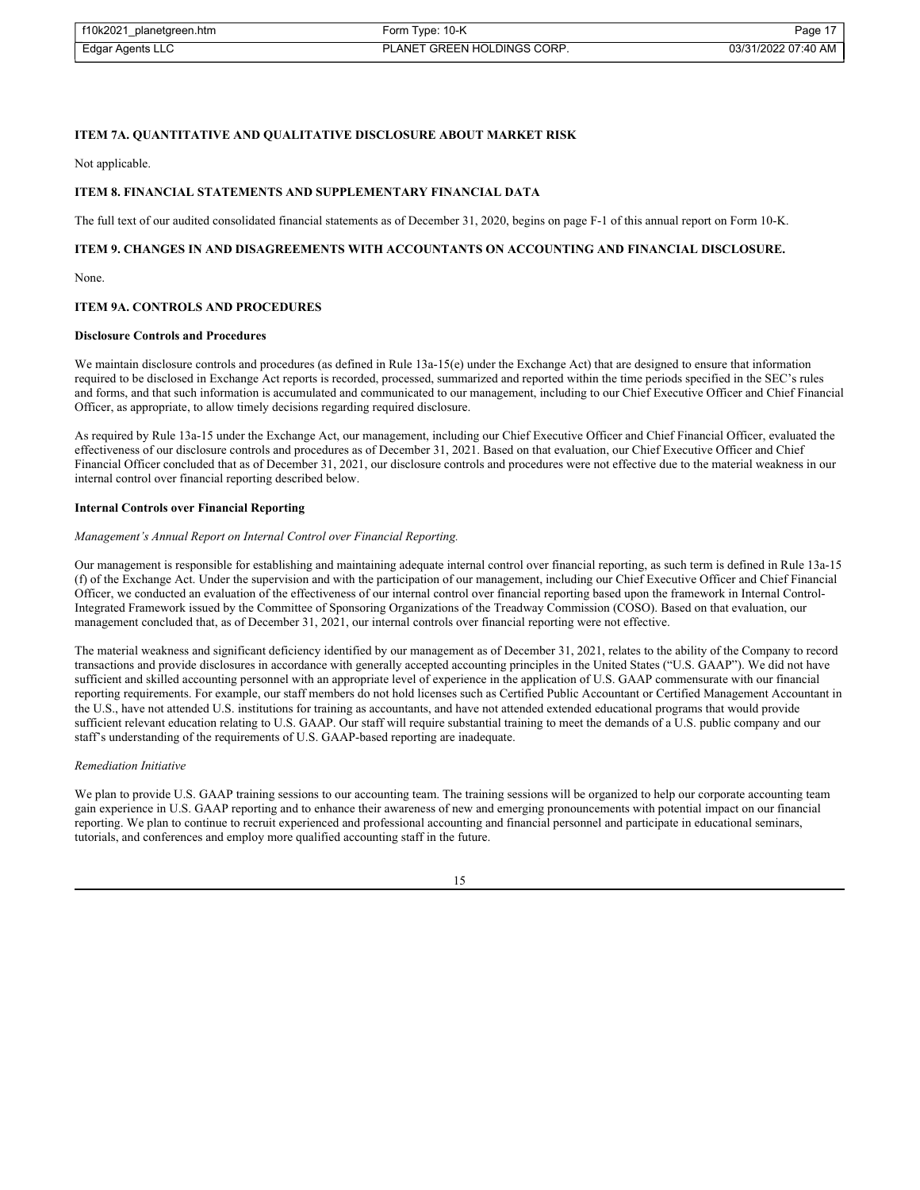### ITEM 7A. QUANTITATIVE AND QUALITATIVE DISCLOSURE ABOUT MARKET RISK

Not applicable.

### ITEM 8. FINANCIAL STATEMENTS AND SUPPLEMENTARY FINANCIAL DATA

The full text of our audited consolidated financial statements as of December 31, 2020, begins on page F-1 of this annual report on Form 10-K.

### ITEM 9. CHANGES IN AND DISAGREEMENTS WITH ACCOUNTANTS ON ACCOUNTING AND FINANCIAL DISCLOSURE.

None.

### ITEM 9A. CONTROLS AND PROCEDURES

**Disclosure Controls and Procedures**

We maintain disclosure controls and procedures (as defined in Rule 13a-15(e) under the Exchange Act) that are designed to ensure that information required to be disclosed in Exchange Act reports is recorded, processed, summarized and reported within the time periods specified in the SEC's rules and forms, and that such information is accumulated and communicated to our management, including to our Chief Executive Officer and Chief Financial Officer, as appropriate, to allow timely decisions regarding required disclosure.

As required by Rule 13a-15 under the Exchange Act, our management, including our Chief Executive Officer and Chief Financial Officer, evaluated the effectiveness of our disclosure controls and procedures as of December 31, 2021. Based on that evaluation, our Chief Executive Officer and Chief Financial Officer concluded that as of December 31, 2021, our disclosure controls and procedures were not effective due to the material weakness in our internal control over financial reporting described below.

**Internal Controls over Financial Reporting**

*Management's Annual Report on Internal Control over Financial Reporting.*

Our management is responsible for establishing and maintaining adequate internal control over financial reporting, as such term is defined in Rule 13a-15 (f) of the Exchange Act. Under the supervision and with the participation of our management, including our Chief Executive Officer and Chief Financial Officer, we conducted an evaluation of the effectiveness of our internal control over financial reporting based upon the framework in Internal Control-Integrated Framework issued by the Committee of Sponsoring Organizations of the Treadway Commission (COSO). Based on that evaluation, our management concluded that, as of December 31, 2021, our internal controls over financial reporting were not effective.

The material weakness and significant deficiency identified by our management as of December 31, 2021, relates to the ability of the Company to record transactions and provide disclosures in accordance with generally accepted accounting principles in the United States ("U.S. GAAP"). We did not have sufficient and skilled accounting personnel with an appropriate level of experience in the application of U.S. GAAP commensurate with our financial reporting requirements. For example, our staff members do not hold licenses such as Certified Public Accountant or Certified Management Accountant in the U.S., have not attended U.S. institutions for training as accountants, and have not attended extended educational programs that would provide sufficient relevant education relating to U.S. GAAP. Our staff will require substantial training to meet the demands of a U.S. public company and our staff's understanding of the requirements of U.S. GAAP-based reporting are inadequate.

*Remediation Initiative*

We plan to provide U.S. GAAP training sessions to our accounting team. The training sessions will be organized to help our corporate accounting team gain experience in U.S. GAAP reporting and to enhance their awareness of new and emerging pronouncements with potential impact on our financial reporting. We plan to continue to recruit experienced and professional accounting and financial personnel and participate in educational seminars, tutorials, and conferences and employ more qualified accounting staff in the future.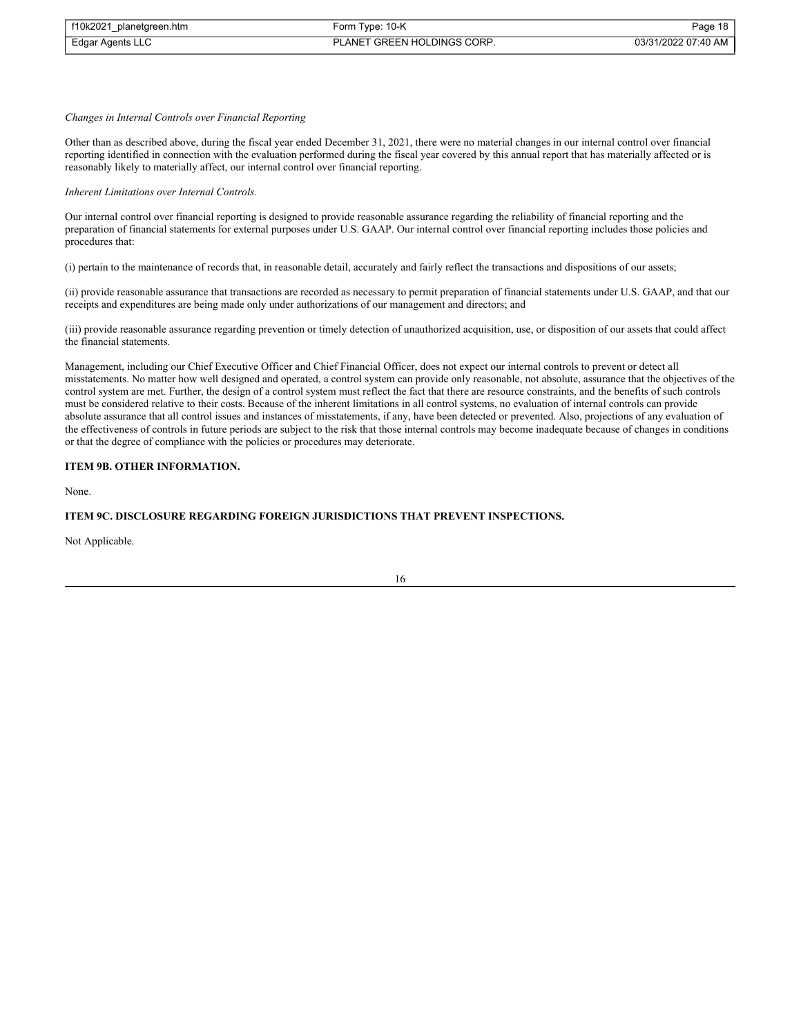*Changes in Internal Controls over Financial Reporting*

Other than as described above, during the fiscal year ended December 31, 2021, there were no material changes in our internal control over financial reporting identified in connection with the evaluation performed during the fiscal year covered by this annual report that has materially affected or is reasonably likely to materially affect, our internal control over financial reporting.

*Inherent Limitations over Internal Controls.*

Our internal control over financial reporting is designed to provide reasonable assurance regarding the reliability of financial reporting and the preparation of financial statements for external purposes under U.S. GAAP. Our internal control over financial reporting includes those policies and procedures that:

(i) pertain to the maintenance of records that, in reasonable detail, accurately and fairly reflect the transactions and dispositions of our assets;

(ii) provide reasonable assurance that transactions are recorded as necessary to permit preparation of financial statements under U.S. GAAP, and that our receipts and expenditures are being made only under authorizations of our management and directors; and

(iii) provide reasonable assurance regarding prevention or timely detection of unauthorized acquisition, use, or disposition of our assets that could affect the financial statements.

Management, including our Chief Executive Officer and Chief Financial Officer, does not expect our internal controls to prevent or detect all misstatements. No matter how well designed and operated, a control system can provide only reasonable, not absolute, assurance that the objectives of the control system are met. Further, the design of a control system must reflect the fact that there are resource constraints, and the benefits of such controls must be considered relative to their costs. Because of the inherent limitations in all control systems, no evaluation of internal controls can provide absolute assurance that all control issues and instances of misstatements, if any, have been detected or prevented. Also, projections of any evaluation of the effectiveness of controls in future periods are subject to the risk that those internal controls may become inadequate because of changes in conditions or that the degree of compliance with the policies or procedures may deteriorate.

**ITEM 9B. OTHER INFORMATION.**

None.

**ITEM 9C. DISCLOSURE REGARDING FOREIGN JURISDICTIONS THAT PREVENT INSPECTIONS.**

Not Applicable.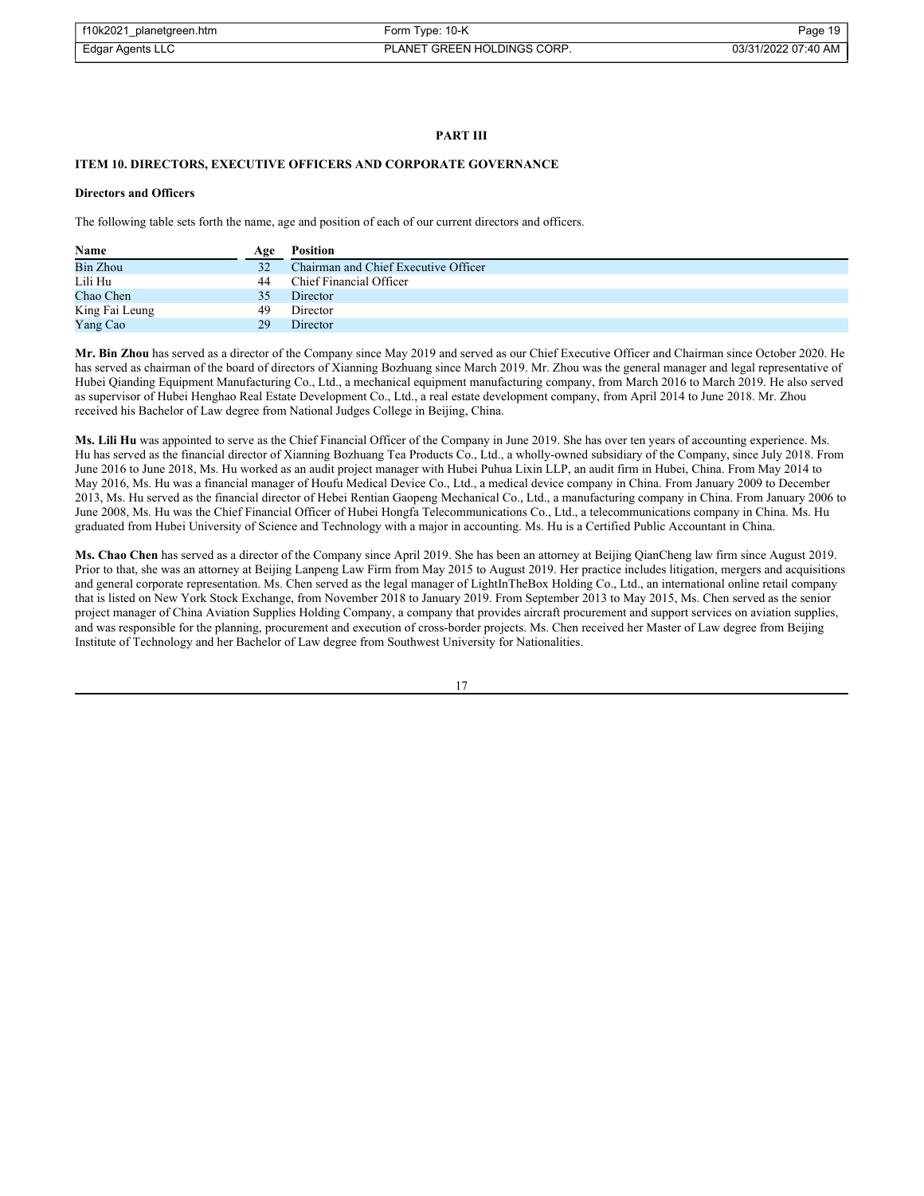# PART III

## ITEM 10. DIRECTORS, EXECUTIVE OFFICERS AND CORPORATE GOVERNANCE

### Directors and Officers

The following table sets forth the name, age and position of each of our current directors and officers.

| Name | Age | Position |
|---|---|---|
| Bin Zhou | 32 | Chairman and Chief Executive Officer |
| Lili Hu | 44 | Chief Financial Officer |
| Chao Chen | 35 | Director |
| King Fai Leung | 49 | Director |
| Yang Cao | 29 | Director |

**Mr. Bin Zhou** has served as a director of the Company since May 2019 and served as our Chief Executive Officer and Chairman since October 2020. He has served as chairman of the board of directors of Xianning Bozhuang since March 2019. Mr. Zhou was the general manager and legal representative of Hubei Qianding Equipment Manufacturing Co., Ltd., a mechanical equipment manufacturing company, from March 2016 to March 2019. He also served as supervisor of Hubei Henghao Real Estate Development Co., Ltd., a real estate development company, from April 2014 to June 2018. Mr. Zhou received his Bachelor of Law degree from National Judges College in Beijing, China.

**Ms. Lili Hu** was appointed to serve as the Chief Financial Officer of the Company in June 2019. She has over ten years of accounting experience. Ms. Hu has served as the financial director of Xianning Bozhuang Tea Products Co., Ltd., a wholly-owned subsidiary of the Company, since July 2018. From June 2016 to June 2018, Ms. Hu worked as an audit project manager with Hubei Puhua Lixin LLP, an audit firm in Hubei, China. From May 2014 to May 2016, Ms. Hu was a financial manager of Houfu Medical Device Co., Ltd., a medical device company in China. From January 2009 to December 2013, Ms. Hu served as the financial director of Hebei Rentian Gaopeng Mechanical Co., Ltd., a manufacturing company in China. From January 2006 to June 2008, Ms. Hu was the Chief Financial Officer of Hubei Hongfa Telecommunications Co., Ltd., a telecommunications company in China. Ms. Hu graduated from Hubei University of Science and Technology with a major in accounting. Ms. Hu is a Certified Public Accountant in China.

**Ms. Chao Chen** has served as a director of the Company since April 2019. She has been an attorney at Beijing QianCheng law firm since August 2019. Prior to that, she was an attorney at Beijing Lanpeng Law Firm from May 2015 to August 2019. Her practice includes litigation, mergers and acquisitions and general corporate representation. Ms. Chen served as the legal manager of LightInTheBox Holding Co., Ltd., an international online retail company that is listed on New York Stock Exchange, from November 2018 to January 2019. From September 2013 to May 2015, Ms. Chen served as the senior project manager of China Aviation Supplies Holding Company, a company that provides aircraft procurement and support services on aviation supplies, and was responsible for the planning, procurement and execution of cross-border projects. Ms. Chen received her Master of Law degree from Beijing Institute of Technology and her Bachelor of Law degree from Southwest University for Nationalities.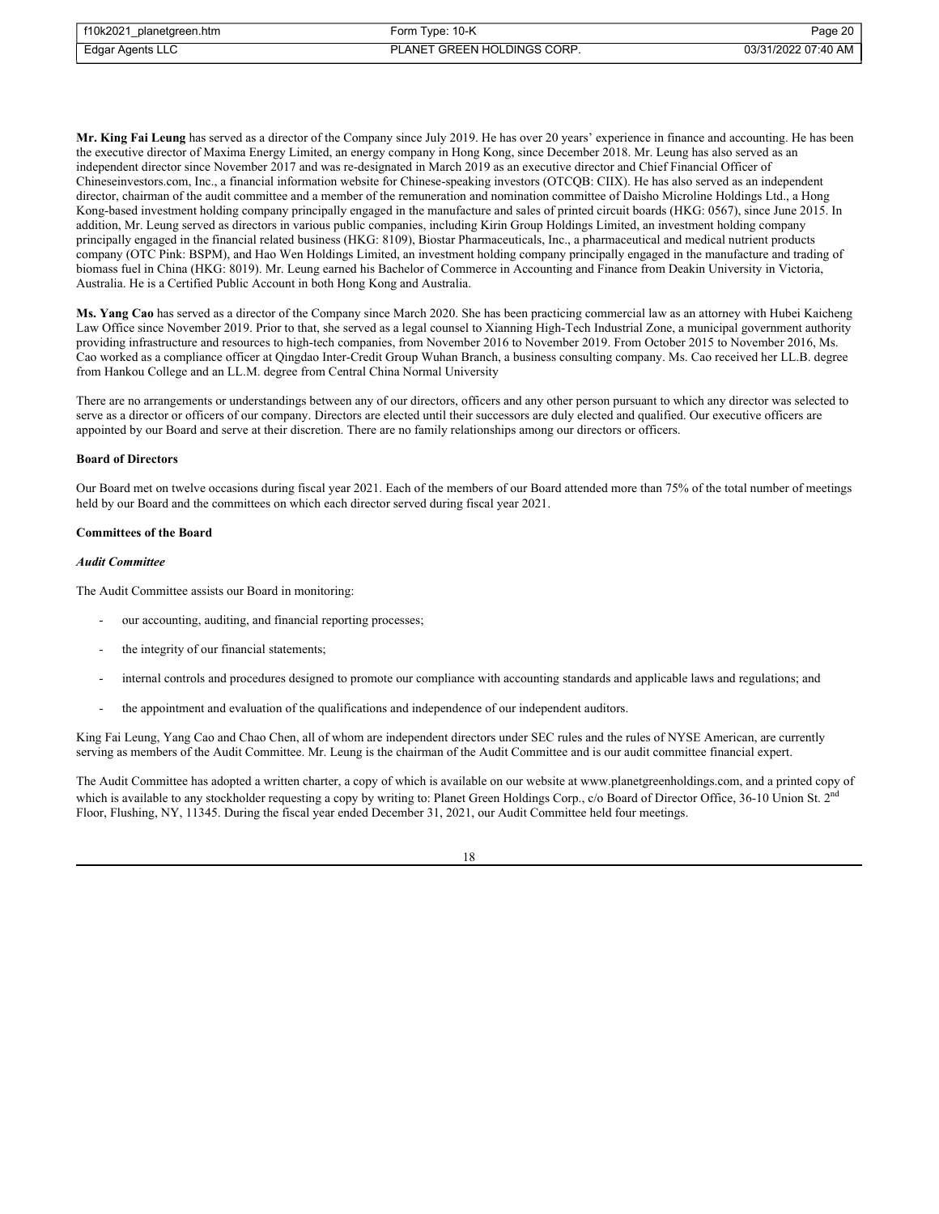**Mr. King Fai Leung** has served as a director of the Company since July 2019. He has over 20 years' experience in finance and accounting. He has been the executive director of Maxima Energy Limited, an energy company in Hong Kong, since December 2018. Mr. Leung has also served as an independent director since November 2017 and was re-designated in March 2019 as an executive director and Chief Financial Officer of Chineseinvestors.com, Inc., a financial information website for Chinese-speaking investors (OTCQB: CIIX). He has also served as an independent director, chairman of the audit committee and a member of the remuneration and nomination committee of Daisho Microline Holdings Ltd., a Hong Kong-based investment holding company principally engaged in the manufacture and sales of printed circuit boards (HKG: 0567), since June 2015. In addition, Mr. Leung served as directors in various public companies, including Kirin Group Holdings Limited, an investment holding company principally engaged in the financial related business (HKG: 8109), Biostar Pharmaceuticals, Inc., a pharmaceutical and medical nutrient products company (OTC Pink: BSPM), and Hao Wen Holdings Limited, an investment holding company principally engaged in the manufacture and trading of biomass fuel in China (HKG: 8019). Mr. Leung earned his Bachelor of Commerce in Accounting and Finance from Deakin University in Victoria, Australia. He is a Certified Public Account in both Hong Kong and Australia.

**Ms. Yang Cao** has served as a director of the Company since March 2020. She has been practicing commercial law as an attorney with Hubei Kaicheng Law Office since November 2019. Prior to that, she served as a legal counsel to Xianning High-Tech Industrial Zone, a municipal government authority providing infrastructure and resources to high-tech companies, from November 2016 to November 2019. From October 2015 to November 2016, Ms. Cao worked as a compliance officer at Qingdao Inter-Credit Group Wuhan Branch, a business consulting company. Ms. Cao received her LL.B. degree from Hankou College and an LL.M. degree from Central China Normal University

There are no arrangements or understandings between any of our directors, officers and any other person pursuant to which any director was selected to serve as a director or officers of our company. Directors are elected until their successors are duly elected and qualified. Our executive officers are appointed by our Board and serve at their discretion. There are no family relationships among our directors or officers.

**Board of Directors**

Our Board met on twelve occasions during fiscal year 2021. Each of the members of our Board attended more than 75% of the total number of meetings held by our Board and the committees on which each director served during fiscal year 2021.

**Committees of the Board**

***Audit Committee***

The Audit Committee assists our Board in monitoring:

- our accounting, auditing, and financial reporting processes;
- the integrity of our financial statements;
- internal controls and procedures designed to promote our compliance with accounting standards and applicable laws and regulations; and
- the appointment and evaluation of the qualifications and independence of our independent auditors.

King Fai Leung, Yang Cao and Chao Chen, all of whom are independent directors under SEC rules and the rules of NYSE American, are currently serving as members of the Audit Committee. Mr. Leung is the chairman of the Audit Committee and is our audit committee financial expert.

The Audit Committee has adopted a written charter, a copy of which is available on our website at www.planetgreenholdings.com, and a printed copy of which is available to any stockholder requesting a copy by writing to: Planet Green Holdings Corp., c/o Board of Director Office, 36-10 Union St. 2nd Floor, Flushing, NY, 11345. During the fiscal year ended December 31, 2021, our Audit Committee held four meetings.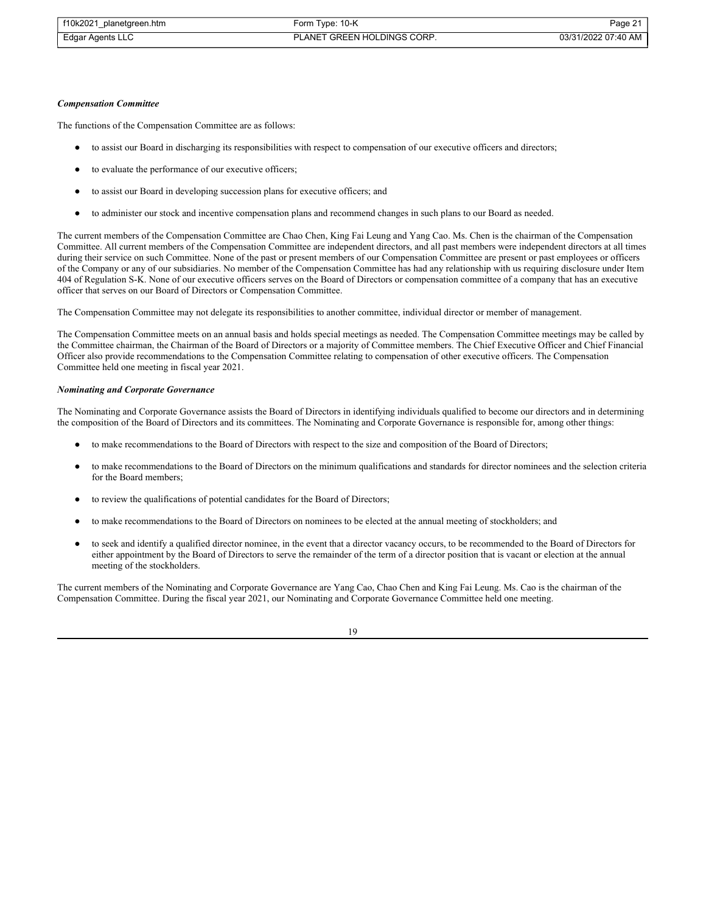*Compensation Committee*

The functions of the Compensation Committee are as follows:

- to assist our Board in discharging its responsibilities with respect to compensation of our executive officers and directors;
- to evaluate the performance of our executive officers;
- to assist our Board in developing succession plans for executive officers; and
- to administer our stock and incentive compensation plans and recommend changes in such plans to our Board as needed.

The current members of the Compensation Committee are Chao Chen, King Fai Leung and Yang Cao. Ms. Chen is the chairman of the Compensation Committee. All current members of the Compensation Committee are independent directors, and all past members were independent directors at all times during their service on such Committee. None of the past or present members of our Compensation Committee are present or past employees or officers of the Company or any of our subsidiaries. No member of the Compensation Committee has had any relationship with us requiring disclosure under Item 404 of Regulation S-K. None of our executive officers serves on the Board of Directors or compensation committee of a company that has an executive officer that serves on our Board of Directors or Compensation Committee.

The Compensation Committee may not delegate its responsibilities to another committee, individual director or member of management.

The Compensation Committee meets on an annual basis and holds special meetings as needed. The Compensation Committee meetings may be called by the Committee chairman, the Chairman of the Board of Directors or a majority of Committee members. The Chief Executive Officer and Chief Financial Officer also provide recommendations to the Compensation Committee relating to compensation of other executive officers. The Compensation Committee held one meeting in fiscal year 2021.

*Nominating and Corporate Governance*

The Nominating and Corporate Governance assists the Board of Directors in identifying individuals qualified to become our directors and in determining the composition of the Board of Directors and its committees. The Nominating and Corporate Governance is responsible for, among other things:

- to make recommendations to the Board of Directors with respect to the size and composition of the Board of Directors;
- to make recommendations to the Board of Directors on the minimum qualifications and standards for director nominees and the selection criteria for the Board members;
- to review the qualifications of potential candidates for the Board of Directors;
- to make recommendations to the Board of Directors on nominees to be elected at the annual meeting of stockholders; and
- to seek and identify a qualified director nominee, in the event that a director vacancy occurs, to be recommended to the Board of Directors for either appointment by the Board of Directors to serve the remainder of the term of a director position that is vacant or election at the annual meeting of the stockholders.

The current members of the Nominating and Corporate Governance are Yang Cao, Chao Chen and King Fai Leung. Ms. Cao is the chairman of the Compensation Committee. During the fiscal year 2021, our Nominating and Corporate Governance Committee held one meeting.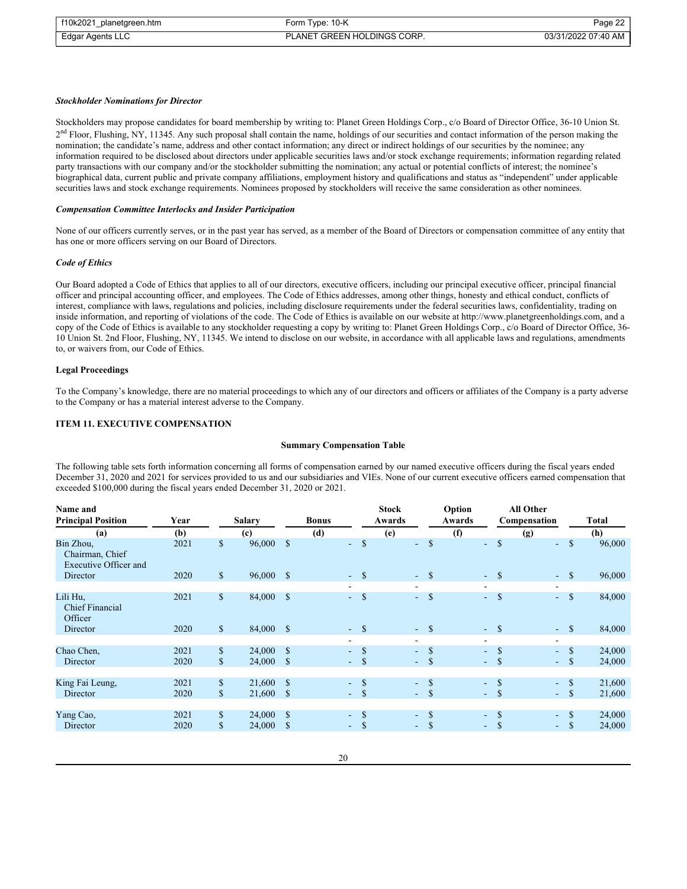***Stockholder Nominations for Director***

Stockholders may propose candidates for board membership by writing to: Planet Green Holdings Corp., c/o Board of Director Office, 36-10 Union St. 2[nd] Floor, Flushing, NY, 11345. Any such proposal shall contain the name, holdings of our securities and contact information of the person making the nomination; the candidate's name, address and other contact information; any direct or indirect holdings of our securities by the nominee; any information required to be disclosed about directors under applicable securities laws and/or stock exchange requirements; information regarding related party transactions with our company and/or the stockholder submitting the nomination; any actual or potential conflicts of interest; the nominee's biographical data, current public and private company affiliations, employment history and qualifications and status as "independent" under applicable securities laws and stock exchange requirements. Nominees proposed by stockholders will receive the same consideration as other nominees.

***Compensation Committee Interlocks and Insider Participation***

None of our officers currently serves, or in the past year has served, as a member of the Board of Directors or compensation committee of any entity that has one or more officers serving on our Board of Directors.

***Code of Ethics***

Our Board adopted a Code of Ethics that applies to all of our directors, executive officers, including our principal executive officer, principal financial officer and principal accounting officer, and employees. The Code of Ethics addresses, among other things, honesty and ethical conduct, conflicts of interest, compliance with laws, regulations and policies, including disclosure requirements under the federal securities laws, confidentiality, trading on inside information, and reporting of violations of the code. The Code of Ethics is available on our website at http://www.planetgreenholdings.com, and a copy of the Code of Ethics is available to any stockholder requesting a copy by writing to: Planet Green Holdings Corp., c/o Board of Director Office, 36-10 Union St. 2nd Floor, Flushing, NY, 11345. We intend to disclose on our website, in accordance with all applicable laws and regulations, amendments to, or waivers from, our Code of Ethics.

**Legal Proceedings**

To the Company's knowledge, there are no material proceedings to which any of our directors and officers or affiliates of the Company is a party adverse to the Company or has a material interest adverse to the Company.

**ITEM 11. EXECUTIVE COMPENSATION**

**Summary Compensation Table**

The following table sets forth information concerning all forms of compensation earned by our named executive officers during the fiscal years ended December 31, 2020 and 2021 for services provided to us and our subsidiaries and VIEs. None of our current executive officers earned compensation that exceeded $100,000 during the fiscal years ended December 31, 2020 or 2021.

| Name and Principal Position | Year | Salary | Bonus | Stock Awards | Option Awards | All Other Compensation | Total |
|---|---|---|---|---|---|---|---|
| (a) | (b) | (c) | (d) | (e) | (f) | (g) | (h) |
| Bin Zhou, Chairman, Chief Executive Officer and | 2021 | $ 96,000 | $ - | $ - | $ - | $ - | $ 96,000 |
| Director | 2020 | $ 96,000 | $ - | $ - | $ - | $ - | $ 96,000 |
| Lili Hu, Chief Financial Officer | 2021 | $ 84,000 | $ - | $ - | $ - | $ - | $ 84,000 |
| Director | 2020 | $ 84,000 | $ - | $ - | $ - | $ - | $ 84,000 |
| Chao Chen, | 2021 | $ 24,000 | $ - | $ - | $ - | $ - | $ 24,000 |
| Director | 2020 | $ 24,000 | $ - | $ - | $ - | $ - | $ 24,000 |
| King Fai Leung, | 2021 | $ 21,600 | $ - | $ - | $ - | $ - | $ 21,600 |
| Director | 2020 | $ 21,600 | $ - | $ - | $ - | $ - | $ 21,600 |
| Yang Cao, | 2021 | $ 24,000 | $ - | $ - | $ - | $ - | $ 24,000 |
| Director | 2020 | $ 24,000 | $ - | $ - | $ - | $ - | $ 24,000 |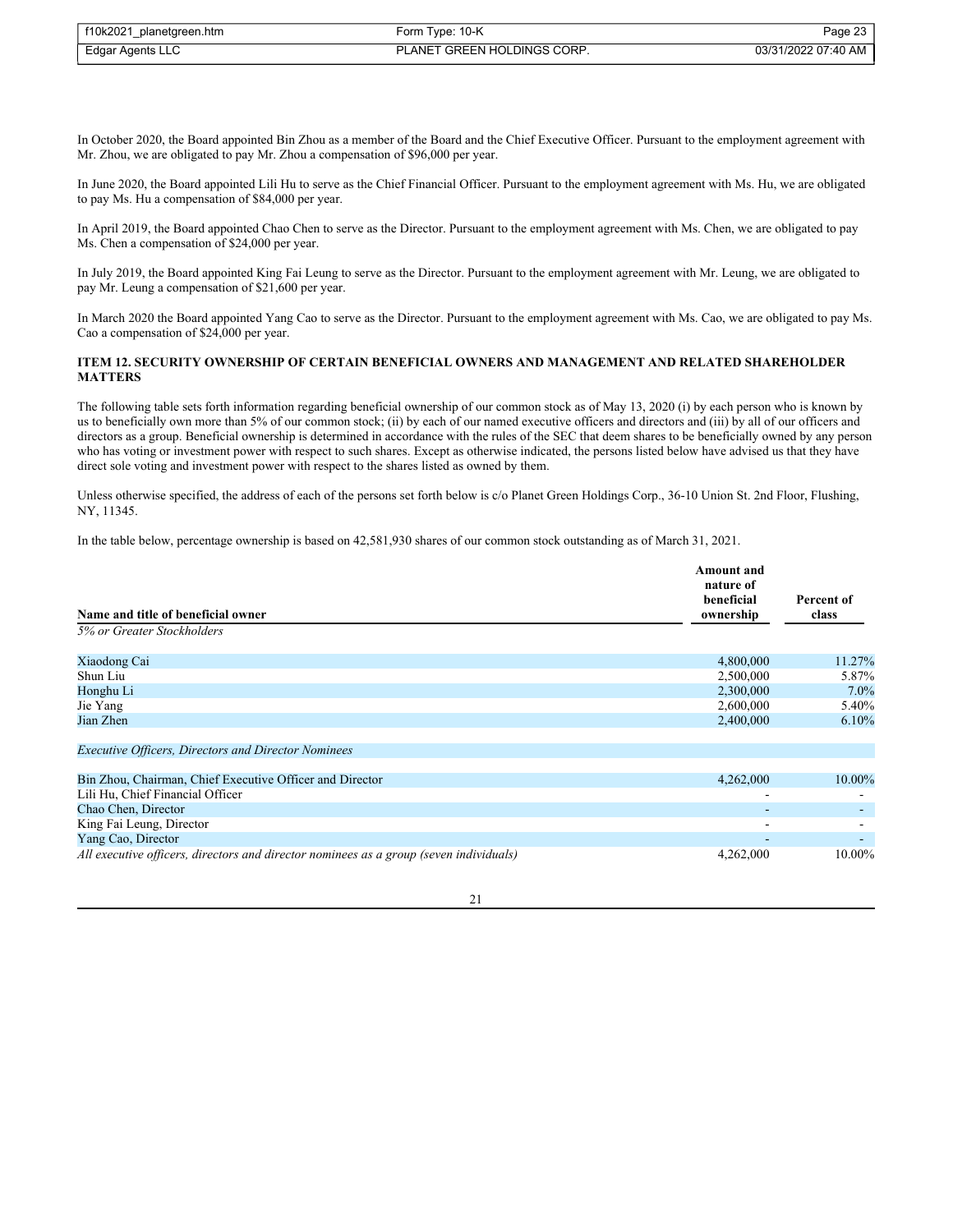In October 2020, the Board appointed Bin Zhou as a member of the Board and the Chief Executive Officer. Pursuant to the employment agreement with Mr. Zhou, we are obligated to pay Mr. Zhou a compensation of $96,000 per year.

In June 2020, the Board appointed Lili Hu to serve as the Chief Financial Officer. Pursuant to the employment agreement with Ms. Hu, we are obligated to pay Ms. Hu a compensation of $84,000 per year.

In April 2019, the Board appointed Chao Chen to serve as the Director. Pursuant to the employment agreement with Ms. Chen, we are obligated to pay Ms. Chen a compensation of $24,000 per year.

In July 2019, the Board appointed King Fai Leung to serve as the Director. Pursuant to the employment agreement with Mr. Leung, we are obligated to pay Mr. Leung a compensation of $21,600 per year.

In March 2020 the Board appointed Yang Cao to serve as the Director. Pursuant to the employment agreement with Ms. Cao, we are obligated to pay Ms. Cao a compensation of $24,000 per year.

### ITEM 12. SECURITY OWNERSHIP OF CERTAIN BENEFICIAL OWNERS AND MANAGEMENT AND RELATED SHAREHOLDER MATTERS

The following table sets forth information regarding beneficial ownership of our common stock as of May 13, 2020 (i) by each person who is known by us to beneficially own more than 5% of our common stock; (ii) by each of our named executive officers and directors and (iii) by all of our officers and directors as a group. Beneficial ownership is determined in accordance with the rules of the SEC that deem shares to be beneficially owned by any person who has voting or investment power with respect to such shares. Except as otherwise indicated, the persons listed below have advised us that they have direct sole voting and investment power with respect to the shares listed as owned by them.

Unless otherwise specified, the address of each of the persons set forth below is c/o Planet Green Holdings Corp., 36-10 Union St. 2nd Floor, Flushing, NY, 11345.

In the table below, percentage ownership is based on 42,581,930 shares of our common stock outstanding as of March 31, 2021.

| Name and title of beneficial owner | Amount and nature of beneficial ownership | Percent of class |
|---|---|---|
| *5% or Greater Stockholders* | | |
| Xiaodong Cai | 4,800,000 | 11.27% |
| Shun Liu | 2,500,000 | 5.87% |
| Honghu Li | 2,300,000 | 7.0% |
| Jie Yang | 2,600,000 | 5.40% |
| Jian Zhen | 2,400,000 | 6.10% |
| *Executive Officers, Directors and Director Nominees* | | |
| Bin Zhou, Chairman, Chief Executive Officer and Director | 4,262,000 | 10.00% |
| Lili Hu, Chief Financial Officer | - | - |
| Chao Chen, Director | - | - |
| King Fai Leung, Director | - | - |
| Yang Cao, Director | - | - |
| *All executive officers, directors and director nominees as a group (seven individuals)* | 4,262,000 | 10.00% |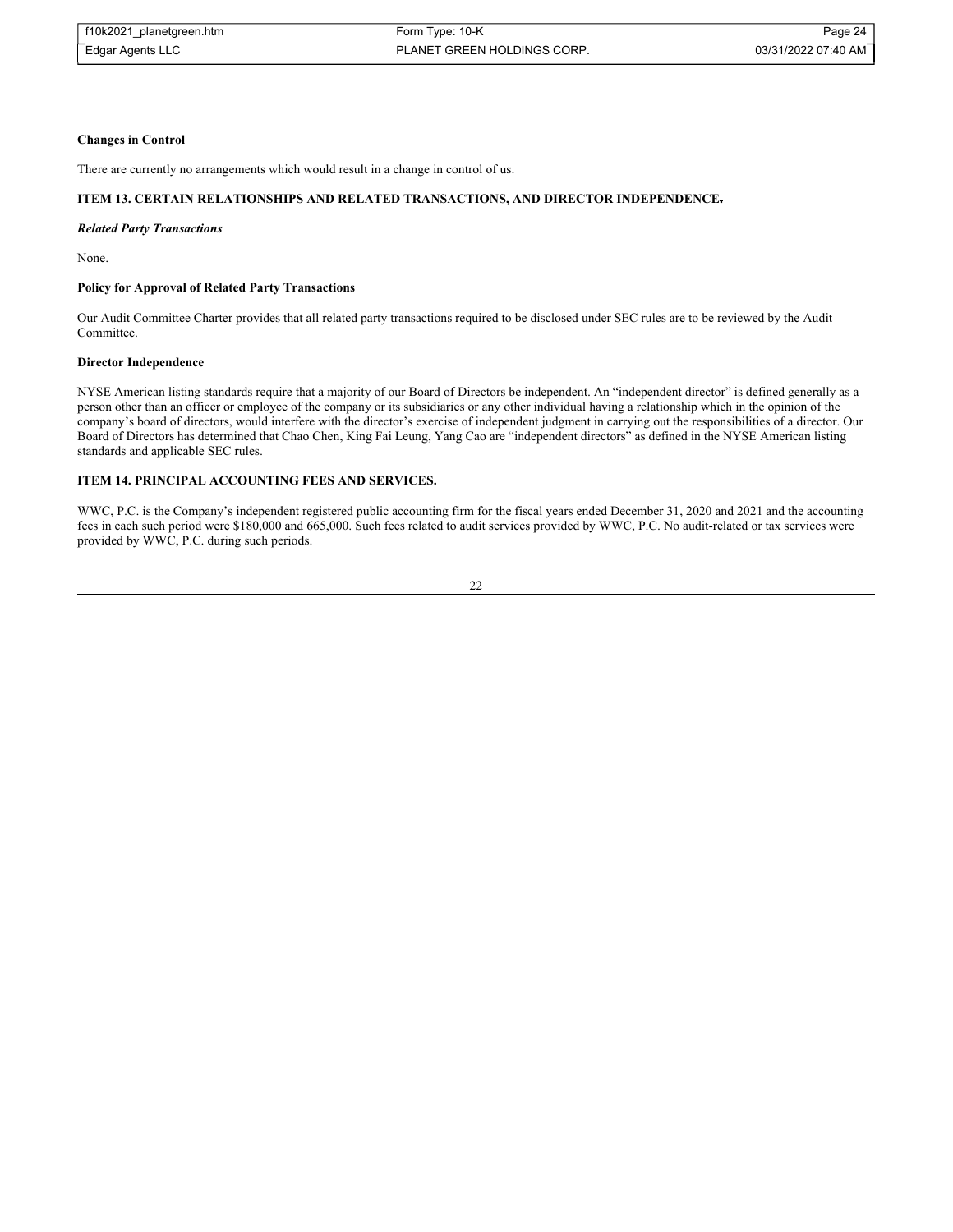**Changes in Control**

There are currently no arrangements which would result in a change in control of us.

## ITEM 13. CERTAIN RELATIONSHIPS AND RELATED TRANSACTIONS, AND DIRECTOR INDEPENDENCE.

***Related Party Transactions***

None.

**Policy for Approval of Related Party Transactions**

Our Audit Committee Charter provides that all related party transactions required to be disclosed under SEC rules are to be reviewed by the Audit Committee.

**Director Independence**

NYSE American listing standards require that a majority of our Board of Directors be independent. An "independent director" is defined generally as a person other than an officer or employee of the company or its subsidiaries or any other individual having a relationship which in the opinion of the company's board of directors, would interfere with the director's exercise of independent judgment in carrying out the responsibilities of a director. Our Board of Directors has determined that Chao Chen, King Fai Leung, Yang Cao are "independent directors" as defined in the NYSE American listing standards and applicable SEC rules.

## ITEM 14. PRINCIPAL ACCOUNTING FEES AND SERVICES.

WWC, P.C. is the Company's independent registered public accounting firm for the fiscal years ended December 31, 2020 and 2021 and the accounting fees in each such period were $180,000 and 665,000. Such fees related to audit services provided by WWC, P.C. No audit-related or tax services were provided by WWC, P.C. during such periods.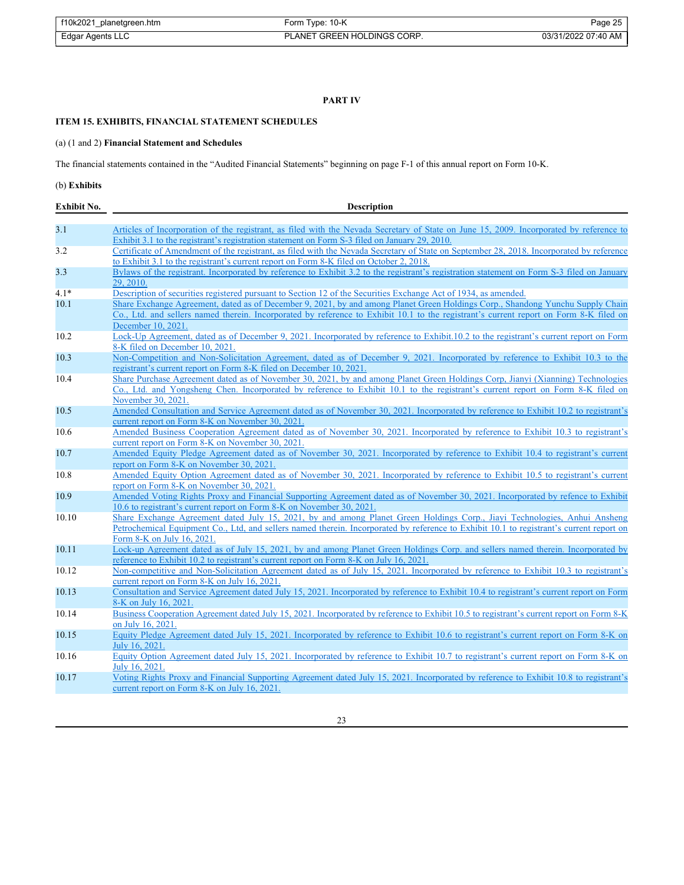## PART IV

### ITEM 15. EXHIBITS, FINANCIAL STATEMENT SCHEDULES

(a) (1 and 2) **Financial Statement and Schedules**

The financial statements contained in the "Audited Financial Statements" beginning on page F-1 of this annual report on Form 10-K.

(b) **Exhibits**

| Exhibit No. | Description |
|---|---|
| 3.1 | Articles of Incorporation of the registrant, as filed with the Nevada Secretary of State on June 15, 2009. Incorporated by reference to Exhibit 3.1 to the registrant's registration statement on Form S-3 filed on January 29, 2010. |
| 3.2 | Certificate of Amendment of the registrant, as filed with the Nevada Secretary of State on September 28, 2018. Incorporated by reference to Exhibit 3.1 to the registrant's current report on Form 8-K filed on October 2, 2018. |
| 3.3 | Bylaws of the registrant. Incorporated by reference to Exhibit 3.2 to the registrant's registration statement on Form S-3 filed on January 29, 2010. |
| 4.1* | Description of securities registered pursuant to Section 12 of the Securities Exchange Act of 1934, as amended. |
| 10.1 | Share Exchange Agreement, dated as of December 9, 2021, by and among Planet Green Holdings Corp., Shandong Yunchu Supply Chain Co., Ltd. and sellers named therein. Incorporated by reference to Exhibit 10.1 to the registrant's current report on Form 8-K filed on December 10, 2021. |
| 10.2 | Lock-Up Agreement, dated as of December 9, 2021. Incorporated by reference to Exhibit.10.2 to the registrant's current report on Form 8-K filed on December 10, 2021. |
| 10.3 | Non-Competition and Non-Solicitation Agreement, dated as of December 9, 2021. Incorporated by reference to Exhibit 10.3 to the registrant's current report on Form 8-K filed on December 10, 2021. |
| 10.4 | Share Purchase Agreement dated as of November 30, 2021, by and among Planet Green Holdings Corp, Jianyi (Xianning) Technologies Co., Ltd. and Yongsheng Chen. Incorporated by reference to Exhibit 10.1 to the registrant's current report on Form 8-K filed on November 30, 2021. |
| 10.5 | Amended Consultation and Service Agreement dated as of November 30, 2021. Incorporated by reference to Exhibit 10.2 to registrant's current report on Form 8-K on November 30, 2021. |
| 10.6 | Amended Business Cooperation Agreement dated as of November 30, 2021. Incorporated by reference to Exhibit 10.3 to registrant's current report on Form 8-K on November 30, 2021. |
| 10.7 | Amended Equity Pledge Agreement dated as of November 30, 2021. Incorporated by reference to Exhibit 10.4 to registrant's current report on Form 8-K on November 30, 2021. |
| 10.8 | Amended Equity Option Agreement dated as of November 30, 2021. Incorporated by reference to Exhibit 10.5 to registrant's current report on Form 8-K on November 30, 2021. |
| 10.9 | Amended Voting Rights Proxy and Financial Supporting Agreement dated as of November 30, 2021. Incorporated by refence to Exhibit 10.6 to registrant's current report on Form 8-K on November 30, 2021. |
| 10.10 | Share Exchange Agreement dated July 15, 2021, by and among Planet Green Holdings Corp., Jiayi Technologies, Anhui Ansheng Petrochemical Equipment Co., Ltd, and sellers named therein. Incorporated by reference to Exhibit 10.1 to registrant's current report on Form 8-K on July 16, 2021. |
| 10.11 | Lock-up Agreement dated as of July 15, 2021, by and among Planet Green Holdings Corp. and sellers named therein. Incorporated by reference to Exhibit 10.2 to registrant's current report on Form 8-K on July 16, 2021. |
| 10.12 | Non-competitive and Non-Solicitation Agreement dated as of July 15, 2021. Incorporated by reference to Exhibit 10.3 to registrant's current report on Form 8-K on July 16, 2021. |
| 10.13 | Consultation and Service Agreement dated July 15, 2021. Incorporated by reference to Exhibit 10.4 to registrant's current report on Form 8-K on July 16, 2021. |
| 10.14 | Business Cooperation Agreement dated July 15, 2021. Incorporated by reference to Exhibit 10.5 to registrant's current report on Form 8-K on July 16, 2021. |
| 10.15 | Equity Pledge Agreement dated July 15, 2021. Incorporated by reference to Exhibit 10.6 to registrant's current report on Form 8-K on July 16, 2021. |
| 10.16 | Equity Option Agreement dated July 15, 2021. Incorporated by reference to Exhibit 10.7 to registrant's current report on Form 8-K on July 16, 2021. |
| 10.17 | Voting Rights Proxy and Financial Supporting Agreement dated July 15, 2021. Incorporated by reference to Exhibit 10.8 to registrant's current report on Form 8-K on July 16, 2021. |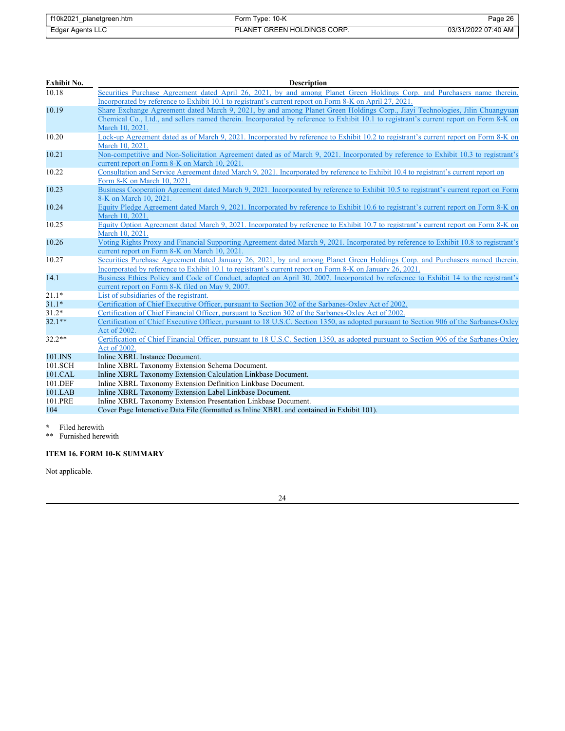| Exhibit No. | Description |
|---|---|
| 10.18 | Securities Purchase Agreement dated April 26, 2021, by and among Planet Green Holdings Corp. and Purchasers name therein. Incorporated by reference to Exhibit 10.1 to registrant's current report on Form 8-K on April 27, 2021. |
| 10.19 | Share Exchange Agreement dated March 9, 2021, by and among Planet Green Holdings Corp., Jiayi Technologies, Jilin Chuangyuan Chemical Co., Ltd., and sellers named therein. Incorporated by reference to Exhibit 10.1 to registrant's current report on Form 8-K on March 10, 2021. |
| 10.20 | Lock-up Agreement dated as of March 9, 2021. Incorporated by reference to Exhibit 10.2 to registrant's current report on Form 8-K on March 10, 2021. |
| 10.21 | Non-competitive and Non-Solicitation Agreement dated as of March 9, 2021. Incorporated by reference to Exhibit 10.3 to registrant's current report on Form 8-K on March 10, 2021. |
| 10.22 | Consultation and Service Agreement dated March 9, 2021. Incorporated by reference to Exhibit 10.4 to registrant's current report on Form 8-K on March 10, 2021. |
| 10.23 | Business Cooperation Agreement dated March 9, 2021. Incorporated by reference to Exhibit 10.5 to registrant's current report on Form 8-K on March 10, 2021. |
| 10.24 | Equity Pledge Agreement dated March 9, 2021. Incorporated by reference to Exhibit 10.6 to registrant's current report on Form 8-K on March 10, 2021. |
| 10.25 | Equity Option Agreement dated March 9, 2021. Incorporated by reference to Exhibit 10.7 to registrant's current report on Form 8-K on March 10, 2021. |
| 10.26 | Voting Rights Proxy and Financial Supporting Agreement dated March 9, 2021. Incorporated by reference to Exhibit 10.8 to registrant's current report on Form 8-K on March 10, 2021. |
| 10.27 | Securities Purchase Agreement dated January 26, 2021, by and among Planet Green Holdings Corp. and Purchasers named therein. Incorporated by reference to Exhibit 10.1 to registrant's current report on Form 8-K on January 26, 2021. |
| 14.1 | Business Ethics Policy and Code of Conduct, adopted on April 30, 2007. Incorporated by reference to Exhibit 14 to the registrant's current report on Form 8-K filed on May 9, 2007. |
| 21.1* | List of subsidiaries of the registrant. |
| 31.1* | Certification of Chief Executive Officer, pursuant to Section 302 of the Sarbanes-Oxley Act of 2002. |
| 31.2* | Certification of Chief Financial Officer, pursuant to Section 302 of the Sarbanes-Oxley Act of 2002. |
| 32.1** | Certification of Chief Executive Officer, pursuant to 18 U.S.C. Section 1350, as adopted pursuant to Section 906 of the Sarbanes-Oxley Act of 2002. |
| 32.2** | Certification of Chief Financial Officer, pursuant to 18 U.S.C. Section 1350, as adopted pursuant to Section 906 of the Sarbanes-Oxley Act of 2002. |
| 101.INS | Inline XBRL Instance Document. |
| 101.SCH | Inline XBRL Taxonomy Extension Schema Document. |
| 101.CAL | Inline XBRL Taxonomy Extension Calculation Linkbase Document. |
| 101.DEF | Inline XBRL Taxonomy Extension Definition Linkbase Document. |
| 101.LAB | Inline XBRL Taxonomy Extension Label Linkbase Document. |
| 101.PRE | Inline XBRL Taxonomy Extension Presentation Linkbase Document. |
| 104 | Cover Page Interactive Data File (formatted as Inline XBRL and contained in Exhibit 101). |

\* Filed herewith

\*\* Furnished herewith

**ITEM 16. FORM 10-K SUMMARY**

Not applicable.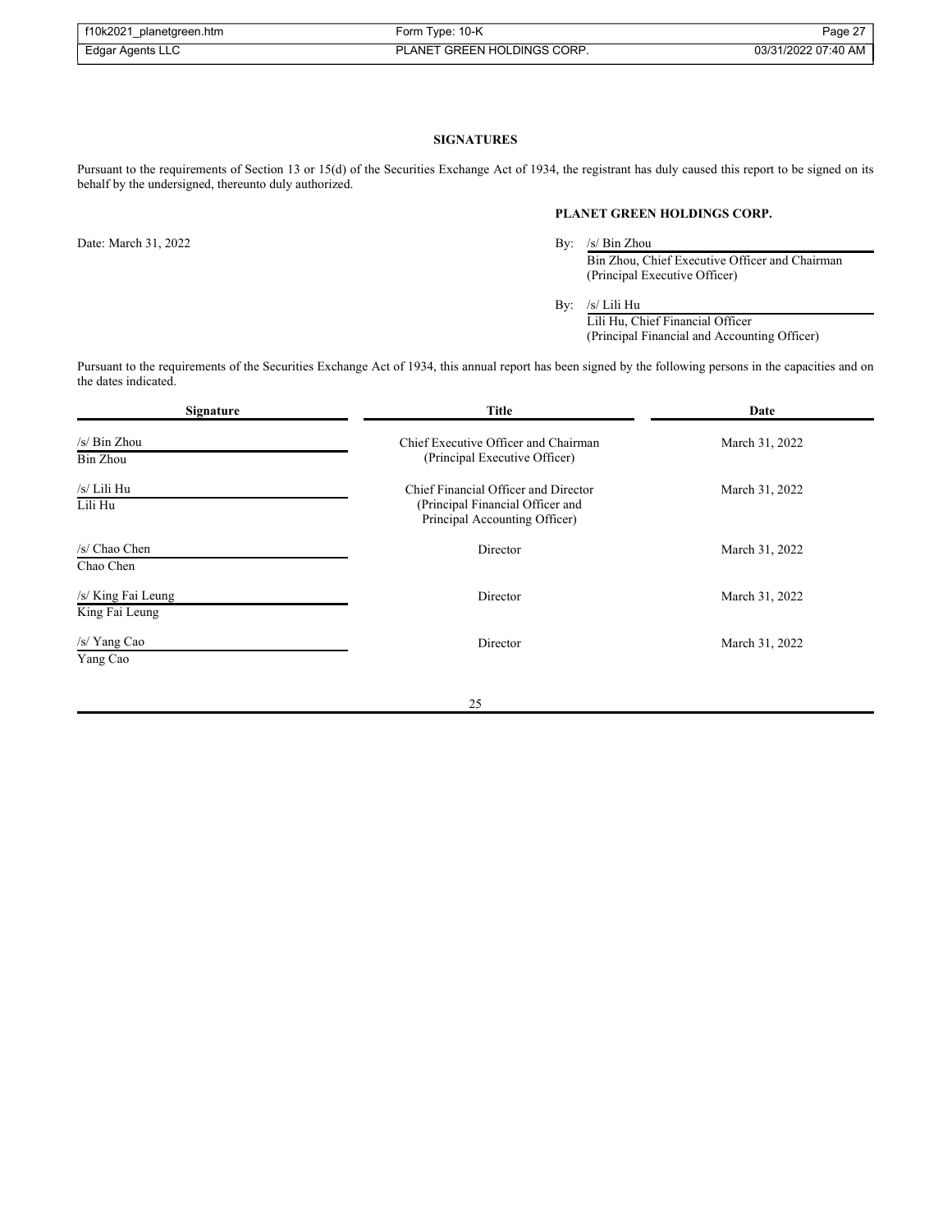## SIGNATURES

Pursuant to the requirements of Section 13 or 15(d) of the Securities Exchange Act of 1934, the registrant has duly caused this report to be signed on its behalf by the undersigned, thereunto duly authorized.

**PLANET GREEN HOLDINGS CORP.**

Date: March 31, 2022

By: /s/ Bin Zhou
Bin Zhou, Chief Executive Officer and Chairman
(Principal Executive Officer)

By: /s/ Lili Hu
Lili Hu, Chief Financial Officer
(Principal Financial and Accounting Officer)

Pursuant to the requirements of the Securities Exchange Act of 1934, this annual report has been signed by the following persons in the capacities and on the dates indicated.

| Signature | Title | Date |
|---|---|---|
| /s/ Bin Zhou<br>Bin Zhou | Chief Executive Officer and Chairman<br>(Principal Executive Officer) | March 31, 2022 |
| /s/ Lili Hu<br>Lili Hu | Chief Financial Officer and Director<br>(Principal Financial Officer and Principal Accounting Officer) | March 31, 2022 |
| /s/ Chao Chen<br>Chao Chen | Director | March 31, 2022 |
| /s/ King Fai Leung<br>King Fai Leung | Director | March 31, 2022 |
| /s/ Yang Cao<br>Yang Cao | Director | March 31, 2022 |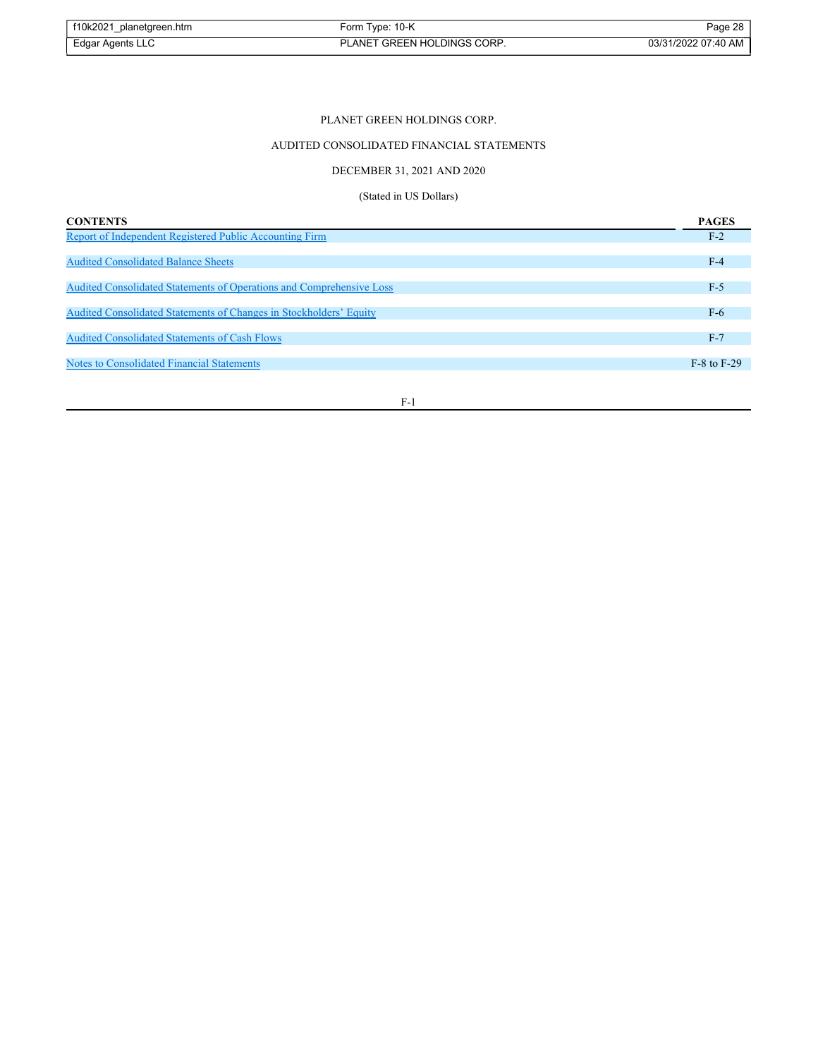PLANET GREEN HOLDINGS CORP.

AUDITED CONSOLIDATED FINANCIAL STATEMENTS

DECEMBER 31, 2021 AND 2020

(Stated in US Dollars)

| CONTENTS | PAGES |
| --- | --- |
| Report of Independent Registered Public Accounting Firm | F-2 |
| Audited Consolidated Balance Sheets | F-4 |
| Audited Consolidated Statements of Operations and Comprehensive Loss | F-5 |
| Audited Consolidated Statements of Changes in Stockholders' Equity | F-6 |
| Audited Consolidated Statements of Cash Flows | F-7 |
| Notes to Consolidated Financial Statements | F-8 to F-29 |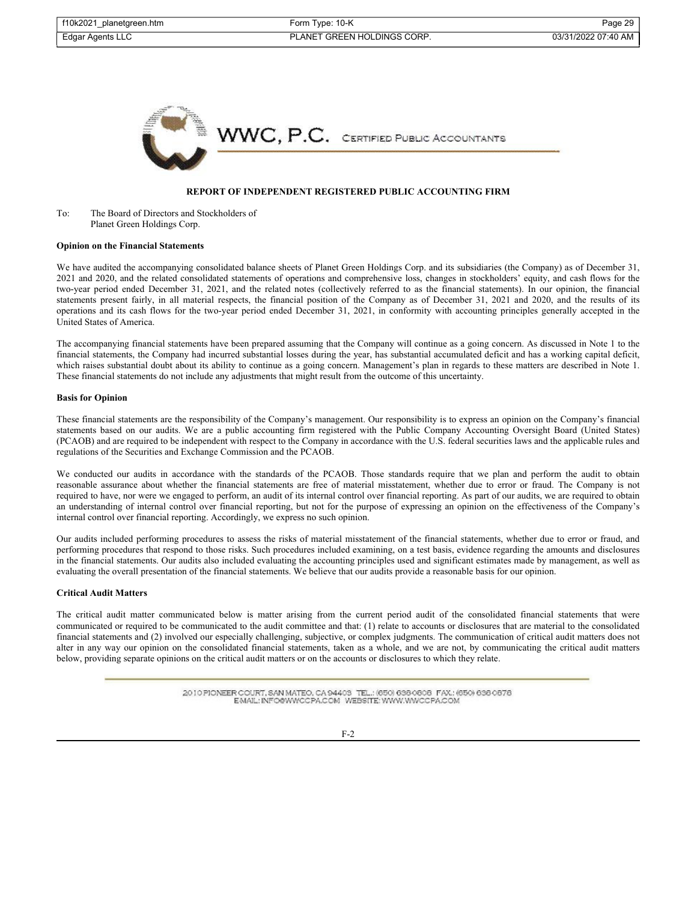WWC, P.C. CERTIFIED PUBLIC ACCOUNTANTS

## REPORT OF INDEPENDENT REGISTERED PUBLIC ACCOUNTING FIRM

To: The Board of Directors and Stockholders of
Planet Green Holdings Corp.

**Opinion on the Financial Statements**

We have audited the accompanying consolidated balance sheets of Planet Green Holdings Corp. and its subsidiaries (the Company) as of December 31, 2021 and 2020, and the related consolidated statements of operations and comprehensive loss, changes in stockholders' equity, and cash flows for the two-year period ended December 31, 2021, and the related notes (collectively referred to as the financial statements). In our opinion, the financial statements present fairly, in all material respects, the financial position of the Company as of December 31, 2021 and 2020, and the results of its operations and its cash flows for the two-year period ended December 31, 2021, in conformity with accounting principles generally accepted in the United States of America.

The accompanying financial statements have been prepared assuming that the Company will continue as a going concern. As discussed in Note 1 to the financial statements, the Company had incurred substantial losses during the year, has substantial accumulated deficit and has a working capital deficit, which raises substantial doubt about its ability to continue as a going concern. Management's plan in regards to these matters are described in Note 1. These financial statements do not include any adjustments that might result from the outcome of this uncertainty.

**Basis for Opinion**

These financial statements are the responsibility of the Company's management. Our responsibility is to express an opinion on the Company's financial statements based on our audits. We are a public accounting firm registered with the Public Company Accounting Oversight Board (United States) (PCAOB) and are required to be independent with respect to the Company in accordance with the U.S. federal securities laws and the applicable rules and regulations of the Securities and Exchange Commission and the PCAOB.

We conducted our audits in accordance with the standards of the PCAOB. Those standards require that we plan and perform the audit to obtain reasonable assurance about whether the financial statements are free of material misstatement, whether due to error or fraud. The Company is not required to have, nor were we engaged to perform, an audit of its internal control over financial reporting. As part of our audits, we are required to obtain an understanding of internal control over financial reporting, but not for the purpose of expressing an opinion on the effectiveness of the Company's internal control over financial reporting. Accordingly, we express no such opinion.

Our audits included performing procedures to assess the risks of material misstatement of the financial statements, whether due to error or fraud, and performing procedures that respond to those risks. Such procedures included examining, on a test basis, evidence regarding the amounts and disclosures in the financial statements. Our audits also included evaluating the accounting principles used and significant estimates made by management, as well as evaluating the overall presentation of the financial statements. We believe that our audits provide a reasonable basis for our opinion.

**Critical Audit Matters**

The critical audit matter communicated below is matter arising from the current period audit of the consolidated financial statements that were communicated or required to be communicated to the audit committee and that: (1) relate to accounts or disclosures that are material to the consolidated financial statements and (2) involved our especially challenging, subjective, or complex judgments. The communication of critical audit matters does not alter in any way our opinion on the consolidated financial statements, taken as a whole, and we are not, by communicating the critical audit matters below, providing separate opinions on the critical audit matters or on the accounts or disclosures to which they relate.

2010 PIONEER COURT, SAN MATEO, CA 94403 TEL.: (650) 638-0808 FAX.: (650) 638-0878
E-MAIL: INFO@WWCCPA.COM WEBSITE: WWW.WWCCPA.COM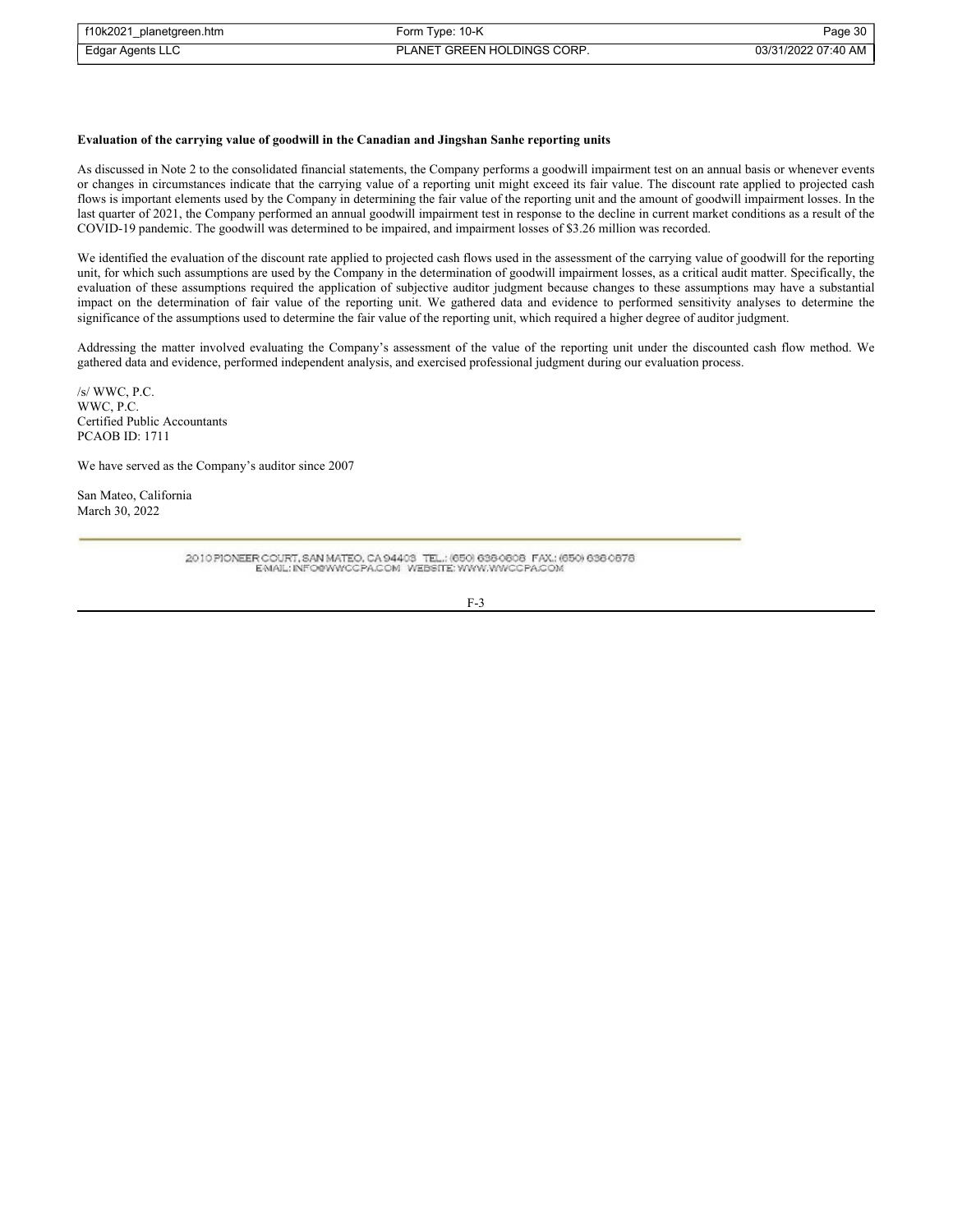**Evaluation of the carrying value of goodwill in the Canadian and Jingshan Sanhe reporting units**

As discussed in Note 2 to the consolidated financial statements, the Company performs a goodwill impairment test on an annual basis or whenever events or changes in circumstances indicate that the carrying value of a reporting unit might exceed its fair value. The discount rate applied to projected cash flows is important elements used by the Company in determining the fair value of the reporting unit and the amount of goodwill impairment losses. In the last quarter of 2021, the Company performed an annual goodwill impairment test in response to the decline in current market conditions as a result of the COVID-19 pandemic. The goodwill was determined to be impaired, and impairment losses of $3.26 million was recorded.

We identified the evaluation of the discount rate applied to projected cash flows used in the assessment of the carrying value of goodwill for the reporting unit, for which such assumptions are used by the Company in the determination of goodwill impairment losses, as a critical audit matter. Specifically, the evaluation of these assumptions required the application of subjective auditor judgment because changes to these assumptions may have a substantial impact on the determination of fair value of the reporting unit. We gathered data and evidence to performed sensitivity analyses to determine the significance of the assumptions used to determine the fair value of the reporting unit, which required a higher degree of auditor judgment.

Addressing the matter involved evaluating the Company's assessment of the value of the reporting unit under the discounted cash flow method. We gathered data and evidence, performed independent analysis, and exercised professional judgment during our evaluation process.

/s/ WWC, P.C.
WWC, P.C.
Certified Public Accountants
PCAOB ID: 1711

We have served as the Company's auditor since 2007

San Mateo, California
March 30, 2022

2010 PIONEER COURT, SAN MATEO, CA 94403 TEL.: (650) 638-0808 FAX.: (650) 638-0878
EMAIL: INFO@WWCCPA.COM WEBSITE: WWW.WWCCPA.COM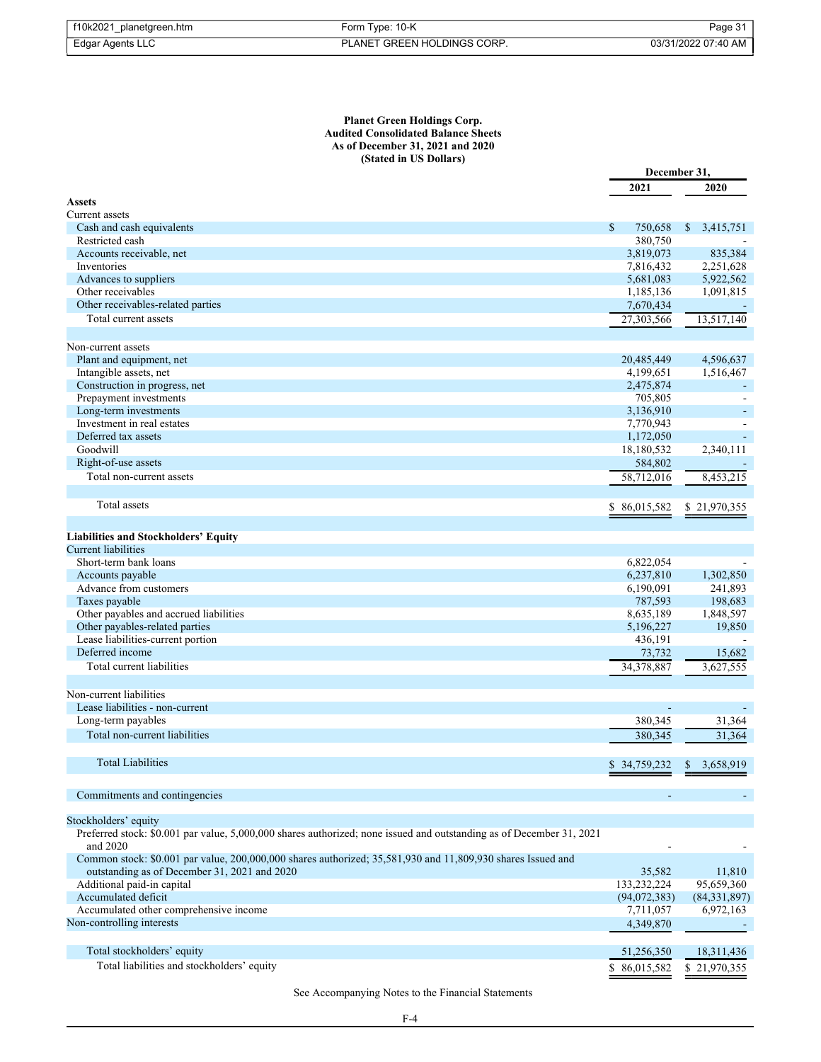**Planet Green Holdings Corp.**
**Audited Consolidated Balance Sheets**
**As of December 31, 2021 and 2020**
**(Stated in US Dollars)**

| | December 31, 2021 | December 31, 2020 |
|---|---|---|
| **Assets** | | |
| Current assets | | |
| Cash and cash equivalents | $ 750,658 | $ 3,415,751 |
| Restricted cash | 380,750 | - |
| Accounts receivable, net | 3,819,073 | 835,384 |
| Inventories | 7,816,432 | 2,251,628 |
| Advances to suppliers | 5,681,083 | 5,922,562 |
| Other receivables | 1,185,136 | 1,091,815 |
| Other receivables-related parties | 7,670,434 | - |
| Total current assets | 27,303,566 | 13,517,140 |
| | | |
| Non-current assets | | |
| Plant and equipment, net | 20,485,449 | 4,596,637 |
| Intangible assets, net | 4,199,651 | 1,516,467 |
| Construction in progress, net | 2,475,874 | - |
| Prepayment investments | 705,805 | - |
| Long-term investments | 3,136,910 | - |
| Investment in real estates | 7,770,943 | - |
| Deferred tax assets | 1,172,050 | - |
| Goodwill | 18,180,532 | 2,340,111 |
| Right-of-use assets | 584,802 | - |
| Total non-current assets | 58,712,016 | 8,453,215 |
| | | |
| Total assets | $ 86,015,582 | $ 21,970,355 |
| | | |
| **Liabilities and Stockholders' Equity** | | |
| Current liabilities | | |
| Short-term bank loans | 6,822,054 | - |
| Accounts payable | 6,237,810 | 1,302,850 |
| Advance from customers | 6,190,091 | 241,893 |
| Taxes payable | 787,593 | 198,683 |
| Other payables and accrued liabilities | 8,635,189 | 1,848,597 |
| Other payables-related parties | 5,196,227 | 19,850 |
| Lease liabilities-current portion | 436,191 | - |
| Deferred income | 73,732 | 15,682 |
| Total current liabilities | 34,378,887 | 3,627,555 |
| | | |
| Non-current liabilities | | |
| Lease liabilities - non-current | - | - |
| Long-term payables | 380,345 | 31,364 |
| Total non-current liabilities | 380,345 | 31,364 |
| | | |
| Total Liabilities | $ 34,759,232 | $ 3,658,919 |
| | | |
| Commitments and contingencies | - | - |
| | | |
| Stockholders' equity | | |
| Preferred stock: $0.001 par value, 5,000,000 shares authorized; none issued and outstanding as of December 31, 2021 and 2020 | - | - |
| Common stock: $0.001 par value, 200,000,000 shares authorized; 35,581,930 and 11,809,930 shares Issued and outstanding as of December 31, 2021 and 2020 | 35,582 | 11,810 |
| Additional paid-in capital | 133,232,224 | 95,659,360 |
| Accumulated deficit | (94,072,383) | (84,331,897) |
| Accumulated other comprehensive income | 7,711,057 | 6,972,163 |
| Non-controlling interests | 4,349,870 | - |
| | | |
| Total stockholders' equity | 51,256,350 | 18,311,436 |
| Total liabilities and stockholders' equity | $ 86,015,582 | $ 21,970,355 |

See Accompanying Notes to the Financial Statements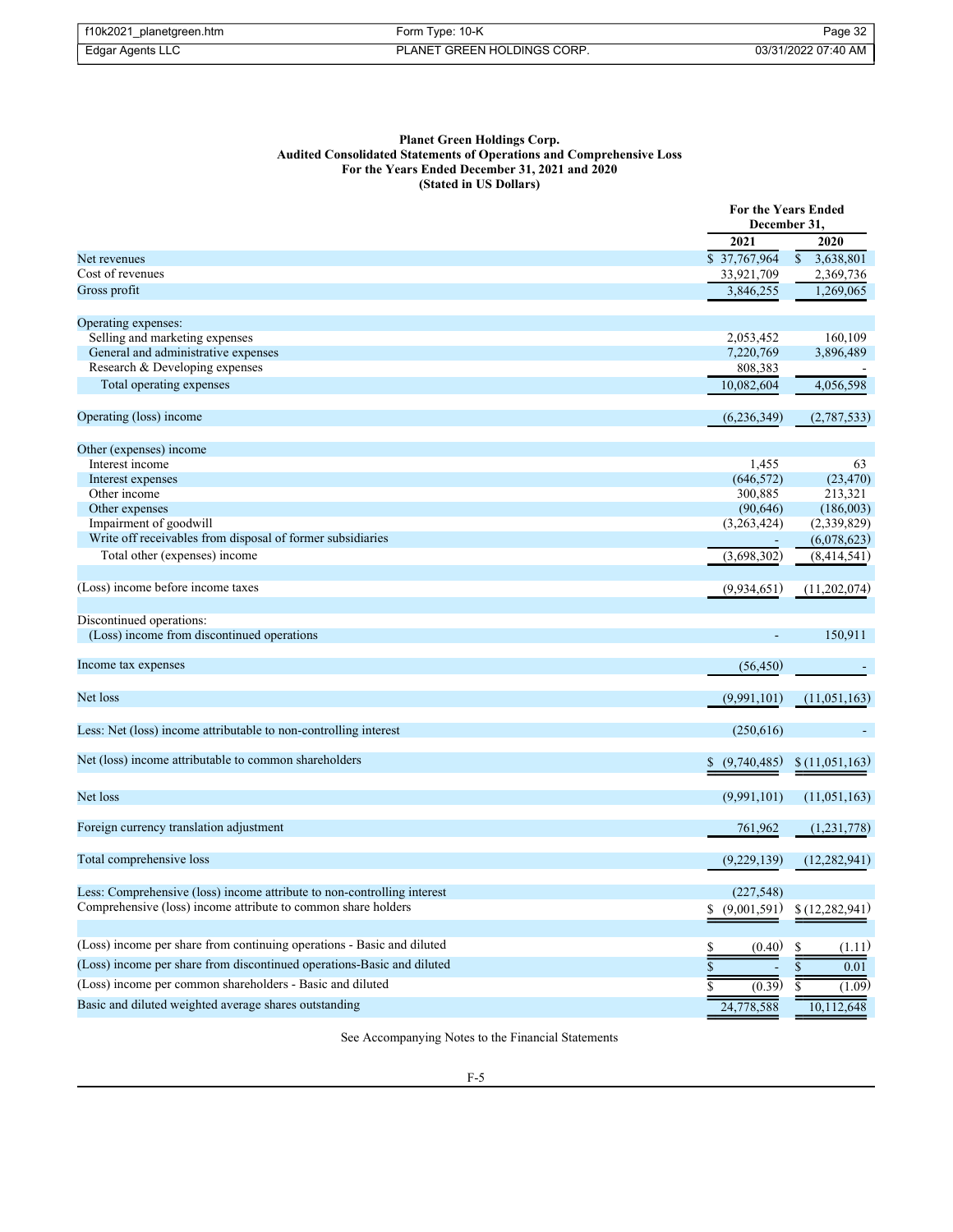**Planet Green Holdings Corp.**
**Audited Consolidated Statements of Operations and Comprehensive Loss**
**For the Years Ended December 31, 2021 and 2020**
**(Stated in US Dollars)**

| | For the Years Ended December 31, | |
|---|---|---|
| | **2021** | **2020** |
| Net revenues | $ 37,767,964 | $ 3,638,801 |
| Cost of revenues | 33,921,709 | 2,369,736 |
| Gross profit | 3,846,255 | 1,269,065 |
| | | |
| Operating expenses: | | |
| Selling and marketing expenses | 2,053,452 | 160,109 |
| General and administrative expenses | 7,220,769 | 3,896,489 |
| Research & Developing expenses | 808,383 | - |
| Total operating expenses | 10,082,604 | 4,056,598 |
| | | |
| Operating (loss) income | (6,236,349) | (2,787,533) |
| | | |
| Other (expenses) income | | |
| Interest income | 1,455 | 63 |
| Interest expenses | (646,572) | (23,470) |
| Other income | 300,885 | 213,321 |
| Other expenses | (90,646) | (186,003) |
| Impairment of goodwill | (3,263,424) | (2,339,829) |
| Write off receivables from disposal of former subsidiaries | - | (6,078,623) |
| Total other (expenses) income | (3,698,302) | (8,414,541) |
| | | |
| (Loss) income before income taxes | (9,934,651) | (11,202,074) |
| | | |
| Discontinued operations: | | |
| (Loss) income from discontinued operations | - | 150,911 |
| | | |
| Income tax expenses | (56,450) | - |
| | | |
| Net loss | (9,991,101) | (11,051,163) |
| | | |
| Less: Net (loss) income attributable to non-controlling interest | (250,616) | - |
| | | |
| Net (loss) income attributable to common shareholders | $ (9,740,485) | $ (11,051,163) |
| | | |
| Net loss | (9,991,101) | (11,051,163) |
| | | |
| Foreign currency translation adjustment | 761,962 | (1,231,778) |
| | | |
| Total comprehensive loss | (9,229,139) | (12,282,941) |
| | | |
| Less: Comprehensive (loss) income attribute to non-controlling interest | (227,548) | |
| Comprehensive (loss) income attribute to common share holders | $ (9,001,591) | $ (12,282,941) |
| | | |
| (Loss) income per share from continuing operations - Basic and diluted | $ (0.40) | $ (1.11) |
| (Loss) income per share from discontinued operations-Basic and diluted | $ - | $ 0.01 |
| (Loss) income per common shareholders - Basic and diluted | $ (0.39) | $ (1.09) |
| Basic and diluted weighted average shares outstanding | 24,778,588 | 10,112,648 |

See Accompanying Notes to the Financial Statements

F-5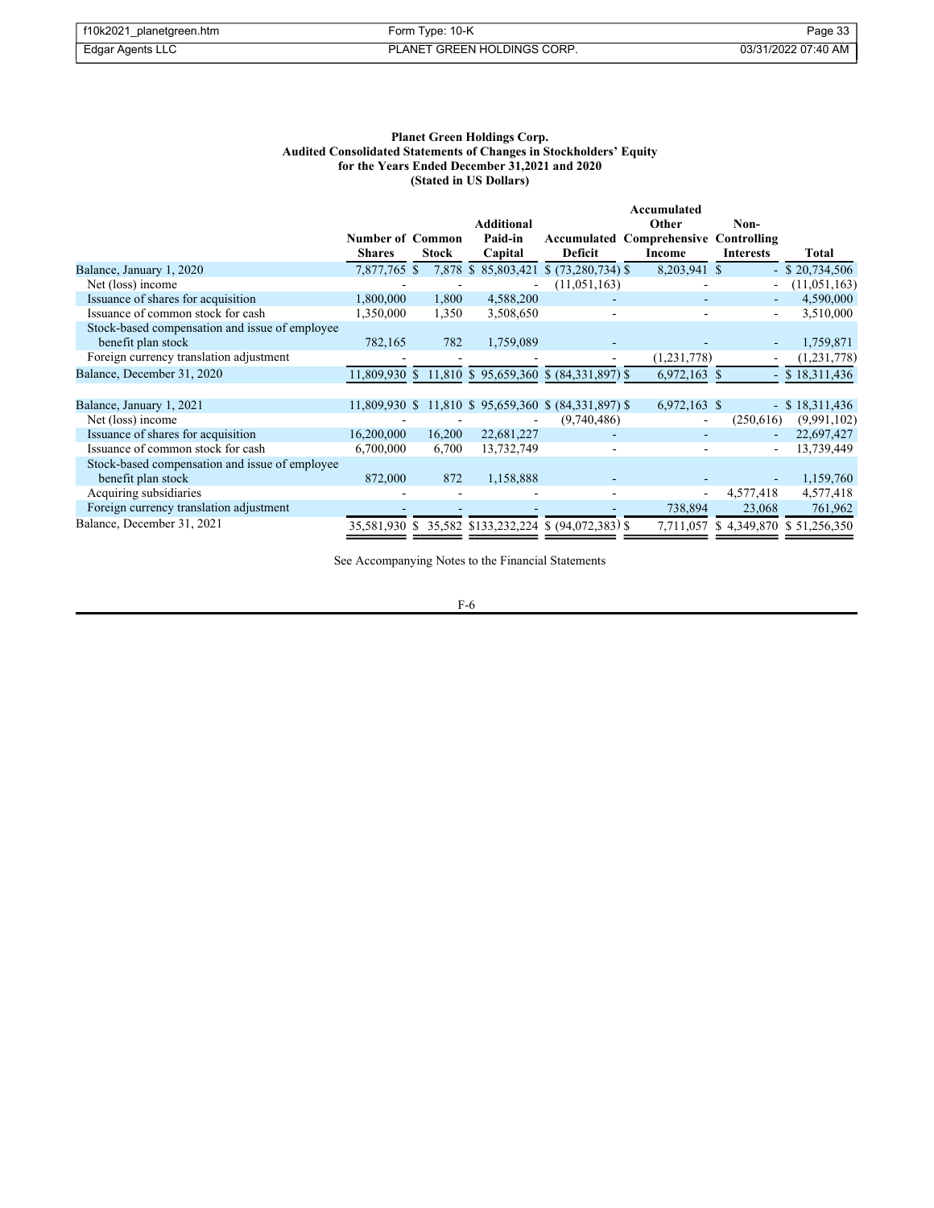**Planet Green Holdings Corp.**
**Audited Consolidated Statements of Changes in Stockholders' Equity**
**for the Years Ended December 31,2021 and 2020**
**(Stated in US Dollars)**

| | Number of Shares | Common Stock | Additional Paid-in Capital | Accumulated Deficit | Accumulated Other Comprehensive Income | Non-Controlling Interests | Total |
|---|---|---|---|---|---|---|---|
| Balance, January 1, 2020 | 7,877,765 | $ 7,878 | $ 85,803,421 | $ (73,280,734) | $ 8,203,941 | $ - | $ 20,734,506 |
| Net (loss) income | - | - | - | (11,051,163) | - | - | (11,051,163) |
| Issuance of shares for acquisition | 1,800,000 | 1,800 | 4,588,200 | - | - | - | 4,590,000 |
| Issuance of common stock for cash | 1,350,000 | 1,350 | 3,508,650 | - | - | - | 3,510,000 |
| Stock-based compensation and issue of employee benefit plan stock | 782,165 | 782 | 1,759,089 | - | - | - | 1,759,871 |
| Foreign currency translation adjustment | - | - | - | - | (1,231,778) | - | (1,231,778) |
| Balance, December 31, 2020 | 11,809,930 | $ 11,810 | $ 95,659,360 | $ (84,331,897) | $ 6,972,163 | $ - | $ 18,311,436 |
| | | | | | | | |
| Balance, January 1, 2021 | 11,809,930 | $ 11,810 | $ 95,659,360 | $ (84,331,897) | $ 6,972,163 | $ - | $ 18,311,436 |
| Net (loss) income | - | - | - | (9,740,486) | - | (250,616) | (9,991,102) |
| Issuance of shares for acquisition | 16,200,000 | 16,200 | 22,681,227 | - | - | - | 22,697,427 |
| Issuance of common stock for cash | 6,700,000 | 6,700 | 13,732,749 | - | - | - | 13,739,449 |
| Stock-based compensation and issue of employee benefit plan stock | 872,000 | 872 | 1,158,888 | - | - | - | 1,159,760 |
| Acquiring subsidiaries | - | - | - | - | - | 4,577,418 | 4,577,418 |
| Foreign currency translation adjustment | - | - | - | - | 738,894 | 23,068 | 761,962 |
| Balance, December 31, 2021 | 35,581,930 | $ 35,582 | $133,232,224 | $ (94,072,383) | $ 7,711,057 | $ 4,349,870 | $ 51,256,350 |

See Accompanying Notes to the Financial Statements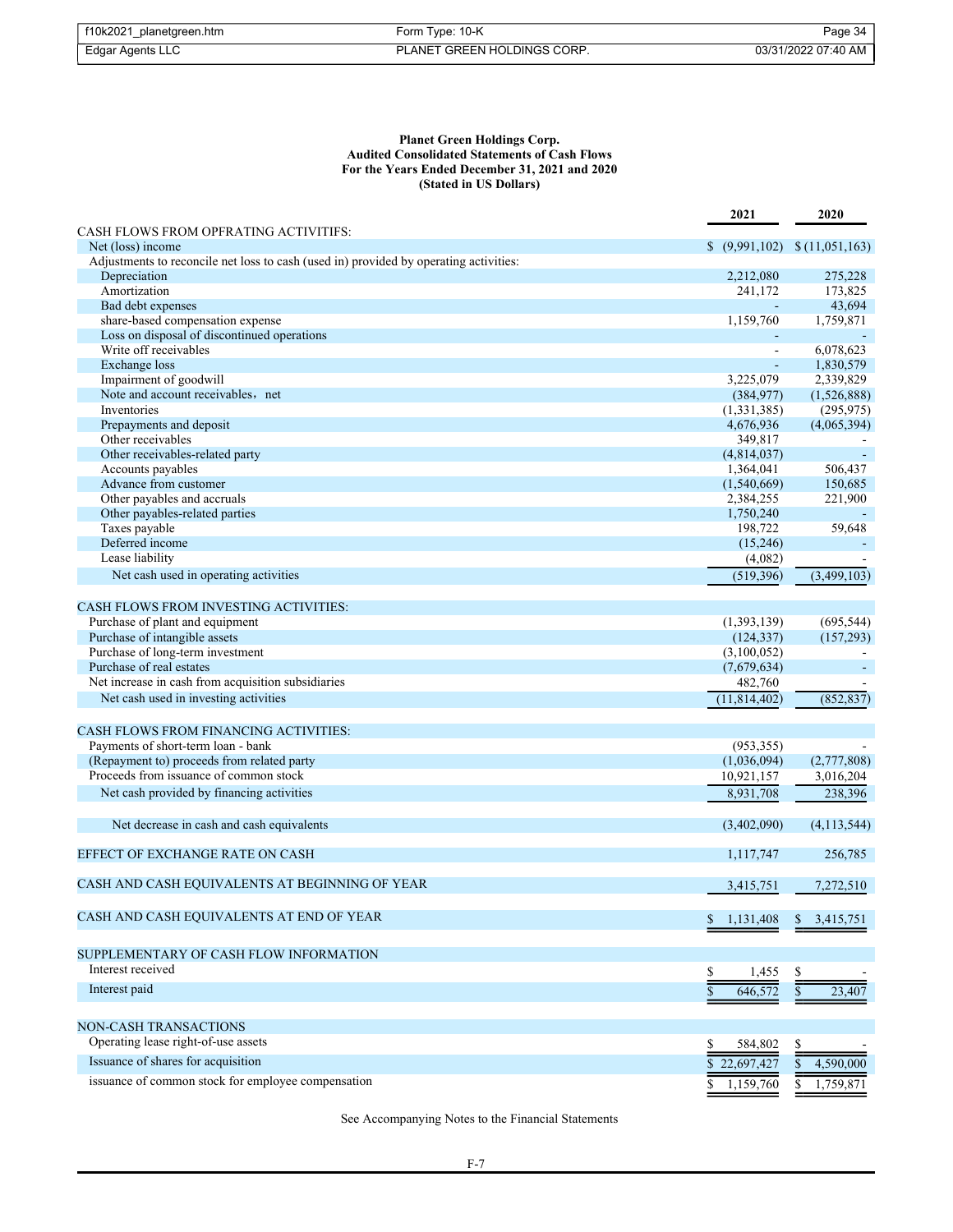**Planet Green Holdings Corp.**
**Audited Consolidated Statements of Cash Flows**
**For the Years Ended December 31, 2021 and 2020**
**(Stated in US Dollars)**

| | 2021 | 2020 |
|---|---|---|
| CASH FLOWS FROM OPFRATING ACTIVITIFS: | | |
| Net (loss) income | $ (9,991,102) | $ (11,051,163) |
| Adjustments to reconcile net loss to cash (used in) provided by operating activities: | | |
| Depreciation | 2,212,080 | 275,228 |
| Amortization | 241,172 | 173,825 |
| Bad debt expenses | - | 43,694 |
| share-based compensation expense | 1,159,760 | 1,759,871 |
| Loss on disposal of discontinued operations | - | - |
| Write off receivables | - | 6,078,623 |
| Exchange loss | - | 1,830,579 |
| Impairment of goodwill | 3,225,079 | 2,339,829 |
| Note and account receivables, net | (384,977) | (1,526,888) |
| Inventories | (1,331,385) | (295,975) |
| Prepayments and deposit | 4,676,936 | (4,065,394) |
| Other receivables | 349,817 | - |
| Other receivables-related party | (4,814,037) | - |
| Accounts payables | 1,364,041 | 506,437 |
| Advance from customer | (1,540,669) | 150,685 |
| Other payables and accruals | 2,384,255 | 221,900 |
| Other payables-related parties | 1,750,240 | - |
| Taxes payable | 198,722 | 59,648 |
| Deferred income | (15,246) | - |
| Lease liability | (4,082) | - |
| Net cash used in operating activities | (519,396) | (3,499,103) |
| | | |
| CASH FLOWS FROM INVESTING ACTIVITIES: | | |
| Purchase of plant and equipment | (1,393,139) | (695,544) |
| Purchase of intangible assets | (124,337) | (157,293) |
| Purchase of long-term investment | (3,100,052) | - |
| Purchase of real estates | (7,679,634) | - |
| Net increase in cash from acquisition subsidiaries | 482,760 | - |
| Net cash used in investing activities | (11,814,402) | (852,837) |
| | | |
| CASH FLOWS FROM FINANCING ACTIVITIES: | | |
| Payments of short-term loan - bank | (953,355) | - |
| (Repayment to) proceeds from related party | (1,036,094) | (2,777,808) |
| Proceeds from issuance of common stock | 10,921,157 | 3,016,204 |
| Net cash provided by financing activities | 8,931,708 | 238,396 |
| | | |
| Net decrease in cash and cash equivalents | (3,402,090) | (4,113,544) |
| | | |
| EFFECT OF EXCHANGE RATE ON CASH | 1,117,747 | 256,785 |
| | | |
| CASH AND CASH EQUIVALENTS AT BEGINNING OF YEAR | 3,415,751 | 7,272,510 |
| | | |
| CASH AND CASH EQUIVALENTS AT END OF YEAR | $ 1,131,408 | $ 3,415,751 |
| | | |
| SUPPLEMENTARY OF CASH FLOW INFORMATION | | |
| Interest received | $ 1,455 | $ - |
| Interest paid | $ 646,572 | $ 23,407 |
| | | |
| NON-CASH TRANSACTIONS | | |
| Operating lease right-of-use assets | $ 584,802 | $ - |
| Issuance of shares for acquisition | $ 22,697,427 | $ 4,590,000 |
| issuance of common stock for employee compensation | $ 1,159,760 | $ 1,759,871 |

See Accompanying Notes to the Financial Statements

F-7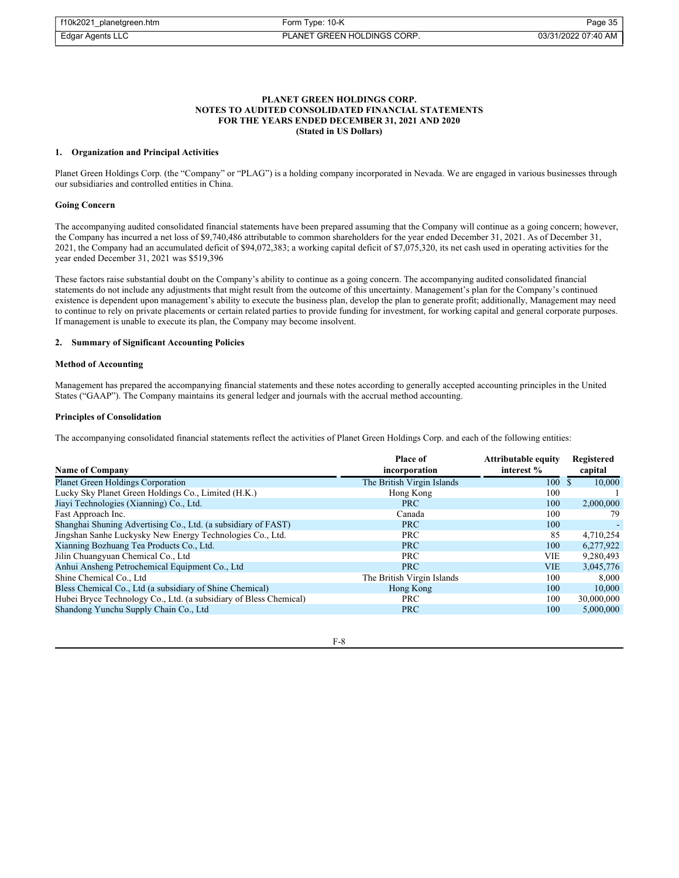**PLANET GREEN HOLDINGS CORP.**
**NOTES TO AUDITED CONSOLIDATED FINANCIAL STATEMENTS**
**FOR THE YEARS ENDED DECEMBER 31, 2021 AND 2020**
**(Stated in US Dollars)**

### 1. Organization and Principal Activities

Planet Green Holdings Corp. (the "Company" or "PLAG") is a holding company incorporated in Nevada. We are engaged in various businesses through our subsidiaries and controlled entities in China.

**Going Concern**

The accompanying audited consolidated financial statements have been prepared assuming that the Company will continue as a going concern; however, the Company has incurred a net loss of $9,740,486 attributable to common shareholders for the year ended December 31, 2021. As of December 31, 2021, the Company had an accumulated deficit of $94,072,383; a working capital deficit of $7,075,320, its net cash used in operating activities for the year ended December 31, 2021 was $519,396

These factors raise substantial doubt on the Company's ability to continue as a going concern. The accompanying audited consolidated financial statements do not include any adjustments that might result from the outcome of this uncertainty. Management's plan for the Company's continued existence is dependent upon management's ability to execute the business plan, develop the plan to generate profit; additionally, Management may need to continue to rely on private placements or certain related parties to provide funding for investment, for working capital and general corporate purposes. If management is unable to execute its plan, the Company may become insolvent.

### 2. Summary of Significant Accounting Policies

**Method of Accounting**

Management has prepared the accompanying financial statements and these notes according to generally accepted accounting principles in the United States ("GAAP"). The Company maintains its general ledger and journals with the accrual method accounting.

**Principles of Consolidation**

The accompanying consolidated financial statements reflect the activities of Planet Green Holdings Corp. and each of the following entities:

| Name of Company | Place of incorporation | Attributable equity interest % | Registered capital |
|---|---|---|---|
| Planet Green Holdings Corporation | The British Virgin Islands | 100 | $ 10,000 |
| Lucky Sky Planet Green Holdings Co., Limited (H.K.) | Hong Kong | 100 | 1 |
| Jiayi Technologies (Xianning) Co., Ltd. | PRC | 100 | 2,000,000 |
| Fast Approach Inc. | Canada | 100 | 79 |
| Shanghai Shuning Advertising Co., Ltd. (a subsidiary of FAST) | PRC | 100 | - |
| Jingshan Sanhe Luckysky New Energy Technologies Co., Ltd. | PRC | 85 | 4,710,254 |
| Xianning Bozhuang Tea Products Co., Ltd. | PRC | 100 | 6,277,922 |
| Jilin Chuangyuan Chemical Co., Ltd | PRC | VIE | 9,280,493 |
| Anhui Ansheng Petrochemical Equipment Co., Ltd | PRC | VIE | 3,045,776 |
| Shine Chemical Co., Ltd | The British Virgin Islands | 100 | 8,000 |
| Bless Chemical Co., Ltd (a subsidiary of Shine Chemical) | Hong Kong | 100 | 10,000 |
| Hubei Bryce Technology Co., Ltd. (a subsidiary of Bless Chemical) | PRC | 100 | 30,000,000 |
| Shandong Yunchu Supply Chain Co., Ltd | PRC | 100 | 5,000,000 |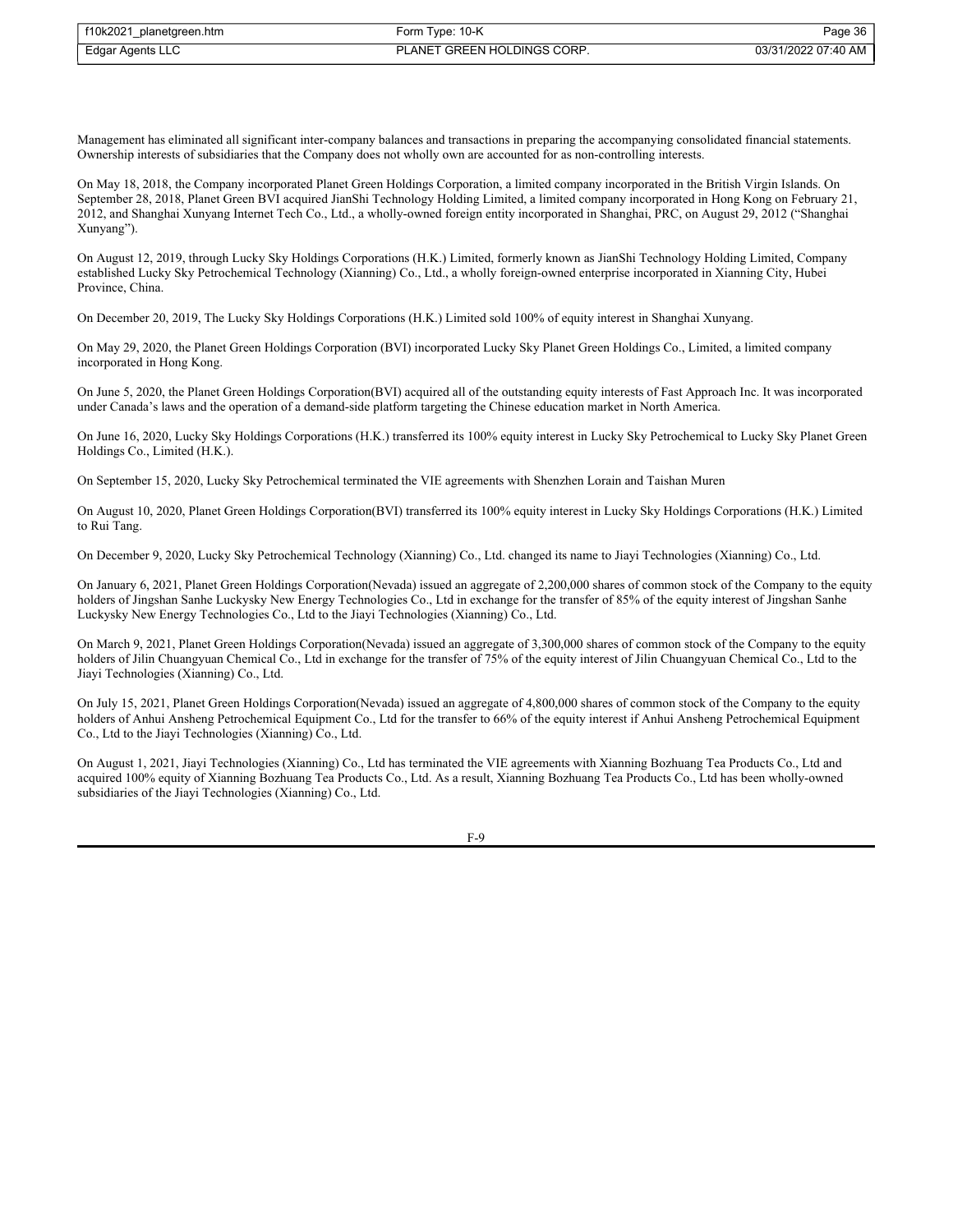Management has eliminated all significant inter-company balances and transactions in preparing the accompanying consolidated financial statements. Ownership interests of subsidiaries that the Company does not wholly own are accounted for as non-controlling interests.

On May 18, 2018, the Company incorporated Planet Green Holdings Corporation, a limited company incorporated in the British Virgin Islands. On September 28, 2018, Planet Green BVI acquired JianShi Technology Holding Limited, a limited company incorporated in Hong Kong on February 21, 2012, and Shanghai Xunyang Internet Tech Co., Ltd., a wholly-owned foreign entity incorporated in Shanghai, PRC, on August 29, 2012 ("Shanghai Xunyang").

On August 12, 2019, through Lucky Sky Holdings Corporations (H.K.) Limited, formerly known as JianShi Technology Holding Limited, Company established Lucky Sky Petrochemical Technology (Xianning) Co., Ltd., a wholly foreign-owned enterprise incorporated in Xianning City, Hubei Province, China.

On December 20, 2019, The Lucky Sky Holdings Corporations (H.K.) Limited sold 100% of equity interest in Shanghai Xunyang.

On May 29, 2020, the Planet Green Holdings Corporation (BVI) incorporated Lucky Sky Planet Green Holdings Co., Limited, a limited company incorporated in Hong Kong.

On June 5, 2020, the Planet Green Holdings Corporation(BVI) acquired all of the outstanding equity interests of Fast Approach Inc. It was incorporated under Canada's laws and the operation of a demand-side platform targeting the Chinese education market in North America.

On June 16, 2020, Lucky Sky Holdings Corporations (H.K.) transferred its 100% equity interest in Lucky Sky Petrochemical to Lucky Sky Planet Green Holdings Co., Limited (H.K.).

On September 15, 2020, Lucky Sky Petrochemical terminated the VIE agreements with Shenzhen Lorain and Taishan Muren

On August 10, 2020, Planet Green Holdings Corporation(BVI) transferred its 100% equity interest in Lucky Sky Holdings Corporations (H.K.) Limited to Rui Tang.

On December 9, 2020, Lucky Sky Petrochemical Technology (Xianning) Co., Ltd. changed its name to Jiayi Technologies (Xianning) Co., Ltd.

On January 6, 2021, Planet Green Holdings Corporation(Nevada) issued an aggregate of 2,200,000 shares of common stock of the Company to the equity holders of Jingshan Sanhe Luckysky New Energy Technologies Co., Ltd in exchange for the transfer of 85% of the equity interest of Jingshan Sanhe Luckysky New Energy Technologies Co., Ltd to the Jiayi Technologies (Xianning) Co., Ltd.

On March 9, 2021, Planet Green Holdings Corporation(Nevada) issued an aggregate of 3,300,000 shares of common stock of the Company to the equity holders of Jilin Chuangyuan Chemical Co., Ltd in exchange for the transfer of 75% of the equity interest of Jilin Chuangyuan Chemical Co., Ltd to the Jiayi Technologies (Xianning) Co., Ltd.

On July 15, 2021, Planet Green Holdings Corporation(Nevada) issued an aggregate of 4,800,000 shares of common stock of the Company to the equity holders of Anhui Ansheng Petrochemical Equipment Co., Ltd for the transfer to 66% of the equity interest if Anhui Ansheng Petrochemical Equipment Co., Ltd to the Jiayi Technologies (Xianning) Co., Ltd.

On August 1, 2021, Jiayi Technologies (Xianning) Co., Ltd has terminated the VIE agreements with Xianning Bozhuang Tea Products Co., Ltd and acquired 100% equity of Xianning Bozhuang Tea Products Co., Ltd. As a result, Xianning Bozhuang Tea Products Co., Ltd has been wholly-owned subsidiaries of the Jiayi Technologies (Xianning) Co., Ltd.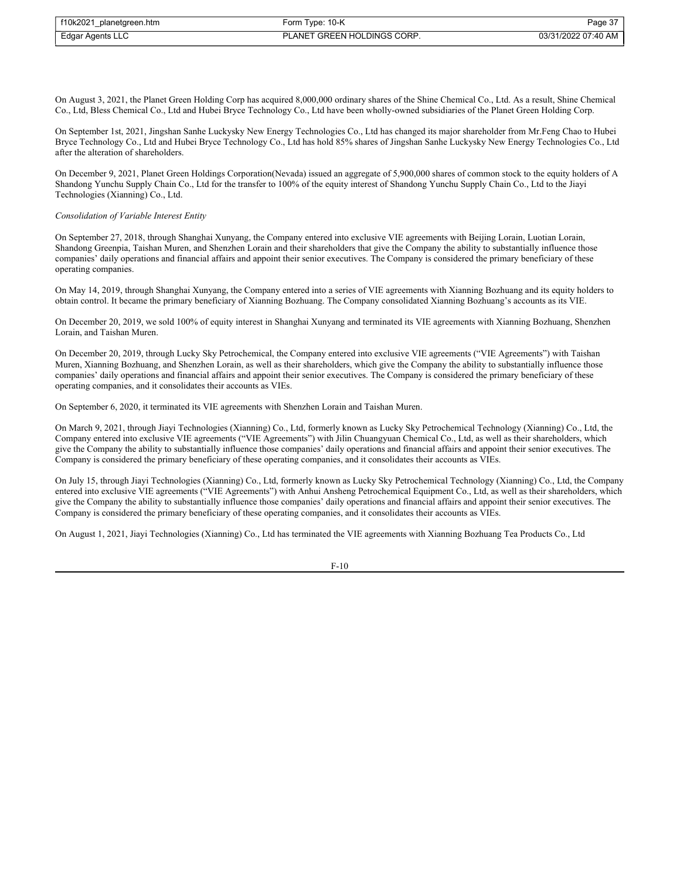On August 3, 2021, the Planet Green Holding Corp has acquired 8,000,000 ordinary shares of the Shine Chemical Co., Ltd. As a result, Shine Chemical Co., Ltd, Bless Chemical Co., Ltd and Hubei Bryce Technology Co., Ltd have been wholly-owned subsidiaries of the Planet Green Holding Corp.

On September 1st, 2021, Jingshan Sanhe Luckysky New Energy Technologies Co., Ltd has changed its major shareholder from Mr.Feng Chao to Hubei Bryce Technology Co., Ltd and Hubei Bryce Technology Co., Ltd has hold 85% shares of Jingshan Sanhe Luckysky New Energy Technologies Co., Ltd after the alteration of shareholders.

On December 9, 2021, Planet Green Holdings Corporation(Nevada) issued an aggregate of 5,900,000 shares of common stock to the equity holders of A Shandong Yunchu Supply Chain Co., Ltd for the transfer to 100% of the equity interest of Shandong Yunchu Supply Chain Co., Ltd to the Jiayi Technologies (Xianning) Co., Ltd.

*Consolidation of Variable Interest Entity*

On September 27, 2018, through Shanghai Xunyang, the Company entered into exclusive VIE agreements with Beijing Lorain, Luotian Lorain, Shandong Greenpia, Taishan Muren, and Shenzhen Lorain and their shareholders that give the Company the ability to substantially influence those companies' daily operations and financial affairs and appoint their senior executives. The Company is considered the primary beneficiary of these operating companies.

On May 14, 2019, through Shanghai Xunyang, the Company entered into a series of VIE agreements with Xianning Bozhuang and its equity holders to obtain control. It became the primary beneficiary of Xianning Bozhuang. The Company consolidated Xianning Bozhuang's accounts as its VIE.

On December 20, 2019, we sold 100% of equity interest in Shanghai Xunyang and terminated its VIE agreements with Xianning Bozhuang, Shenzhen Lorain, and Taishan Muren.

On December 20, 2019, through Lucky Sky Petrochemical, the Company entered into exclusive VIE agreements ("VIE Agreements") with Taishan Muren, Xianning Bozhuang, and Shenzhen Lorain, as well as their shareholders, which give the Company the ability to substantially influence those companies' daily operations and financial affairs and appoint their senior executives. The Company is considered the primary beneficiary of these operating companies, and it consolidates their accounts as VIEs.

On September 6, 2020, it terminated its VIE agreements with Shenzhen Lorain and Taishan Muren.

On March 9, 2021, through Jiayi Technologies (Xianning) Co., Ltd, formerly known as Lucky Sky Petrochemical Technology (Xianning) Co., Ltd, the Company entered into exclusive VIE agreements ("VIE Agreements") with Jilin Chuangyuan Chemical Co., Ltd, as well as their shareholders, which give the Company the ability to substantially influence those companies' daily operations and financial affairs and appoint their senior executives. The Company is considered the primary beneficiary of these operating companies, and it consolidates their accounts as VIEs.

On July 15, through Jiayi Technologies (Xianning) Co., Ltd, formerly known as Lucky Sky Petrochemical Technology (Xianning) Co., Ltd, the Company entered into exclusive VIE agreements ("VIE Agreements") with Anhui Ansheng Petrochemical Equipment Co., Ltd, as well as their shareholders, which give the Company the ability to substantially influence those companies' daily operations and financial affairs and appoint their senior executives. The Company is considered the primary beneficiary of these operating companies, and it consolidates their accounts as VIEs.

On August 1, 2021, Jiayi Technologies (Xianning) Co., Ltd has terminated the VIE agreements with Xianning Bozhuang Tea Products Co., Ltd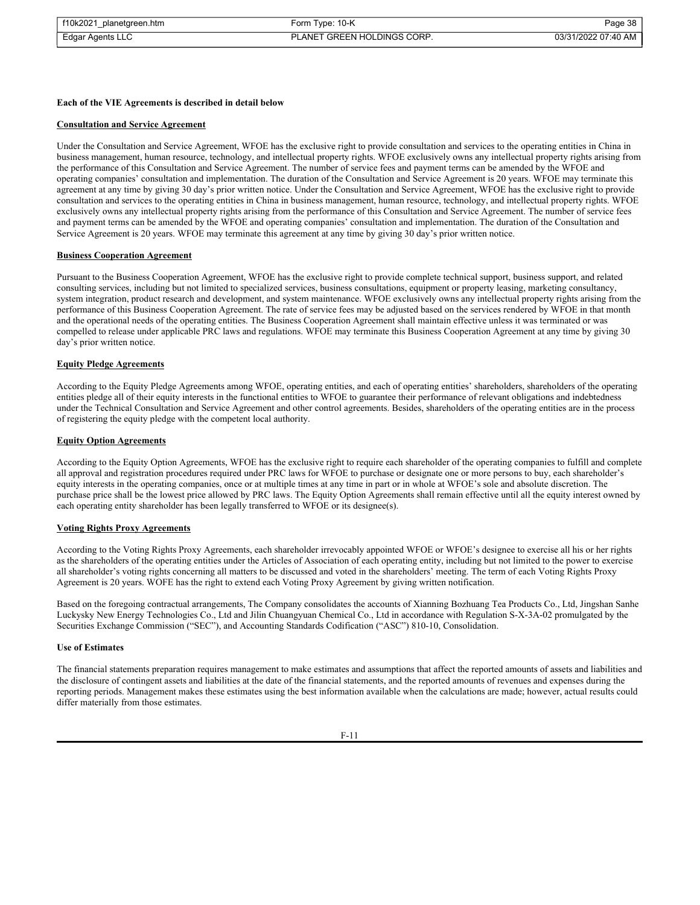**Each of the VIE Agreements is described in detail below**

**Consultation and Service Agreement**

Under the Consultation and Service Agreement, WFOE has the exclusive right to provide consultation and services to the operating entities in China in business management, human resource, technology, and intellectual property rights. WFOE exclusively owns any intellectual property rights arising from the performance of this Consultation and Service Agreement. The number of service fees and payment terms can be amended by the WFOE and operating companies' consultation and implementation. The duration of the Consultation and Service Agreement is 20 years. WFOE may terminate this agreement at any time by giving 30 day's prior written notice. Under the Consultation and Service Agreement, WFOE has the exclusive right to provide consultation and services to the operating entities in China in business management, human resource, technology, and intellectual property rights. WFOE exclusively owns any intellectual property rights arising from the performance of this Consultation and Service Agreement. The number of service fees and payment terms can be amended by the WFOE and operating companies' consultation and implementation. The duration of the Consultation and Service Agreement is 20 years. WFOE may terminate this agreement at any time by giving 30 day's prior written notice.

**Business Cooperation Agreement**

Pursuant to the Business Cooperation Agreement, WFOE has the exclusive right to provide complete technical support, business support, and related consulting services, including but not limited to specialized services, business consultations, equipment or property leasing, marketing consultancy, system integration, product research and development, and system maintenance. WFOE exclusively owns any intellectual property rights arising from the performance of this Business Cooperation Agreement. The rate of service fees may be adjusted based on the services rendered by WFOE in that month and the operational needs of the operating entities. The Business Cooperation Agreement shall maintain effective unless it was terminated or was compelled to release under applicable PRC laws and regulations. WFOE may terminate this Business Cooperation Agreement at any time by giving 30 day's prior written notice.

**Equity Pledge Agreements**

According to the Equity Pledge Agreements among WFOE, operating entities, and each of operating entities' shareholders, shareholders of the operating entities pledge all of their equity interests in the functional entities to WFOE to guarantee their performance of relevant obligations and indebtedness under the Technical Consultation and Service Agreement and other control agreements. Besides, shareholders of the operating entities are in the process of registering the equity pledge with the competent local authority.

**Equity Option Agreements**

According to the Equity Option Agreements, WFOE has the exclusive right to require each shareholder of the operating companies to fulfill and complete all approval and registration procedures required under PRC laws for WFOE to purchase or designate one or more persons to buy, each shareholder's equity interests in the operating companies, once or at multiple times at any time in part or in whole at WFOE's sole and absolute discretion. The purchase price shall be the lowest price allowed by PRC laws. The Equity Option Agreements shall remain effective until all the equity interest owned by each operating entity shareholder has been legally transferred to WFOE or its designee(s).

**Voting Rights Proxy Agreements**

According to the Voting Rights Proxy Agreements, each shareholder irrevocably appointed WFOE or WFOE's designee to exercise all his or her rights as the shareholders of the operating entities under the Articles of Association of each operating entity, including but not limited to the power to exercise all shareholder's voting rights concerning all matters to be discussed and voted in the shareholders' meeting. The term of each Voting Rights Proxy Agreement is 20 years. WOFE has the right to extend each Voting Proxy Agreement by giving written notification.

Based on the foregoing contractual arrangements, The Company consolidates the accounts of Xianning Bozhuang Tea Products Co., Ltd, Jingshan Sanhe Luckysky New Energy Technologies Co., Ltd and Jilin Chuangyuan Chemical Co., Ltd in accordance with Regulation S-X-3A-02 promulgated by the Securities Exchange Commission ("SEC"), and Accounting Standards Codification ("ASC") 810-10, Consolidation.

**Use of Estimates**

The financial statements preparation requires management to make estimates and assumptions that affect the reported amounts of assets and liabilities and the disclosure of contingent assets and liabilities at the date of the financial statements, and the reported amounts of revenues and expenses during the reporting periods. Management makes these estimates using the best information available when the calculations are made; however, actual results could differ materially from those estimates.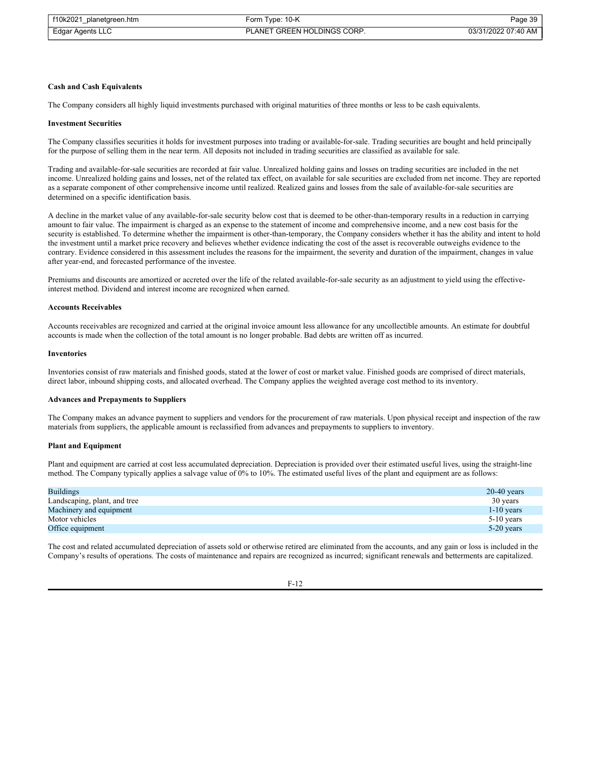**Cash and Cash Equivalents**

The Company considers all highly liquid investments purchased with original maturities of three months or less to be cash equivalents.

**Investment Securities**

The Company classifies securities it holds for investment purposes into trading or available-for-sale. Trading securities are bought and held principally for the purpose of selling them in the near term. All deposits not included in trading securities are classified as available for sale.

Trading and available-for-sale securities are recorded at fair value. Unrealized holding gains and losses on trading securities are included in the net income. Unrealized holding gains and losses, net of the related tax effect, on available for sale securities are excluded from net income. They are reported as a separate component of other comprehensive income until realized. Realized gains and losses from the sale of available-for-sale securities are determined on a specific identification basis.

A decline in the market value of any available-for-sale security below cost that is deemed to be other-than-temporary results in a reduction in carrying amount to fair value. The impairment is charged as an expense to the statement of income and comprehensive income, and a new cost basis for the security is established. To determine whether the impairment is other-than-temporary, the Company considers whether it has the ability and intent to hold the investment until a market price recovery and believes whether evidence indicating the cost of the asset is recoverable outweighs evidence to the contrary. Evidence considered in this assessment includes the reasons for the impairment, the severity and duration of the impairment, changes in value after year-end, and forecasted performance of the investee.

Premiums and discounts are amortized or accreted over the life of the related available-for-sale security as an adjustment to yield using the effective-interest method. Dividend and interest income are recognized when earned.

**Accounts Receivables**

Accounts receivables are recognized and carried at the original invoice amount less allowance for any uncollectible amounts. An estimate for doubtful accounts is made when the collection of the total amount is no longer probable. Bad debts are written off as incurred.

**Inventories**

Inventories consist of raw materials and finished goods, stated at the lower of cost or market value. Finished goods are comprised of direct materials, direct labor, inbound shipping costs, and allocated overhead. The Company applies the weighted average cost method to its inventory.

**Advances and Prepayments to Suppliers**

The Company makes an advance payment to suppliers and vendors for the procurement of raw materials. Upon physical receipt and inspection of the raw materials from suppliers, the applicable amount is reclassified from advances and prepayments to suppliers to inventory.

**Plant and Equipment**

Plant and equipment are carried at cost less accumulated depreciation. Depreciation is provided over their estimated useful lives, using the straight-line method. The Company typically applies a salvage value of 0% to 10%. The estimated useful lives of the plant and equipment are as follows:

| | |
|---|---|
| Buildings | 20-40 years |
| Landscaping, plant, and tree | 30 years |
| Machinery and equipment | 1-10 years |
| Motor vehicles | 5-10 years |
| Office equipment | 5-20 years |

The cost and related accumulated depreciation of assets sold or otherwise retired are eliminated from the accounts, and any gain or loss is included in the Company's results of operations. The costs of maintenance and repairs are recognized as incurred; significant renewals and betterments are capitalized.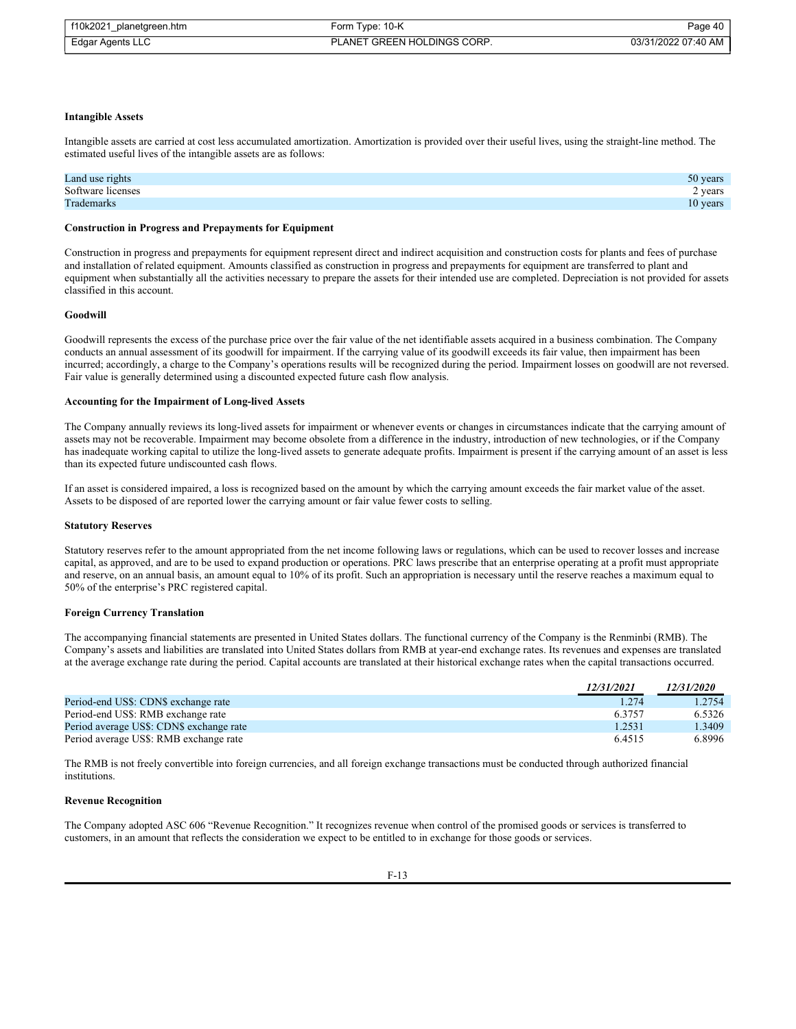**Intangible Assets**

Intangible assets are carried at cost less accumulated amortization. Amortization is provided over their useful lives, using the straight-line method. The estimated useful lives of the intangible assets are as follows:

| | |
|---|---|
| Land use rights | 50 years |
| Software licenses | 2 years |
| Trademarks | 10 years |

**Construction in Progress and Prepayments for Equipment**

Construction in progress and prepayments for equipment represent direct and indirect acquisition and construction costs for plants and fees of purchase and installation of related equipment. Amounts classified as construction in progress and prepayments for equipment are transferred to plant and equipment when substantially all the activities necessary to prepare the assets for their intended use are completed. Depreciation is not provided for assets classified in this account.

**Goodwill**

Goodwill represents the excess of the purchase price over the fair value of the net identifiable assets acquired in a business combination. The Company conducts an annual assessment of its goodwill for impairment. If the carrying value of its goodwill exceeds its fair value, then impairment has been incurred; accordingly, a charge to the Company's operations results will be recognized during the period. Impairment losses on goodwill are not reversed. Fair value is generally determined using a discounted expected future cash flow analysis.

**Accounting for the Impairment of Long-lived Assets**

The Company annually reviews its long-lived assets for impairment or whenever events or changes in circumstances indicate that the carrying amount of assets may not be recoverable. Impairment may become obsolete from a difference in the industry, introduction of new technologies, or if the Company has inadequate working capital to utilize the long-lived assets to generate adequate profits. Impairment is present if the carrying amount of an asset is less than its expected future undiscounted cash flows.

If an asset is considered impaired, a loss is recognized based on the amount by which the carrying amount exceeds the fair market value of the asset. Assets to be disposed of are reported lower the carrying amount or fair value fewer costs to selling.

**Statutory Reserves**

Statutory reserves refer to the amount appropriated from the net income following laws or regulations, which can be used to recover losses and increase capital, as approved, and are to be used to expand production or operations. PRC laws prescribe that an enterprise operating at a profit must appropriate and reserve, on an annual basis, an amount equal to 10% of its profit. Such an appropriation is necessary until the reserve reaches a maximum equal to 50% of the enterprise's PRC registered capital.

**Foreign Currency Translation**

The accompanying financial statements are presented in United States dollars. The functional currency of the Company is the Renminbi (RMB). The Company's assets and liabilities are translated into United States dollars from RMB at year-end exchange rates. Its revenues and expenses are translated at the average exchange rate during the period. Capital accounts are translated at their historical exchange rates when the capital transactions occurred.

| | *12/31/2021* | *12/31/2020* |
|---|---|---|
| Period-end US$: CDN$ exchange rate | 1.274 | 1.2754 |
| Period-end US$: RMB exchange rate | 6.3757 | 6.5326 |
| Period average US$: CDN$ exchange rate | 1.2531 | 1.3409 |
| Period average US$: RMB exchange rate | 6.4515 | 6.8996 |

The RMB is not freely convertible into foreign currencies, and all foreign exchange transactions must be conducted through authorized financial institutions.

**Revenue Recognition**

The Company adopted ASC 606 "Revenue Recognition." It recognizes revenue when control of the promised goods or services is transferred to customers, in an amount that reflects the consideration we expect to be entitled to in exchange for those goods or services.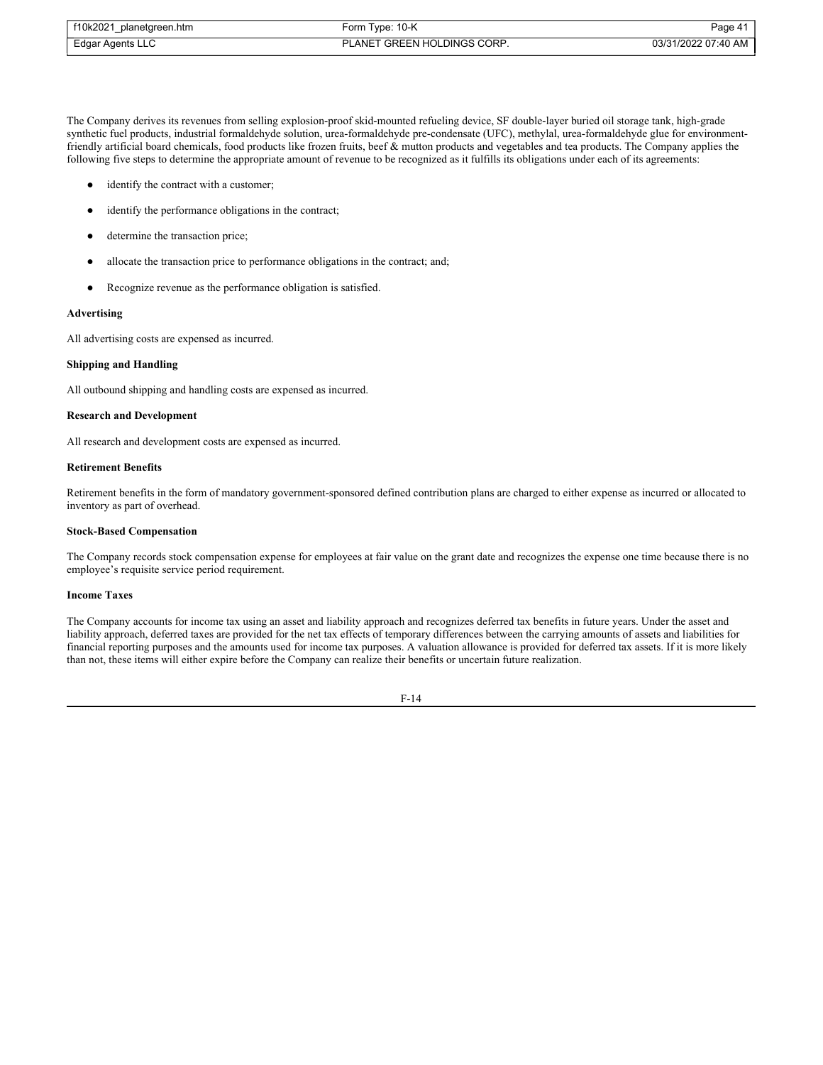The Company derives its revenues from selling explosion-proof skid-mounted refueling device, SF double-layer buried oil storage tank, high-grade synthetic fuel products, industrial formaldehyde solution, urea-formaldehyde pre-condensate (UFC), methylal, urea-formaldehyde glue for environment-friendly artificial board chemicals, food products like frozen fruits, beef & mutton products and vegetables and tea products. The Company applies the following five steps to determine the appropriate amount of revenue to be recognized as it fulfills its obligations under each of its agreements:

- identify the contract with a customer;
- identify the performance obligations in the contract;
- determine the transaction price;
- allocate the transaction price to performance obligations in the contract; and;
- Recognize revenue as the performance obligation is satisfied.

**Advertising**

All advertising costs are expensed as incurred.

**Shipping and Handling**

All outbound shipping and handling costs are expensed as incurred.

**Research and Development**

All research and development costs are expensed as incurred.

**Retirement Benefits**

Retirement benefits in the form of mandatory government-sponsored defined contribution plans are charged to either expense as incurred or allocated to inventory as part of overhead.

**Stock-Based Compensation**

The Company records stock compensation expense for employees at fair value on the grant date and recognizes the expense one time because there is no employee's requisite service period requirement.

**Income Taxes**

The Company accounts for income tax using an asset and liability approach and recognizes deferred tax benefits in future years. Under the asset and liability approach, deferred taxes are provided for the net tax effects of temporary differences between the carrying amounts of assets and liabilities for financial reporting purposes and the amounts used for income tax purposes. A valuation allowance is provided for deferred tax assets. If it is more likely than not, these items will either expire before the Company can realize their benefits or uncertain future realization.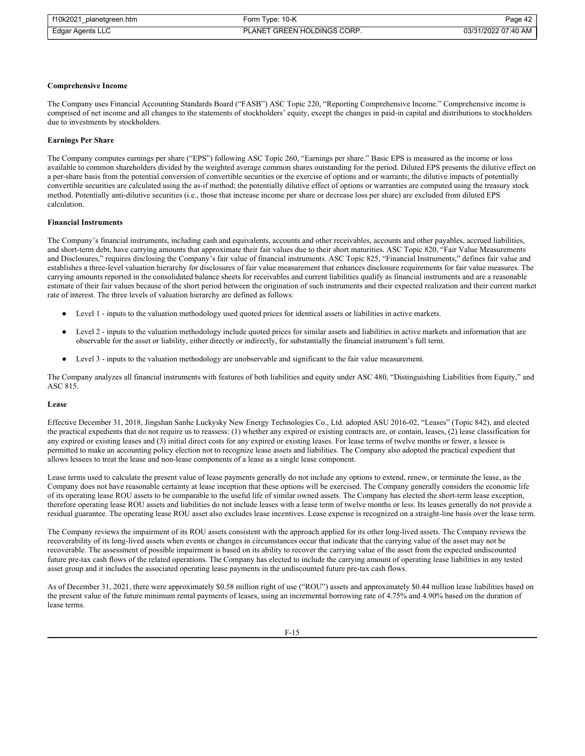**Comprehensive Income**

The Company uses Financial Accounting Standards Board ("FASB") ASC Topic 220, "Reporting Comprehensive Income." Comprehensive income is comprised of net income and all changes to the statements of stockholders' equity, except the changes in paid-in capital and distributions to stockholders due to investments by stockholders.

**Earnings Per Share**

The Company computes earnings per share ("EPS") following ASC Topic 260, "Earnings per share." Basic EPS is measured as the income or loss available to common shareholders divided by the weighted average common shares outstanding for the period. Diluted EPS presents the dilutive effect on a per-share basis from the potential conversion of convertible securities or the exercise of options and or warrants; the dilutive impacts of potentially convertible securities are calculated using the as-if method; the potentially dilutive effect of options or warranties are computed using the treasury stock method. Potentially anti-dilutive securities (i.e., those that increase income per share or decrease loss per share) are excluded from diluted EPS calculation.

**Financial Instruments**

The Company's financial instruments, including cash and equivalents, accounts and other receivables, accounts and other payables, accrued liabilities, and short-term debt, have carrying amounts that approximate their fair values due to their short maturities. ASC Topic 820, "Fair Value Measurements and Disclosures," requires disclosing the Company's fair value of financial instruments. ASC Topic 825, "Financial Instruments," defines fair value and establishes a three-level valuation hierarchy for disclosures of fair value measurement that enhances disclosure requirements for fair value measures. The carrying amounts reported in the consolidated balance sheets for receivables and current liabilities qualify as financial instruments and are a reasonable estimate of their fair values because of the short period between the origination of such instruments and their expected realization and their current market rate of interest. The three levels of valuation hierarchy are defined as follows:

- Level 1 - inputs to the valuation methodology used quoted prices for identical assets or liabilities in active markets.
- Level 2 - inputs to the valuation methodology include quoted prices for similar assets and liabilities in active markets and information that are observable for the asset or liability, either directly or indirectly, for substantially the financial instrument's full term.
- Level 3 - inputs to the valuation methodology are unobservable and significant to the fair value measurement.

The Company analyzes all financial instruments with features of both liabilities and equity under ASC 480, "Distinguishing Liabilities from Equity," and ASC 815.

**Lease**

Effective December 31, 2018, Jingshan Sanhe Luckysky New Energy Technologies Co., Ltd. adopted ASU 2016-02, "Leases" (Topic 842), and elected the practical expedients that do not require us to reassess: (1) whether any expired or existing contracts are, or contain, leases, (2) lease classification for any expired or existing leases and (3) initial direct costs for any expired or existing leases. For lease terms of twelve months or fewer, a lessee is permitted to make an accounting policy election not to recognize lease assets and liabilities. The Company also adopted the practical expedient that allows lessees to treat the lease and non-lease components of a lease as a single lease component.

Lease terms used to calculate the present value of lease payments generally do not include any options to extend, renew, or terminate the lease, as the Company does not have reasonable certainty at lease inception that these options will be exercised. The Company generally considers the economic life of its operating lease ROU assets to be comparable to the useful life of similar owned assets. The Company has elected the short-term lease exception, therefore operating lease ROU assets and liabilities do not include leases with a lease term of twelve months or less. Its leases generally do not provide a residual guarantee. The operating lease ROU asset also excludes lease incentives. Lease expense is recognized on a straight-line basis over the lease term.

The Company reviews the impairment of its ROU assets consistent with the approach applied for its other long-lived assets. The Company reviews the recoverability of its long-lived assets when events or changes in circumstances occur that indicate that the carrying value of the asset may not be recoverable. The assessment of possible impairment is based on its ability to recover the carrying value of the asset from the expected undiscounted future pre-tax cash flows of the related operations. The Company has elected to include the carrying amount of operating lease liabilities in any tested asset group and it includes the associated operating lease payments in the undiscounted future pre-tax cash flows.

As of December 31, 2021, there were approximately \$0.58 million right of use ("ROU") assets and approximately \$0.44 million lease liabilities based on the present value of the future minimum rental payments of leases, using an incremental borrowing rate of 4.75% and 4.90% based on the duration of lease terms.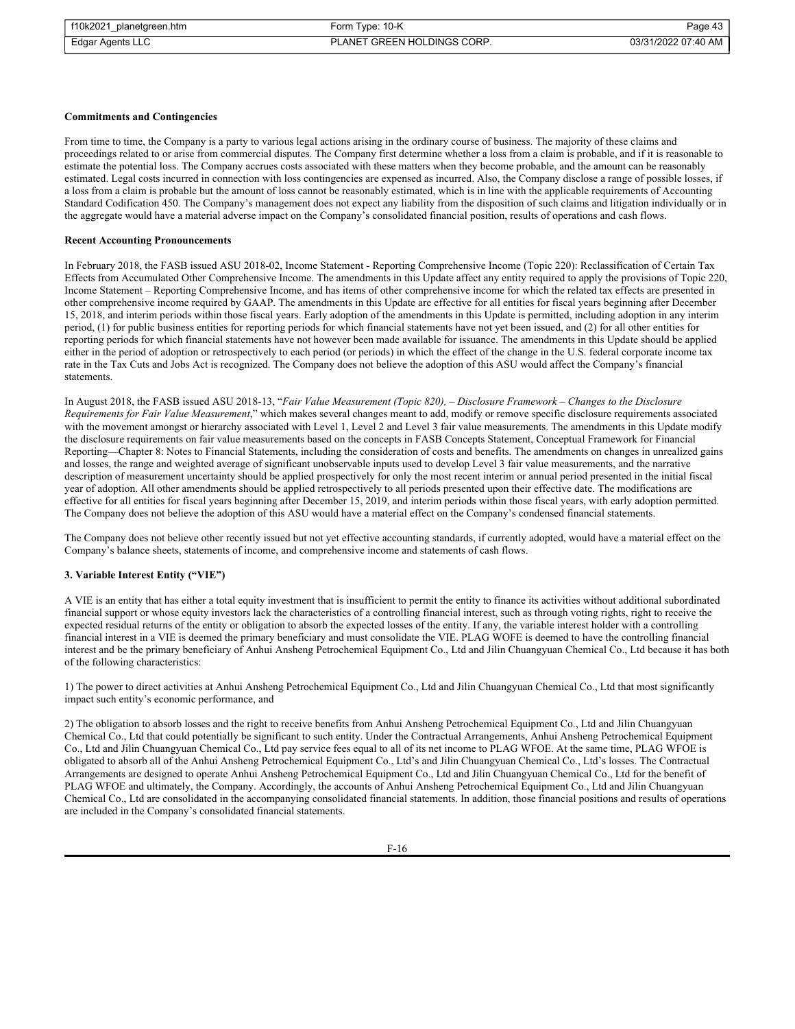**Commitments and Contingencies**

From time to time, the Company is a party to various legal actions arising in the ordinary course of business. The majority of these claims and proceedings related to or arise from commercial disputes. The Company first determine whether a loss from a claim is probable, and if it is reasonable to estimate the potential loss. The Company accrues costs associated with these matters when they become probable, and the amount can be reasonably estimated. Legal costs incurred in connection with loss contingencies are expensed as incurred. Also, the Company disclose a range of possible losses, if a loss from a claim is probable but the amount of loss cannot be reasonably estimated, which is in line with the applicable requirements of Accounting Standard Codification 450. The Company's management does not expect any liability from the disposition of such claims and litigation individually or in the aggregate would have a material adverse impact on the Company's consolidated financial position, results of operations and cash flows.

**Recent Accounting Pronouncements**

In February 2018, the FASB issued ASU 2018-02, Income Statement - Reporting Comprehensive Income (Topic 220): Reclassification of Certain Tax Effects from Accumulated Other Comprehensive Income. The amendments in this Update affect any entity required to apply the provisions of Topic 220, Income Statement – Reporting Comprehensive Income, and has items of other comprehensive income for which the related tax effects are presented in other comprehensive income required by GAAP. The amendments in this Update are effective for all entities for fiscal years beginning after December 15, 2018, and interim periods within those fiscal years. Early adoption of the amendments in this Update is permitted, including adoption in any interim period, (1) for public business entities for reporting periods for which financial statements have not yet been issued, and (2) for all other entities for reporting periods for which financial statements have not however been made available for issuance. The amendments in this Update should be applied either in the period of adoption or retrospectively to each period (or periods) in which the effect of the change in the U.S. federal corporate income tax rate in the Tax Cuts and Jobs Act is recognized. The Company does not believe the adoption of this ASU would affect the Company's financial statements.

In August 2018, the FASB issued ASU 2018-13, "*Fair Value Measurement (Topic 820), – Disclosure Framework – Changes to the Disclosure Requirements for Fair Value Measurement*," which makes several changes meant to add, modify or remove specific disclosure requirements associated with the movement amongst or hierarchy associated with Level 1, Level 2 and Level 3 fair value measurements. The amendments in this Update modify the disclosure requirements on fair value measurements based on the concepts in FASB Concepts Statement, Conceptual Framework for Financial Reporting—Chapter 8: Notes to Financial Statements, including the consideration of costs and benefits. The amendments on changes in unrealized gains and losses, the range and weighted average of significant unobservable inputs used to develop Level 3 fair value measurements, and the narrative description of measurement uncertainty should be applied prospectively for only the most recent interim or annual period presented in the initial fiscal year of adoption. All other amendments should be applied retrospectively to all periods presented upon their effective date. The modifications are effective for all entities for fiscal years beginning after December 15, 2019, and interim periods within those fiscal years, with early adoption permitted. The Company does not believe the adoption of this ASU would have a material effect on the Company's condensed financial statements.

The Company does not believe other recently issued but not yet effective accounting standards, if currently adopted, would have a material effect on the Company's balance sheets, statements of income, and comprehensive income and statements of cash flows.

**3. Variable Interest Entity ("VIE")**

A VIE is an entity that has either a total equity investment that is insufficient to permit the entity to finance its activities without additional subordinated financial support or whose equity investors lack the characteristics of a controlling financial interest, such as through voting rights, right to receive the expected residual returns of the entity or obligation to absorb the expected losses of the entity. If any, the variable interest holder with a controlling financial interest in a VIE is deemed the primary beneficiary and must consolidate the VIE. PLAG WOFE is deemed to have the controlling financial interest and be the primary beneficiary of Anhui Ansheng Petrochemical Equipment Co., Ltd and Jilin Chuangyuan Chemical Co., Ltd because it has both of the following characteristics:

1) The power to direct activities at Anhui Ansheng Petrochemical Equipment Co., Ltd and Jilin Chuangyuan Chemical Co., Ltd that most significantly impact such entity's economic performance, and

2) The obligation to absorb losses and the right to receive benefits from Anhui Ansheng Petrochemical Equipment Co., Ltd and Jilin Chuangyuan Chemical Co., Ltd that could potentially be significant to such entity. Under the Contractual Arrangements, Anhui Ansheng Petrochemical Equipment Co., Ltd and Jilin Chuangyuan Chemical Co., Ltd pay service fees equal to all of its net income to PLAG WFOE. At the same time, PLAG WFOE is obligated to absorb all of the Anhui Ansheng Petrochemical Equipment Co., Ltd's and Jilin Chuangyuan Chemical Co., Ltd's losses. The Contractual Arrangements are designed to operate Anhui Ansheng Petrochemical Equipment Co., Ltd and Jilin Chuangyuan Chemical Co., Ltd for the benefit of PLAG WFOE and ultimately, the Company. Accordingly, the accounts of Anhui Ansheng Petrochemical Equipment Co., Ltd and Jilin Chuangyuan Chemical Co., Ltd are consolidated in the accompanying consolidated financial statements. In addition, those financial positions and results of operations are included in the Company's consolidated financial statements.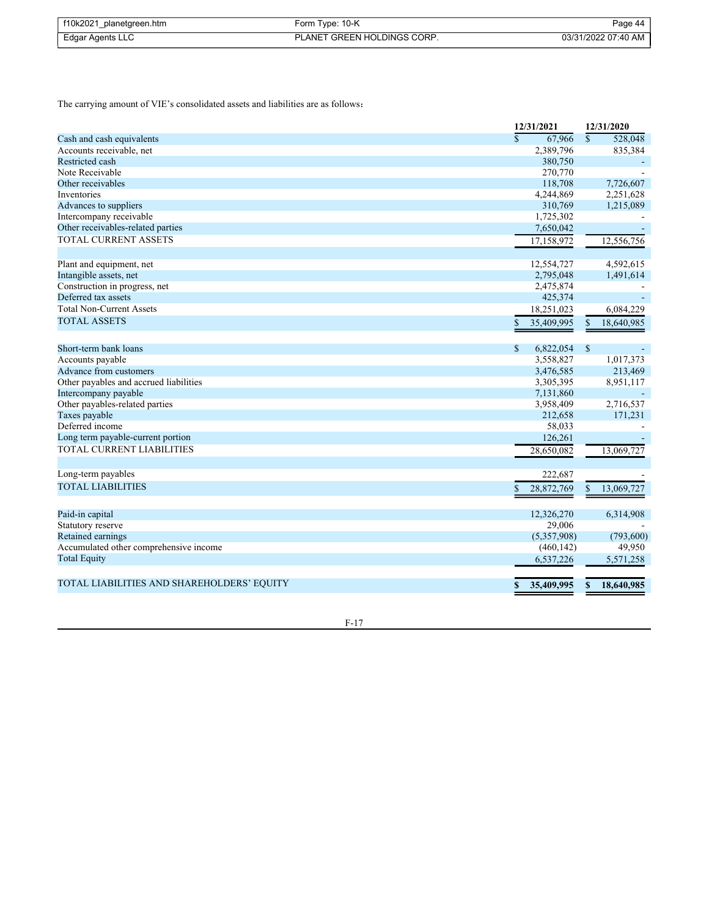The carrying amount of VIE's consolidated assets and liabilities are as follows：

| | 12/31/2021 | 12/31/2020 |
|---|---|---|
| Cash and cash equivalents | $ 67,966 | $ 528,048 |
| Accounts receivable, net | 2,389,796 | 835,384 |
| Restricted cash | 380,750 | - |
| Note Receivable | 270,770 | - |
| Other receivables | 118,708 | 7,726,607 |
| Inventories | 4,244,869 | 2,251,628 |
| Advances to suppliers | 310,769 | 1,215,089 |
| Intercompany receivable | 1,725,302 | - |
| Other receivables-related parties | 7,650,042 | - |
| TOTAL CURRENT ASSETS | 17,158,972 | 12,556,756 |
| | | |
| Plant and equipment, net | 12,554,727 | 4,592,615 |
| Intangible assets, net | 2,795,048 | 1,491,614 |
| Construction in progress, net | 2,475,874 | - |
| Deferred tax assets | 425,374 | - |
| Total Non-Current Assets | 18,251,023 | 6,084,229 |
| TOTAL ASSETS | $ 35,409,995 | $ 18,640,985 |
| | | |
| Short-term bank loans | $ 6,822,054 | $ - |
| Accounts payable | 3,558,827 | 1,017,373 |
| Advance from customers | 3,476,585 | 213,469 |
| Other payables and accrued liabilities | 3,305,395 | 8,951,117 |
| Intercompany payable | 7,131,860 | - |
| Other payables-related parties | 3,958,409 | 2,716,537 |
| Taxes payable | 212,658 | 171,231 |
| Deferred income | 58,033 | - |
| Long term payable-current portion | 126,261 | - |
| TOTAL CURRENT LIABILITIES | 28,650,082 | 13,069,727 |
| | | |
| Long-term payables | 222,687 | - |
| TOTAL LIABILITIES | $ 28,872,769 | $ 13,069,727 |
| | | |
| Paid-in capital | 12,326,270 | 6,314,908 |
| Statutory reserve | 29,006 | - |
| Retained earnings | (5,357,908) | (793,600) |
| Accumulated other comprehensive income | (460,142) | 49,950 |
| Total Equity | 6,537,226 | 5,571,258 |
| | | |
| **TOTAL LIABILITIES AND SHAREHOLDERS' EQUITY** | **$ 35,409,995** | **$ 18,640,985** |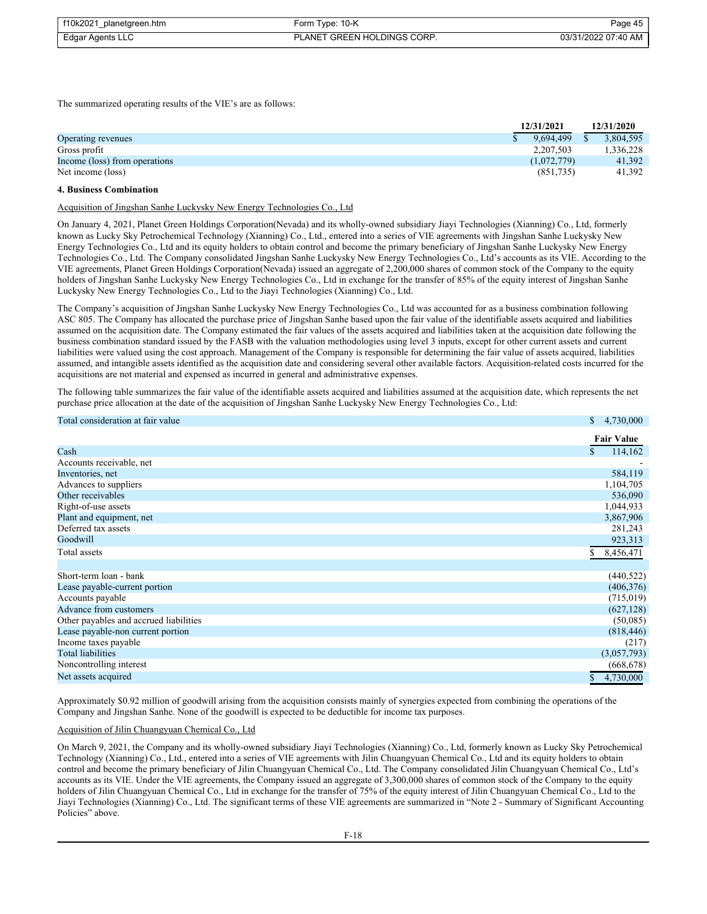The summarized operating results of the VIE's are as follows:

| | 12/31/2021 | 12/31/2020 |
|---|---|---|
| Operating revenues | $ 9,694,499 | $ 3,804,595 |
| Gross profit | 2,207,503 | 1,336,228 |
| Income (loss) from operations | (1,072,779) | 41,392 |
| Net income (loss) | (851,735) | 41,392 |

**4. Business Combination**

Acquisition of Jingshan Sanhe Luckysky New Energy Technologies Co., Ltd

On January 4, 2021, Planet Green Holdings Corporation(Nevada) and its wholly-owned subsidiary Jiayi Technologies (Xianning) Co., Ltd, formerly known as Lucky Sky Petrochemical Technology (Xianning) Co., Ltd., entered into a series of VIE agreements with Jingshan Sanhe Luckysky New Energy Technologies Co., Ltd and its equity holders to obtain control and become the primary beneficiary of Jingshan Sanhe Luckysky New Energy Technologies Co., Ltd. The Company consolidated Jingshan Sanhe Luckysky New Energy Technologies Co., Ltd's accounts as its VIE. According to the VIE agreements, Planet Green Holdings Corporation(Nevada) issued an aggregate of 2,200,000 shares of common stock of the Company to the equity holders of Jingshan Sanhe Luckysky New Energy Technologies Co., Ltd in exchange for the transfer of 85% of the equity interest of Jingshan Sanhe Luckysky New Energy Technologies Co., Ltd to the Jiayi Technologies (Xianning) Co., Ltd.

The Company's acquisition of Jingshan Sanhe Luckysky New Energy Technologies Co., Ltd was accounted for as a business combination following ASC 805. The Company has allocated the purchase price of Jingshan Sanhe based upon the fair value of the identifiable assets acquired and liabilities assumed on the acquisition date. The Company estimated the fair values of the assets acquired and liabilities taken at the acquisition date following the business combination standard issued by the FASB with the valuation methodologies using level 3 inputs, except for other current assets and current liabilities were valued using the cost approach. Management of the Company is responsible for determining the fair value of assets acquired, liabilities assumed, and intangible assets identified as the acquisition date and considering several other available factors. Acquisition-related costs incurred for the acquisitions are not material and expensed as incurred in general and administrative expenses.

The following table summarizes the fair value of the identifiable assets acquired and liabilities assumed at the acquisition date, which represents the net purchase price allocation at the date of the acquisition of Jingshan Sanhe Luckysky New Energy Technologies Co., Ltd:

| | |
|---|---|
| Total consideration at fair value | $ 4,730,000 |
| | **Fair Value** |
| Cash | $ 114,162 |
| Accounts receivable, net | - |
| Inventories, net | 584,119 |
| Advances to suppliers | 1,104,705 |
| Other receivables | 536,090 |
| Right-of-use assets | 1,044,933 |
| Plant and equipment, net | 3,867,906 |
| Deferred tax assets | 281,243 |
| Goodwill | 923,313 |
| Total assets | $ 8,456,471 |
| | |
| Short-term loan - bank | (440,522) |
| Lease payable-current portion | (406,376) |
| Accounts payable | (715,019) |
| Advance from customers | (627,128) |
| Other payables and accrued liabilities | (50,085) |
| Lease payable-non current portion | (818,446) |
| Income taxes payable | (217) |
| Total liabilities | (3,057,793) |
| Noncontrolling interest | (668,678) |
| Net assets acquired | $ 4,730,000 |

Approximately $0.92 million of goodwill arising from the acquisition consists mainly of synergies expected from combining the operations of the Company and Jingshan Sanhe. None of the goodwill is expected to be deductible for income tax purposes.

Acquisition of Jilin Chuangyuan Chemical Co., Ltd

On March 9, 2021, the Company and its wholly-owned subsidiary Jiayi Technologies (Xianning) Co., Ltd, formerly known as Lucky Sky Petrochemical Technology (Xianning) Co., Ltd., entered into a series of VIE agreements with Jilin Chuangyuan Chemical Co., Ltd and its equity holders to obtain control and become the primary beneficiary of Jilin Chuangyuan Chemical Co., Ltd. The Company consolidated Jilin Chuangyuan Chemical Co., Ltd's accounts as its VIE. Under the VIE agreements, the Company issued an aggregate of 3,300,000 shares of common stock of the Company to the equity holders of Jilin Chuangyuan Chemical Co., Ltd in exchange for the transfer of 75% of the equity interest of Jilin Chuangyuan Chemical Co., Ltd to the Jiayi Technologies (Xianning) Co., Ltd. The significant terms of these VIE agreements are summarized in "Note 2 - Summary of Significant Accounting Policies" above.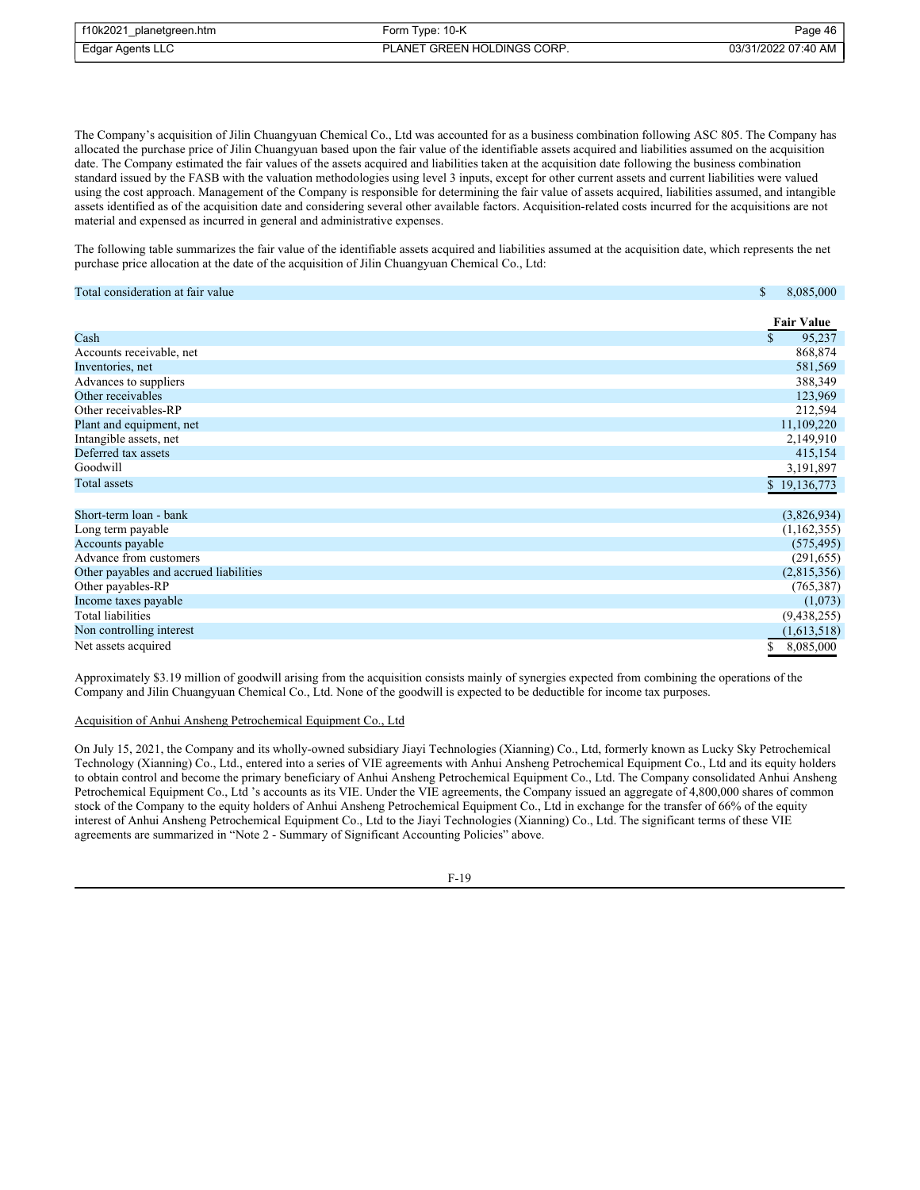The Company's acquisition of Jilin Chuangyuan Chemical Co., Ltd was accounted for as a business combination following ASC 805. The Company has allocated the purchase price of Jilin Chuangyuan based upon the fair value of the identifiable assets acquired and liabilities assumed on the acquisition date. The Company estimated the fair values of the assets acquired and liabilities taken at the acquisition date following the business combination standard issued by the FASB with the valuation methodologies using level 3 inputs, except for other current assets and current liabilities were valued using the cost approach. Management of the Company is responsible for determining the fair value of assets acquired, liabilities assumed, and intangible assets identified as of the acquisition date and considering several other available factors. Acquisition-related costs incurred for the acquisitions are not material and expensed as incurred in general and administrative expenses.

The following table summarizes the fair value of the identifiable assets acquired and liabilities assumed at the acquisition date, which represents the net purchase price allocation at the date of the acquisition of Jilin Chuangyuan Chemical Co., Ltd:

| | |
|---|---|
| Total consideration at fair value | $ 8,085,000 |

| | Fair Value |
|---|---|
| Cash | $ 95,237 |
| Accounts receivable, net | 868,874 |
| Inventories, net | 581,569 |
| Advances to suppliers | 388,349 |
| Other receivables | 123,969 |
| Other receivables-RP | 212,594 |
| Plant and equipment, net | 11,109,220 |
| Intangible assets, net | 2,149,910 |
| Deferred tax assets | 415,154 |
| Goodwill | 3,191,897 |
| Total assets | $ 19,136,773 |
| | |
| Short-term loan - bank | (3,826,934) |
| Long term payable | (1,162,355) |
| Accounts payable | (575,495) |
| Advance from customers | (291,655) |
| Other payables and accrued liabilities | (2,815,356) |
| Other payables-RP | (765,387) |
| Income taxes payable | (1,073) |
| Total liabilities | (9,438,255) |
| Non controlling interest | (1,613,518) |
| Net assets acquired | $ 8,085,000 |

Approximately $3.19 million of goodwill arising from the acquisition consists mainly of synergies expected from combining the operations of the Company and Jilin Chuangyuan Chemical Co., Ltd. None of the goodwill is expected to be deductible for income tax purposes.

Acquisition of Anhui Ansheng Petrochemical Equipment Co., Ltd

On July 15, 2021, the Company and its wholly-owned subsidiary Jiayi Technologies (Xianning) Co., Ltd, formerly known as Lucky Sky Petrochemical Technology (Xianning) Co., Ltd., entered into a series of VIE agreements with Anhui Ansheng Petrochemical Equipment Co., Ltd and its equity holders to obtain control and become the primary beneficiary of Anhui Ansheng Petrochemical Equipment Co., Ltd. The Company consolidated Anhui Ansheng Petrochemical Equipment Co., Ltd 's accounts as its VIE. Under the VIE agreements, the Company issued an aggregate of 4,800,000 shares of common stock of the Company to the equity holders of Anhui Ansheng Petrochemical Equipment Co., Ltd in exchange for the transfer of 66% of the equity interest of Anhui Ansheng Petrochemical Equipment Co., Ltd to the Jiayi Technologies (Xianning) Co., Ltd. The significant terms of these VIE agreements are summarized in "Note 2 - Summary of Significant Accounting Policies" above.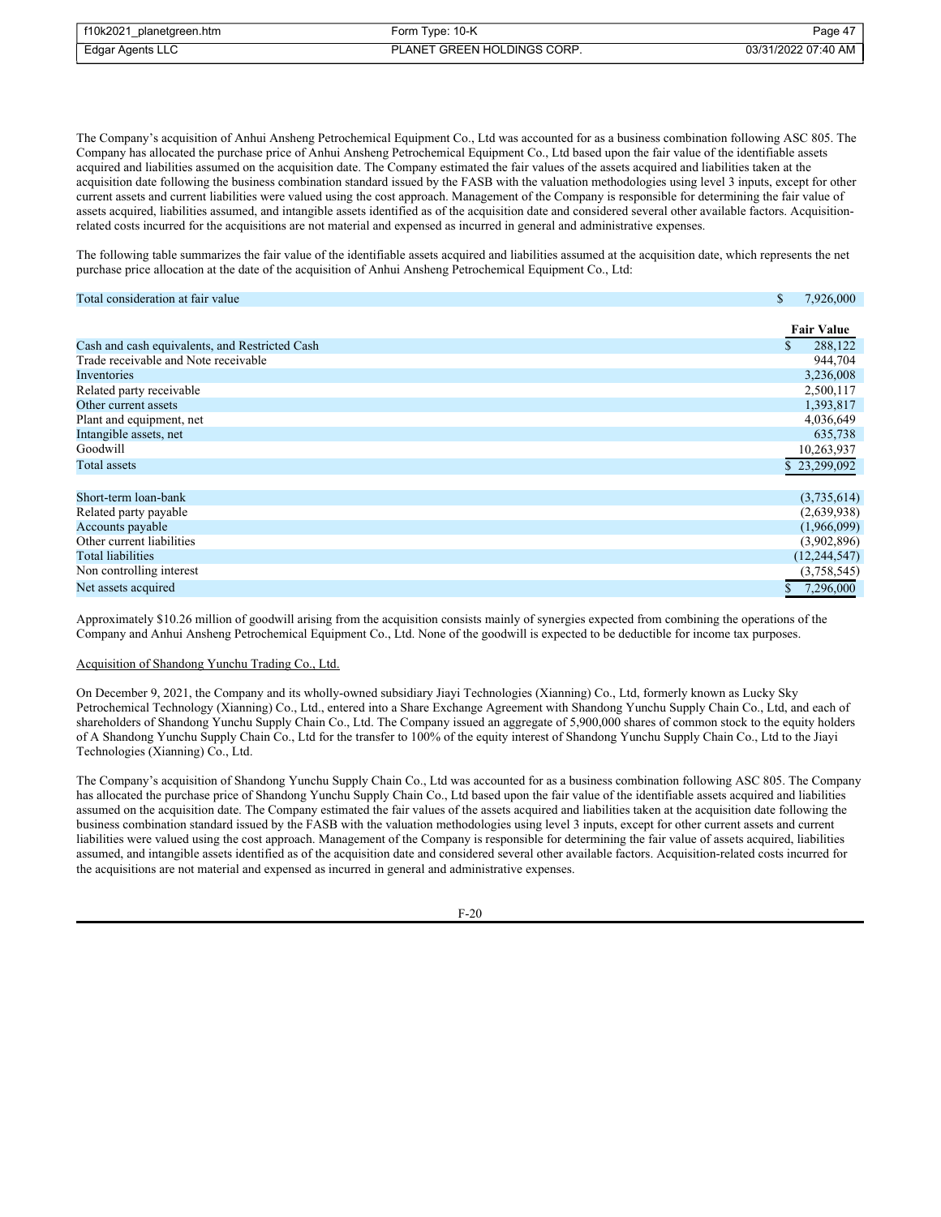The Company's acquisition of Anhui Ansheng Petrochemical Equipment Co., Ltd was accounted for as a business combination following ASC 805. The Company has allocated the purchase price of Anhui Ansheng Petrochemical Equipment Co., Ltd based upon the fair value of the identifiable assets acquired and liabilities assumed on the acquisition date. The Company estimated the fair values of the assets acquired and liabilities taken at the acquisition date following the business combination standard issued by the FASB with the valuation methodologies using level 3 inputs, except for other current assets and current liabilities were valued using the cost approach. Management of the Company is responsible for determining the fair value of assets acquired, liabilities assumed, and intangible assets identified as of the acquisition date and considered several other available factors. Acquisition-related costs incurred for the acquisitions are not material and expensed as incurred in general and administrative expenses.

The following table summarizes the fair value of the identifiable assets acquired and liabilities assumed at the acquisition date, which represents the net purchase price allocation at the date of the acquisition of Anhui Ansheng Petrochemical Equipment Co., Ltd:

| | |
|---|---|
| Total consideration at fair value | $ 7,926,000 |
| | **Fair Value** |
| Cash and cash equivalents, and Restricted Cash | $ 288,122 |
| Trade receivable and Note receivable | 944,704 |
| Inventories | 3,236,008 |
| Related party receivable | 2,500,117 |
| Other current assets | 1,393,817 |
| Plant and equipment, net | 4,036,649 |
| Intangible assets, net | 635,738 |
| Goodwill | 10,263,937 |
| Total assets | $ 23,299,092 |
| | |
| Short-term loan-bank | (3,735,614) |
| Related party payable | (2,639,938) |
| Accounts payable | (1,966,099) |
| Other current liabilities | (3,902,896) |
| Total liabilities | (12,244,547) |
| Non controlling interest | (3,758,545) |
| Net assets acquired | $ 7,296,000 |

Approximately $10.26 million of goodwill arising from the acquisition consists mainly of synergies expected from combining the operations of the Company and Anhui Ansheng Petrochemical Equipment Co., Ltd. None of the goodwill is expected to be deductible for income tax purposes.

Acquisition of Shandong Yunchu Trading Co., Ltd.

On December 9, 2021, the Company and its wholly-owned subsidiary Jiayi Technologies (Xianning) Co., Ltd, formerly known as Lucky Sky Petrochemical Technology (Xianning) Co., Ltd., entered into a Share Exchange Agreement with Shandong Yunchu Supply Chain Co., Ltd, and each of shareholders of Shandong Yunchu Supply Chain Co., Ltd. The Company issued an aggregate of 5,900,000 shares of common stock to the equity holders of A Shandong Yunchu Supply Chain Co., Ltd for the transfer to 100% of the equity interest of Shandong Yunchu Supply Chain Co., Ltd to the Jiayi Technologies (Xianning) Co., Ltd.

The Company's acquisition of Shandong Yunchu Supply Chain Co., Ltd was accounted for as a business combination following ASC 805. The Company has allocated the purchase price of Shandong Yunchu Supply Chain Co., Ltd based upon the fair value of the identifiable assets acquired and liabilities assumed on the acquisition date. The Company estimated the fair values of the assets acquired and liabilities taken at the acquisition date following the business combination standard issued by the FASB with the valuation methodologies using level 3 inputs, except for other current assets and current liabilities were valued using the cost approach. Management of the Company is responsible for determining the fair value of assets acquired, liabilities assumed, and intangible assets identified as of the acquisition date and considered several other available factors. Acquisition-related costs incurred for the acquisitions are not material and expensed as incurred in general and administrative expenses.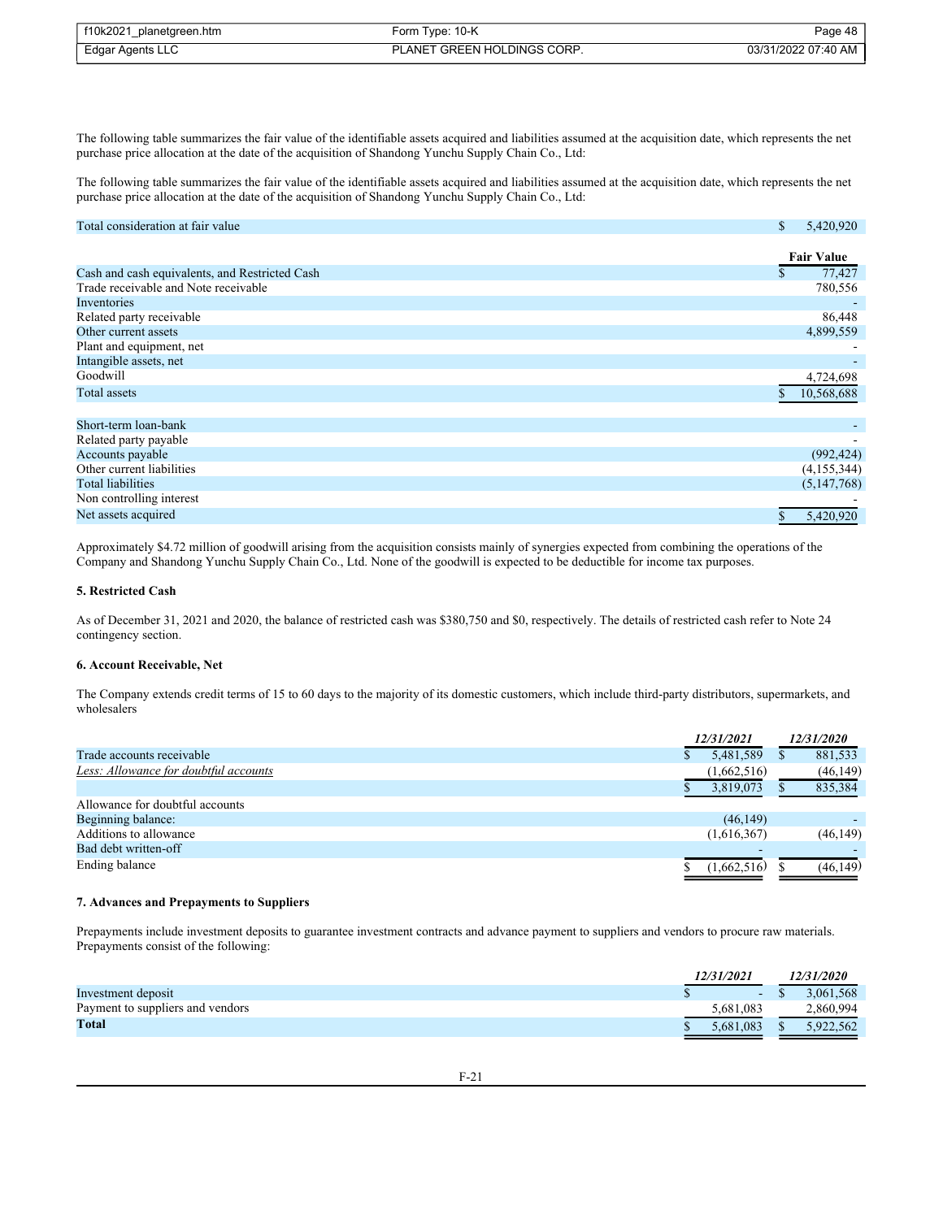The following table summarizes the fair value of the identifiable assets acquired and liabilities assumed at the acquisition date, which represents the net purchase price allocation at the date of the acquisition of Shandong Yunchu Supply Chain Co., Ltd:

The following table summarizes the fair value of the identifiable assets acquired and liabilities assumed at the acquisition date, which represents the net purchase price allocation at the date of the acquisition of Shandong Yunchu Supply Chain Co., Ltd:

| | |
|---|---|
| Total consideration at fair value | $ 5,420,920 |

| | Fair Value |
|---|---|
| Cash and cash equivalents, and Restricted Cash | $ 77,427 |
| Trade receivable and Note receivable | 780,556 |
| Inventories | - |
| Related party receivable | 86,448 |
| Other current assets | 4,899,559 |
| Plant and equipment, net | - |
| Intangible assets, net | - |
| Goodwill | 4,724,698 |
| Total assets | $ 10,568,688 |
| | |
| Short-term loan-bank | - |
| Related party payable | - |
| Accounts payable | (992,424) |
| Other current liabilities | (4,155,344) |
| Total liabilities | (5,147,768) |
| Non controlling interest | - |
| Net assets acquired | $ 5,420,920 |

Approximately $4.72 million of goodwill arising from the acquisition consists mainly of synergies expected from combining the operations of the Company and Shandong Yunchu Supply Chain Co., Ltd. None of the goodwill is expected to be deductible for income tax purposes.

**5. Restricted Cash**

As of December 31, 2021 and 2020, the balance of restricted cash was $380,750 and $0, respectively. The details of restricted cash refer to Note 24 contingency section.

**6. Account Receivable, Net**

The Company extends credit terms of 15 to 60 days to the majority of its domestic customers, which include third-party distributors, supermarkets, and wholesalers

| | *12/31/2021* | *12/31/2020* |
|---|---|---|
| Trade accounts receivable | $ 5,481,589 | $ 881,533 |
| *Less: Allowance for doubtful accounts* | (1,662,516) | (46,149) |
| | $ 3,819,073 | $ 835,384 |
| Allowance for doubtful accounts | | |
| Beginning balance: | (46,149) | - |
| Additions to allowance | (1,616,367) | (46,149) |
| Bad debt written-off | - | - |
| Ending balance | $ (1,662,516) | $ (46,149) |

**7. Advances and Prepayments to Suppliers**

Prepayments include investment deposits to guarantee investment contracts and advance payment to suppliers and vendors to procure raw materials. Prepayments consist of the following:

| | *12/31/2021* | *12/31/2020* |
|---|---|---|
| Investment deposit | $ - | $ 3,061,568 |
| Payment to suppliers and vendors | 5,681,083 | 2,860,994 |
| **Total** | $ 5,681,083 | $ 5,922,562 |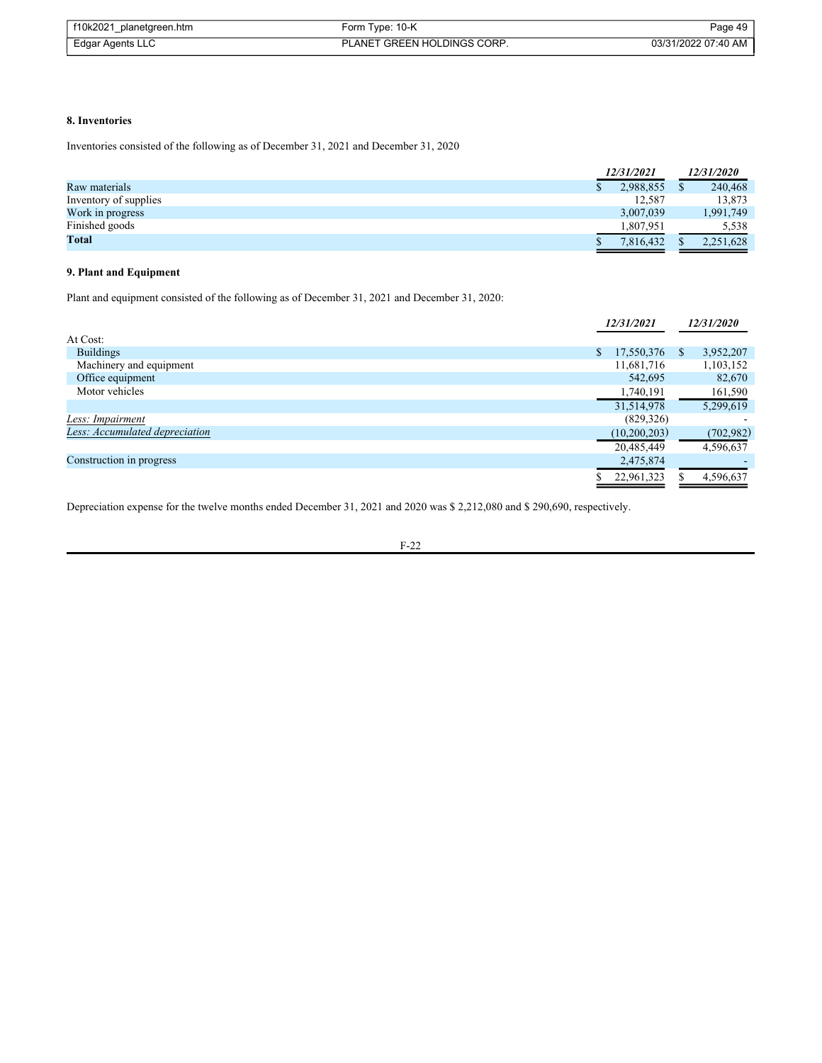**8. Inventories**

Inventories consisted of the following as of December 31, 2021 and December 31, 2020

| | *12/31/2021* | *12/31/2020* |
|---|---|---|
| Raw materials | $ 2,988,855 | $ 240,468 |
| Inventory of supplies | 12,587 | 13,873 |
| Work in progress | 3,007,039 | 1,991,749 |
| Finished goods | 1,807,951 | 5,538 |
| **Total** | $ 7,816,432 | $ 2,251,628 |

**9. Plant and Equipment**

Plant and equipment consisted of the following as of December 31, 2021 and December 31, 2020:

| | *12/31/2021* | *12/31/2020* |
|---|---|---|
| At Cost: | | |
| Buildings | $ 17,550,376 | $ 3,952,207 |
| Machinery and equipment | 11,681,716 | 1,103,152 |
| Office equipment | 542,695 | 82,670 |
| Motor vehicles | 1,740,191 | 161,590 |
| | 31,514,978 | 5,299,619 |
| *Less: Impairment* | (829,326) | - |
| *Less: Accumulated depreciation* | (10,200,203) | (702,982) |
| | 20,485,449 | 4,596,637 |
| Construction in progress | 2,475,874 | - |
| | $ 22,961,323 | $ 4,596,637 |

Depreciation expense for the twelve months ended December 31, 2021 and 2020 was $ 2,212,080 and $ 290,690, respectively.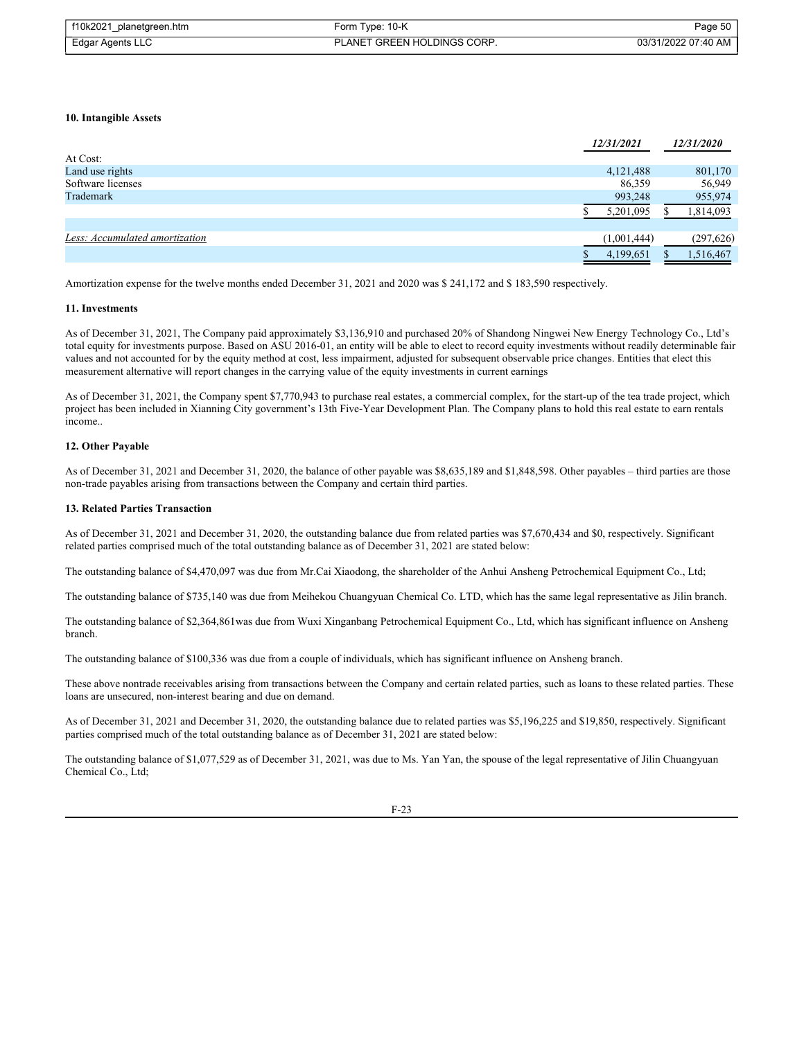#### 10. Intangible Assets

| | 12/31/2021 | 12/31/2020 |
|---|---|---|
| At Cost: | | |
| Land use rights | 4,121,488 | 801,170 |
| Software licenses | 86,359 | 56,949 |
| Trademark | 993,248 | 955,974 |
| | $ 5,201,095 | $ 1,814,093 |
| | | |
| *Less: Accumulated amortization* | (1,001,444) | (297,626) |
| | $ 4,199,651 | $ 1,516,467 |

Amortization expense for the twelve months ended December 31, 2021 and 2020 was $ 241,172 and $ 183,590 respectively.

#### 11. Investments

As of December 31, 2021, The Company paid approximately $3,136,910 and purchased 20% of Shandong Ningwei New Energy Technology Co., Ltd's total equity for investments purpose. Based on ASU 2016-01, an entity will be able to elect to record equity investments without readily determinable fair values and not accounted for by the equity method at cost, less impairment, adjusted for subsequent observable price changes. Entities that elect this measurement alternative will report changes in the carrying value of the equity investments in current earnings

As of December 31, 2021, the Company spent $7,770,943 to purchase real estates, a commercial complex, for the start-up of the tea trade project, which project has been included in Xianning City government's 13th Five-Year Development Plan. The Company plans to hold this real estate to earn rentals income..

#### 12. Other Payable

As of December 31, 2021 and December 31, 2020, the balance of other payable was $8,635,189 and $1,848,598. Other payables – third parties are those non-trade payables arising from transactions between the Company and certain third parties.

#### 13. Related Parties Transaction

As of December 31, 2021 and December 31, 2020, the outstanding balance due from related parties was $7,670,434 and $0, respectively. Significant related parties comprised much of the total outstanding balance as of December 31, 2021 are stated below:

The outstanding balance of $4,470,097 was due from Mr.Cai Xiaodong, the shareholder of the Anhui Ansheng Petrochemical Equipment Co., Ltd;

The outstanding balance of $735,140 was due from Meihekou Chuangyuan Chemical Co. LTD, which has the same legal representative as Jilin branch.

The outstanding balance of $2,364,861was due from Wuxi Xinganbang Petrochemical Equipment Co., Ltd, which has significant influence on Ansheng branch.

The outstanding balance of $100,336 was due from a couple of individuals, which has significant influence on Ansheng branch.

These above nontrade receivables arising from transactions between the Company and certain related parties, such as loans to these related parties. These loans are unsecured, non-interest bearing and due on demand.

As of December 31, 2021 and December 31, 2020, the outstanding balance due to related parties was $5,196,225 and $19,850, respectively. Significant parties comprised much of the total outstanding balance as of December 31, 2021 are stated below:

The outstanding balance of $1,077,529 as of December 31, 2021, was due to Ms. Yan Yan, the spouse of the legal representative of Jilin Chuangyuan Chemical Co., Ltd;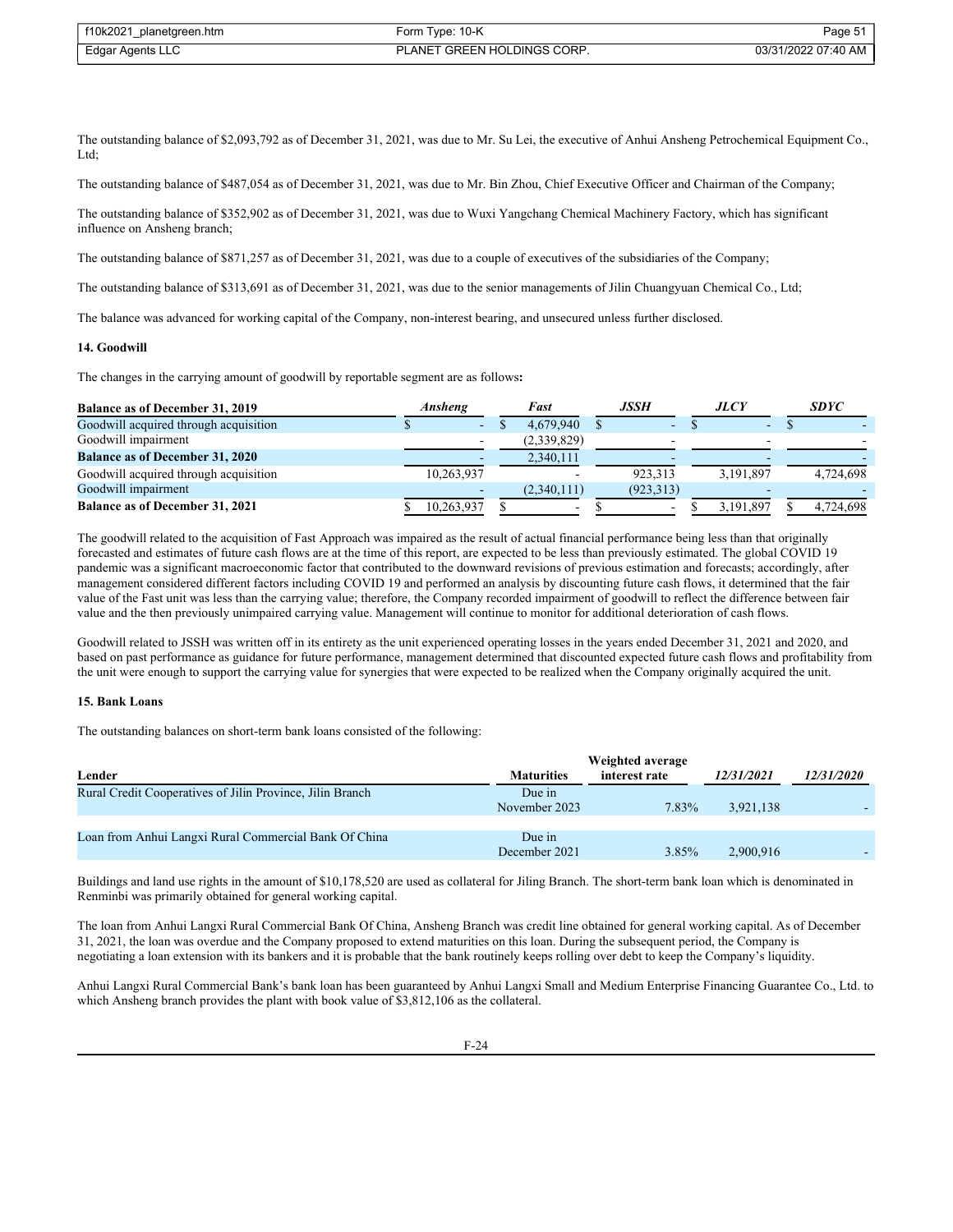The outstanding balance of $2,093,792 as of December 31, 2021, was due to Mr. Su Lei, the executive of Anhui Ansheng Petrochemical Equipment Co., Ltd;

The outstanding balance of $487,054 as of December 31, 2021, was due to Mr. Bin Zhou, Chief Executive Officer and Chairman of the Company;

The outstanding balance of $352,902 as of December 31, 2021, was due to Wuxi Yangchang Chemical Machinery Factory, which has significant influence on Ansheng branch;

The outstanding balance of $871,257 as of December 31, 2021, was due to a couple of executives of the subsidiaries of the Company;

The outstanding balance of $313,691 as of December 31, 2021, was due to the senior managements of Jilin Chuangyuan Chemical Co., Ltd;

The balance was advanced for working capital of the Company, non-interest bearing, and unsecured unless further disclosed.

**14. Goodwill**

The changes in the carrying amount of goodwill by reportable segment are as follows**:**

| **Balance as of December 31, 2019** | ***Ansheng*** | ***Fast*** | ***JSSH*** | ***JLCY*** | ***SDYC*** |
|---|---|---|---|---|---|
| Goodwill acquired through acquisition | $ - | $ 4,679,940 | $ - | $ - | $ - |
| Goodwill impairment | - | (2,339,829) | - | - | - |
| **Balance as of December 31, 2020** | - | 2,340,111 | - | - | - |
| Goodwill acquired through acquisition | 10,263,937 | - | 923,313 | 3,191,897 | 4,724,698 |
| Goodwill impairment | - | (2,340,111) | (923,313) | - | - |
| **Balance as of December 31, 2021** | $ 10,263,937 | $ - | $ - | $ 3,191,897 | $ 4,724,698 |

The goodwill related to the acquisition of Fast Approach was impaired as the result of actual financial performance being less than that originally forecasted and estimates of future cash flows are at the time of this report, are expected to be less than previously estimated. The global COVID 19 pandemic was a significant macroeconomic factor that contributed to the downward revisions of previous estimation and forecasts; accordingly, after management considered different factors including COVID 19 and performed an analysis by discounting future cash flows, it determined that the fair value of the Fast unit was less than the carrying value; therefore, the Company recorded impairment of goodwill to reflect the difference between fair value and the then previously unimpaired carrying value. Management will continue to monitor for additional deterioration of cash flows.

Goodwill related to JSSH was written off in its entirety as the unit experienced operating losses in the years ended December 31, 2021 and 2020, and based on past performance as guidance for future performance, management determined that discounted expected future cash flows and profitability from the unit were enough to support the carrying value for synergies that were expected to be realized when the Company originally acquired the unit.

**15. Bank Loans**

The outstanding balances on short-term bank loans consisted of the following:

| **Lender** | **Maturities** | **Weighted average interest rate** | ***12/31/2021*** | ***12/31/2020*** |
|---|---|---|---|---|
| Rural Credit Cooperatives of Jilin Province, Jilin Branch | Due in November 2023 | 7.83% | 3,921,138 | - |
| Loan from Anhui Langxi Rural Commercial Bank Of China | Due in December 2021 | 3.85% | 2,900,916 | - |

Buildings and land use rights in the amount of $10,178,520 are used as collateral for Jiling Branch. The short-term bank loan which is denominated in Renminbi was primarily obtained for general working capital.

The loan from Anhui Langxi Rural Commercial Bank Of China, Ansheng Branch was credit line obtained for general working capital. As of December 31, 2021, the loan was overdue and the Company proposed to extend maturities on this loan. During the subsequent period, the Company is negotiating a loan extension with its bankers and it is probable that the bank routinely keeps rolling over debt to keep the Company's liquidity.

Anhui Langxi Rural Commercial Bank's bank loan has been guaranteed by Anhui Langxi Small and Medium Enterprise Financing Guarantee Co., Ltd. to which Ansheng branch provides the plant with book value of $3,812,106 as the collateral.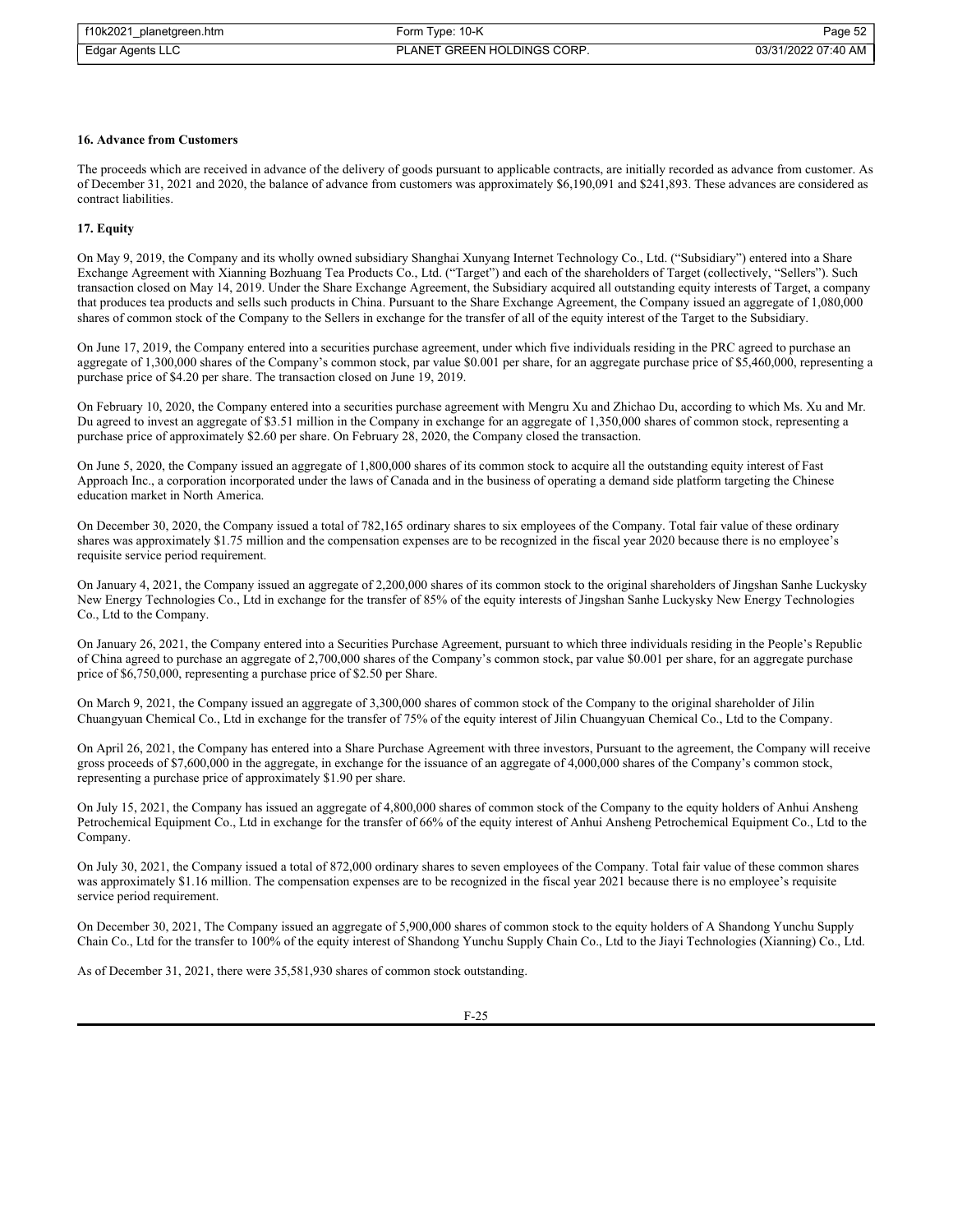### 16. Advance from Customers

The proceeds which are received in advance of the delivery of goods pursuant to applicable contracts, are initially recorded as advance from customer. As of December 31, 2021 and 2020, the balance of advance from customers was approximately $6,190,091 and $241,893. These advances are considered as contract liabilities.

### 17. Equity

On May 9, 2019, the Company and its wholly owned subsidiary Shanghai Xunyang Internet Technology Co., Ltd. ("Subsidiary") entered into a Share Exchange Agreement with Xianning Bozhuang Tea Products Co., Ltd. ("Target") and each of the shareholders of Target (collectively, "Sellers"). Such transaction closed on May 14, 2019. Under the Share Exchange Agreement, the Subsidiary acquired all outstanding equity interests of Target, a company that produces tea products and sells such products in China. Pursuant to the Share Exchange Agreement, the Company issued an aggregate of 1,080,000 shares of common stock of the Company to the Sellers in exchange for the transfer of all of the equity interest of the Target to the Subsidiary.

On June 17, 2019, the Company entered into a securities purchase agreement, under which five individuals residing in the PRC agreed to purchase an aggregate of 1,300,000 shares of the Company's common stock, par value $0.001 per share, for an aggregate purchase price of $5,460,000, representing a purchase price of $4.20 per share. The transaction closed on June 19, 2019.

On February 10, 2020, the Company entered into a securities purchase agreement with Mengru Xu and Zhichao Du, according to which Ms. Xu and Mr. Du agreed to invest an aggregate of $3.51 million in the Company in exchange for an aggregate of 1,350,000 shares of common stock, representing a purchase price of approximately $2.60 per share. On February 28, 2020, the Company closed the transaction.

On June 5, 2020, the Company issued an aggregate of 1,800,000 shares of its common stock to acquire all the outstanding equity interest of Fast Approach Inc., a corporation incorporated under the laws of Canada and in the business of operating a demand side platform targeting the Chinese education market in North America.

On December 30, 2020, the Company issued a total of 782,165 ordinary shares to six employees of the Company. Total fair value of these ordinary shares was approximately $1.75 million and the compensation expenses are to be recognized in the fiscal year 2020 because there is no employee's requisite service period requirement.

On January 4, 2021, the Company issued an aggregate of 2,200,000 shares of its common stock to the original shareholders of Jingshan Sanhe Luckysky New Energy Technologies Co., Ltd in exchange for the transfer of 85% of the equity interests of Jingshan Sanhe Luckysky New Energy Technologies Co., Ltd to the Company.

On January 26, 2021, the Company entered into a Securities Purchase Agreement, pursuant to which three individuals residing in the People's Republic of China agreed to purchase an aggregate of 2,700,000 shares of the Company's common stock, par value $0.001 per share, for an aggregate purchase price of $6,750,000, representing a purchase price of $2.50 per Share.

On March 9, 2021, the Company issued an aggregate of 3,300,000 shares of common stock of the Company to the original shareholder of Jilin Chuangyuan Chemical Co., Ltd in exchange for the transfer of 75% of the equity interest of Jilin Chuangyuan Chemical Co., Ltd to the Company.

On April 26, 2021, the Company has entered into a Share Purchase Agreement with three investors, Pursuant to the agreement, the Company will receive gross proceeds of $7,600,000 in the aggregate, in exchange for the issuance of an aggregate of 4,000,000 shares of the Company's common stock, representing a purchase price of approximately $1.90 per share.

On July 15, 2021, the Company has issued an aggregate of 4,800,000 shares of common stock of the Company to the equity holders of Anhui Ansheng Petrochemical Equipment Co., Ltd in exchange for the transfer of 66% of the equity interest of Anhui Ansheng Petrochemical Equipment Co., Ltd to the Company.

On July 30, 2021, the Company issued a total of 872,000 ordinary shares to seven employees of the Company. Total fair value of these common shares was approximately $1.16 million. The compensation expenses are to be recognized in the fiscal year 2021 because there is no employee's requisite service period requirement.

On December 30, 2021, The Company issued an aggregate of 5,900,000 shares of common stock to the equity holders of A Shandong Yunchu Supply Chain Co., Ltd for the transfer to 100% of the equity interest of Shandong Yunchu Supply Chain Co., Ltd to the Jiayi Technologies (Xianning) Co., Ltd.

As of December 31, 2021, there were 35,581,930 shares of common stock outstanding.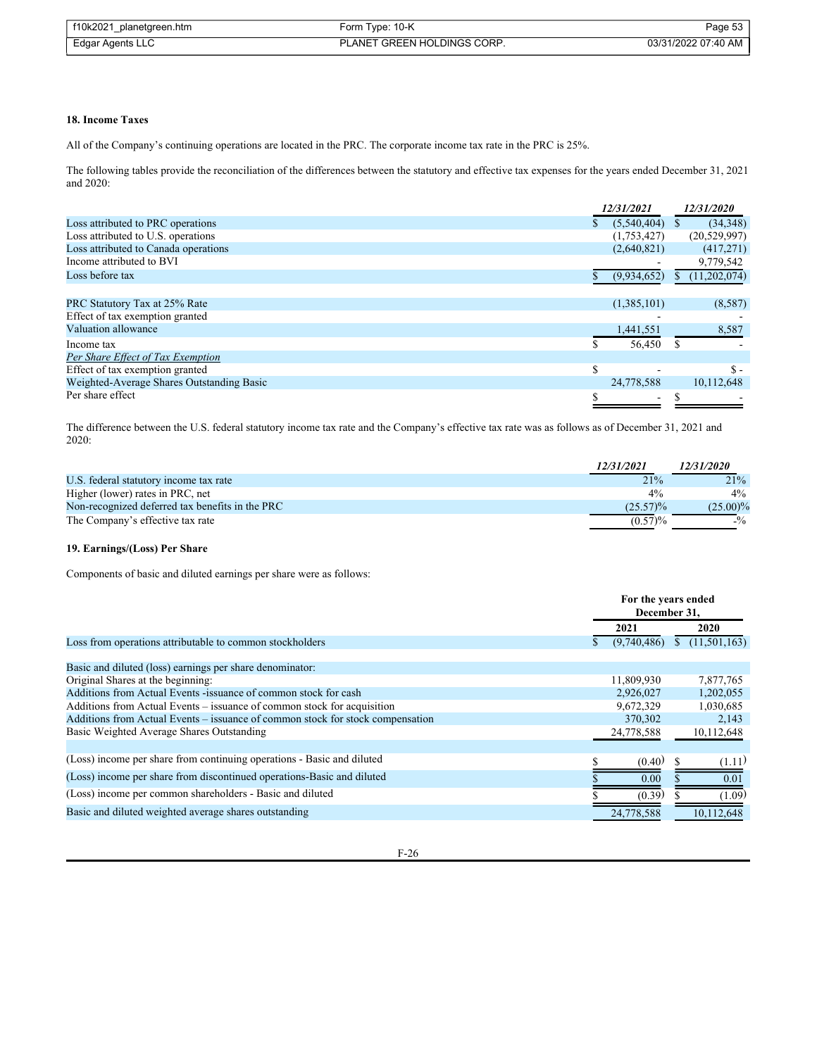**18. Income Taxes**

All of the Company's continuing operations are located in the PRC. The corporate income tax rate in the PRC is 25%.

The following tables provide the reconciliation of the differences between the statutory and effective tax expenses for the years ended December 31, 2021 and 2020:

| | *12/31/2021* | *12/31/2020* |
|---|---|---|
| Loss attributed to PRC operations | $ (5,540,404) | $ (34,348) |
| Loss attributed to U.S. operations | (1,753,427) | (20,529,997) |
| Loss attributed to Canada operations | (2,640,821) | (417,271) |
| Income attributed to BVI | - | 9,779,542 |
| Loss before tax | $ (9,934,652) | $ (11,202,074) |
| | | |
| PRC Statutory Tax at 25% Rate | (1,385,101) | (8,587) |
| Effect of tax exemption granted | - | - |
| Valuation allowance | 1,441,551 | 8,587 |
| Income tax | $ 56,450 | $ - |
| *Per Share Effect of Tax Exemption* | | |
| Effect of tax exemption granted | $ - | $ - |
| Weighted-Average Shares Outstanding Basic | 24,778,588 | 10,112,648 |
| Per share effect | $ - | $ - |

The difference between the U.S. federal statutory income tax rate and the Company's effective tax rate was as follows as of December 31, 2021 and 2020:

| | *12/31/2021* | *12/31/2020* |
|---|---|---|
| U.S. federal statutory income tax rate | 21% | 21% |
| Higher (lower) rates in PRC, net | 4% | 4% |
| Non-recognized deferred tax benefits in the PRC | (25.57)% | (25.00)% |
| The Company's effective tax rate | (0.57)% | -% |

**19. Earnings/(Loss) Per Share**

Components of basic and diluted earnings per share were as follows:

| | For the years ended December 31, | |
|---|---|---|
| | **2021** | **2020** |
| Loss from operations attributable to common stockholders | $ (9,740,486) | $ (11,501,163) |
| | | |
| Basic and diluted (loss) earnings per share denominator: | | |
| Original Shares at the beginning: | 11,809,930 | 7,877,765 |
| Additions from Actual Events -issuance of common stock for cash | 2,926,027 | 1,202,055 |
| Additions from Actual Events – issuance of common stock for acquisition | 9,672,329 | 1,030,685 |
| Additions from Actual Events – issuance of common stock for stock compensation | 370,302 | 2,143 |
| Basic Weighted Average Shares Outstanding | 24,778,588 | 10,112,648 |
| | | |
| (Loss) income per share from continuing operations - Basic and diluted | $ (0.40) | $ (1.11) |
| (Loss) income per share from discontinued operations-Basic and diluted | $ 0.00 | $ 0.01 |
| (Loss) income per common shareholders - Basic and diluted | $ (0.39) | $ (1.09) |
| Basic and diluted weighted average shares outstanding | 24,778,588 | 10,112,648 |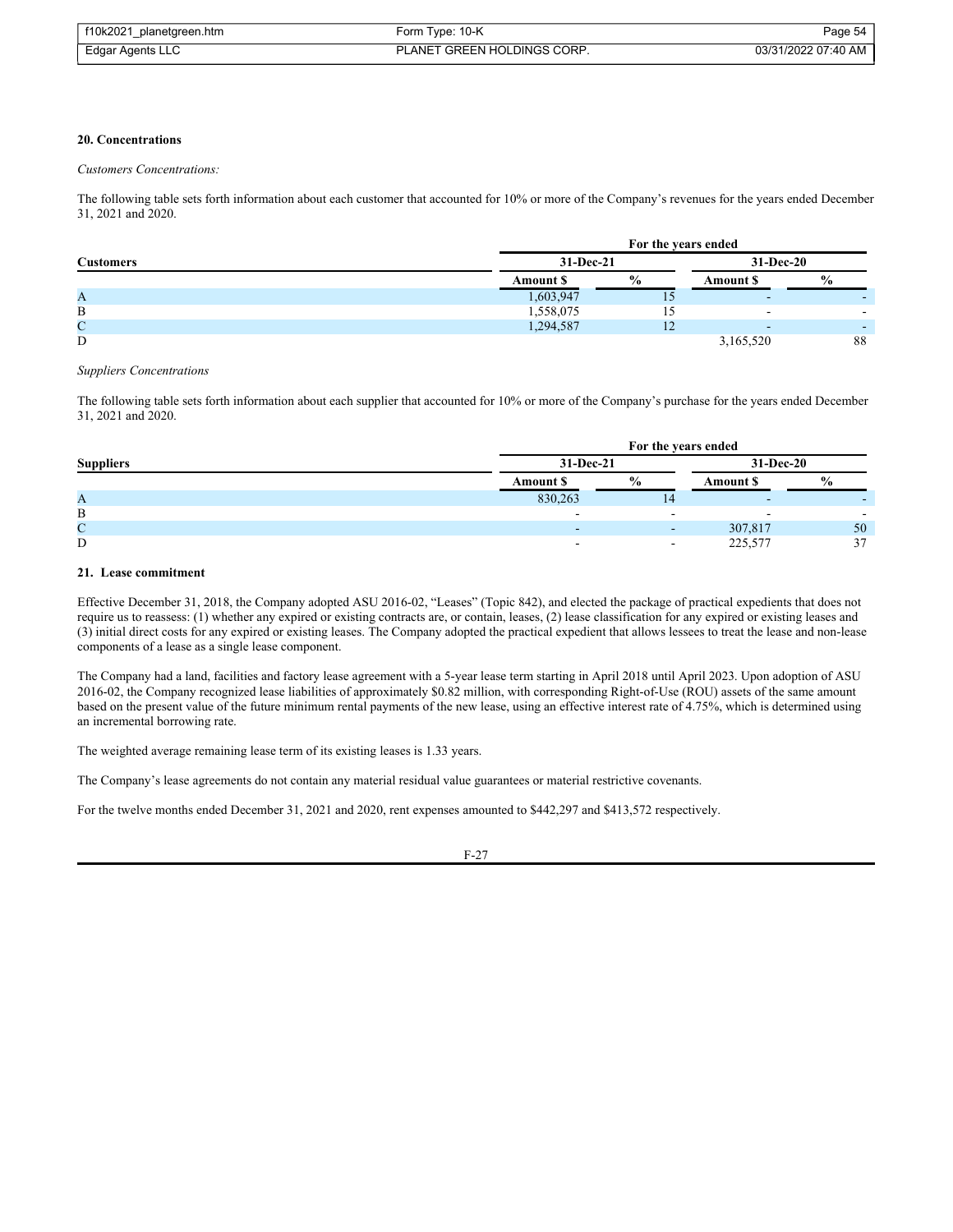**20. Concentrations**

*Customers Concentrations:*

The following table sets forth information about each customer that accounted for 10% or more of the Company's revenues for the years ended December 31, 2021 and 2020.

| | For the years ended | | | |
|---|---|---|---|---|
| **Customers** | **31-Dec-21** | | **31-Dec-20** | |
| | **Amount $** | **%** | **Amount $** | **%** |
| A | 1,603,947 | 15 | - | - |
| B | 1,558,075 | 15 | - | - |
| C | 1,294,587 | 12 | - | - |
| D | | | 3,165,520 | 88 |

*Suppliers Concentrations*

The following table sets forth information about each supplier that accounted for 10% or more of the Company's purchase for the years ended December 31, 2021 and 2020.

| | For the years ended | | | |
|---|---|---|---|---|
| **Suppliers** | **31-Dec-21** | | **31-Dec-20** | |
| | **Amount $** | **%** | **Amount $** | **%** |
| A | 830,263 | 14 | - | - |
| B | - | - | - | - |
| C | - | - | 307,817 | 50 |
| D | - | - | 225,577 | 37 |

**21. Lease commitment**

Effective December 31, 2018, the Company adopted ASU 2016-02, "Leases" (Topic 842), and elected the package of practical expedients that does not require us to reassess: (1) whether any expired or existing contracts are, or contain, leases, (2) lease classification for any expired or existing leases and (3) initial direct costs for any expired or existing leases. The Company adopted the practical expedient that allows lessees to treat the lease and non-lease components of a lease as a single lease component.

The Company had a land, facilities and factory lease agreement with a 5-year lease term starting in April 2018 until April 2023. Upon adoption of ASU 2016-02, the Company recognized lease liabilities of approximately $0.82 million, with corresponding Right-of-Use (ROU) assets of the same amount based on the present value of the future minimum rental payments of the new lease, using an effective interest rate of 4.75%, which is determined using an incremental borrowing rate.

The weighted average remaining lease term of its existing leases is 1.33 years.

The Company's lease agreements do not contain any material residual value guarantees or material restrictive covenants.

For the twelve months ended December 31, 2021 and 2020, rent expenses amounted to $442,297 and $413,572 respectively.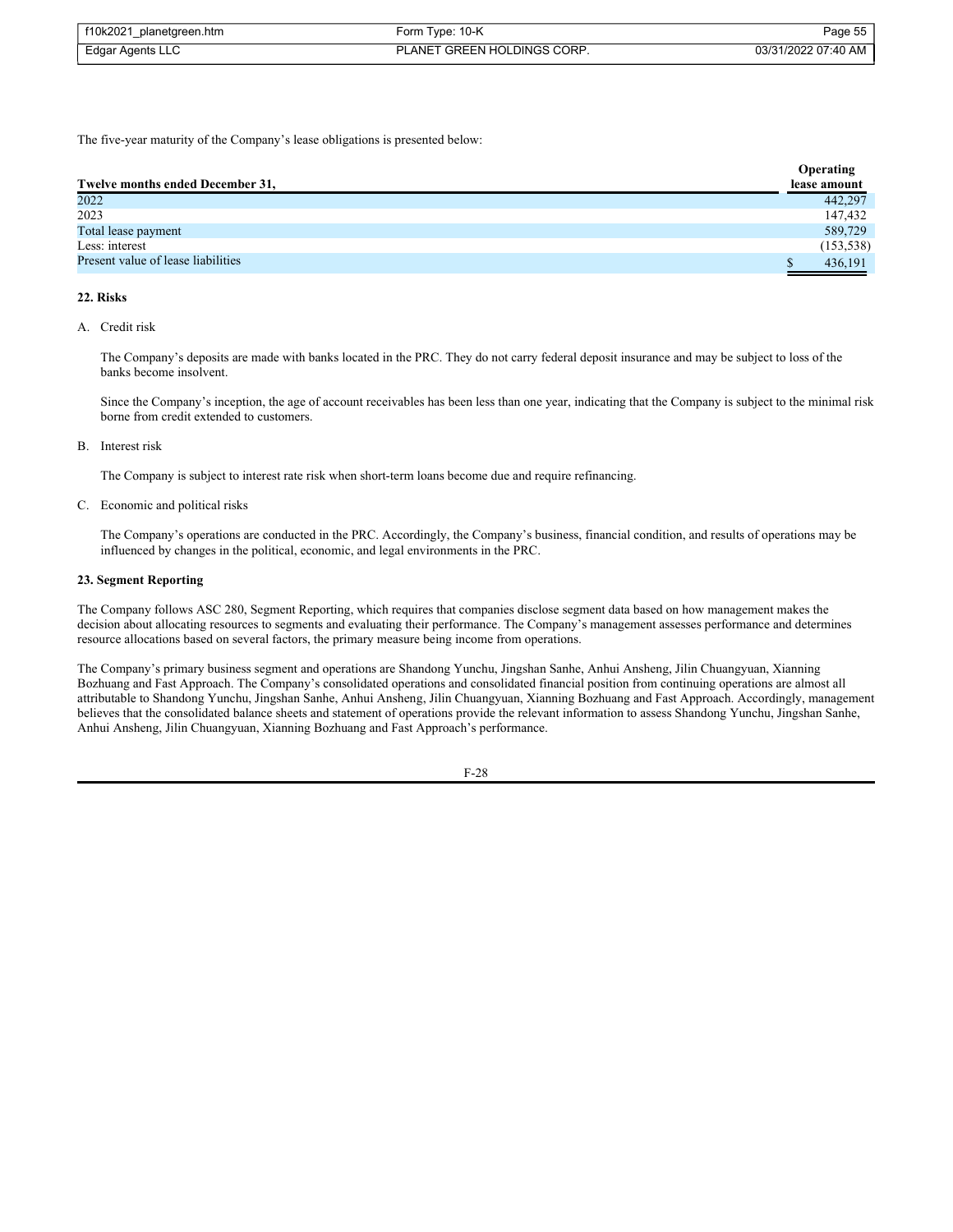The five-year maturity of the Company's lease obligations is presented below:

| Twelve months ended December 31, | Operating lease amount |
|---|---|
| 2022 | 442,297 |
| 2023 | 147,432 |
| Total lease payment | 589,729 |
| Less: interest | (153,538) |
| Present value of lease liabilities | $ 436,191 |

**22. Risks**

A. Credit risk

The Company's deposits are made with banks located in the PRC. They do not carry federal deposit insurance and may be subject to loss of the banks become insolvent.

Since the Company's inception, the age of account receivables has been less than one year, indicating that the Company is subject to the minimal risk borne from credit extended to customers.

B. Interest risk

The Company is subject to interest rate risk when short-term loans become due and require refinancing.

C. Economic and political risks

The Company's operations are conducted in the PRC. Accordingly, the Company's business, financial condition, and results of operations may be influenced by changes in the political, economic, and legal environments in the PRC.

**23. Segment Reporting**

The Company follows ASC 280, Segment Reporting, which requires that companies disclose segment data based on how management makes the decision about allocating resources to segments and evaluating their performance. The Company's management assesses performance and determines resource allocations based on several factors, the primary measure being income from operations.

The Company's primary business segment and operations are Shandong Yunchu, Jingshan Sanhe, Anhui Ansheng, Jilin Chuangyuan, Xianning Bozhuang and Fast Approach. The Company's consolidated operations and consolidated financial position from continuing operations are almost all attributable to Shandong Yunchu, Jingshan Sanhe, Anhui Ansheng, Jilin Chuangyuan, Xianning Bozhuang and Fast Approach. Accordingly, management believes that the consolidated balance sheets and statement of operations provide the relevant information to assess Shandong Yunchu, Jingshan Sanhe, Anhui Ansheng, Jilin Chuangyuan, Xianning Bozhuang and Fast Approach's performance.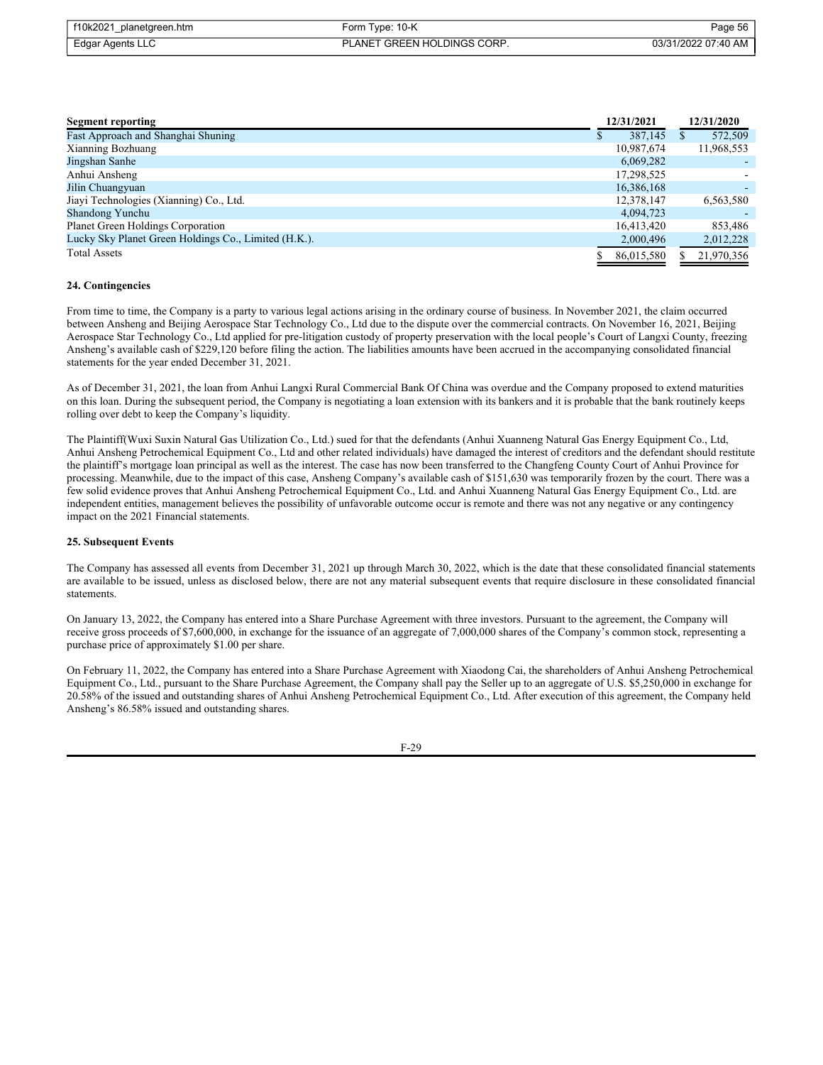| Segment reporting | 12/31/2021 | 12/31/2020 |
|---|---|---|
| Fast Approach and Shanghai Shuning | $ 387,145 | $ 572,509 |
| Xianning Bozhuang | 10,987,674 | 11,968,553 |
| Jingshan Sanhe | 6,069,282 | - |
| Anhui Ansheng | 17,298,525 | - |
| Jilin Chuangyuan | 16,386,168 | - |
| Jiayi Technologies (Xianning) Co., Ltd. | 12,378,147 | 6,563,580 |
| Shandong Yunchu | 4,094,723 | - |
| Planet Green Holdings Corporation | 16,413,420 | 853,486 |
| Lucky Sky Planet Green Holdings Co., Limited (H.K.). | 2,000,496 | 2,012,228 |
| Total Assets | $ 86,015,580 | $ 21,970,356 |

**24. Contingencies**

From time to time, the Company is a party to various legal actions arising in the ordinary course of business. In November 2021, the claim occurred between Ansheng and Beijing Aerospace Star Technology Co., Ltd due to the dispute over the commercial contracts. On November 16, 2021, Beijing Aerospace Star Technology Co., Ltd applied for pre-litigation custody of property preservation with the local people's Court of Langxi County, freezing Ansheng's available cash of $229,120 before filing the action. The liabilities amounts have been accrued in the accompanying consolidated financial statements for the year ended December 31, 2021.

As of December 31, 2021, the loan from Anhui Langxi Rural Commercial Bank Of China was overdue and the Company proposed to extend maturities on this loan. During the subsequent period, the Company is negotiating a loan extension with its bankers and it is probable that the bank routinely keeps rolling over debt to keep the Company's liquidity.

The Plaintiff(Wuxi Suxin Natural Gas Utilization Co., Ltd.) sued for that the defendants (Anhui Xuanneng Natural Gas Energy Equipment Co., Ltd, Anhui Ansheng Petrochemical Equipment Co., Ltd and other related individuals) have damaged the interest of creditors and the defendant should restitute the plaintiff's mortgage loan principal as well as the interest. The case has now been transferred to the Changfeng County Court of Anhui Province for processing. Meanwhile, due to the impact of this case, Ansheng Company's available cash of $151,630 was temporarily frozen by the court. There was a few solid evidence proves that Anhui Ansheng Petrochemical Equipment Co., Ltd. and Anhui Xuanneng Natural Gas Energy Equipment Co., Ltd. are independent entities, management believes the possibility of unfavorable outcome occur is remote and there was not any negative or any contingency impact on the 2021 Financial statements.

**25. Subsequent Events**

The Company has assessed all events from December 31, 2021 up through March 30, 2022, which is the date that these consolidated financial statements are available to be issued, unless as disclosed below, there are not any material subsequent events that require disclosure in these consolidated financial statements.

On January 13, 2022, the Company has entered into a Share Purchase Agreement with three investors. Pursuant to the agreement, the Company will receive gross proceeds of $7,600,000, in exchange for the issuance of an aggregate of 7,000,000 shares of the Company's common stock, representing a purchase price of approximately $1.00 per share.

On February 11, 2022, the Company has entered into a Share Purchase Agreement with Xiaodong Cai, the shareholders of Anhui Ansheng Petrochemical Equipment Co., Ltd., pursuant to the Share Purchase Agreement, the Company shall pay the Seller up to an aggregate of U.S. $5,250,000 in exchange for 20.58% of the issued and outstanding shares of Anhui Ansheng Petrochemical Equipment Co., Ltd. After execution of this agreement, the Company held Ansheng's 86.58% issued and outstanding shares.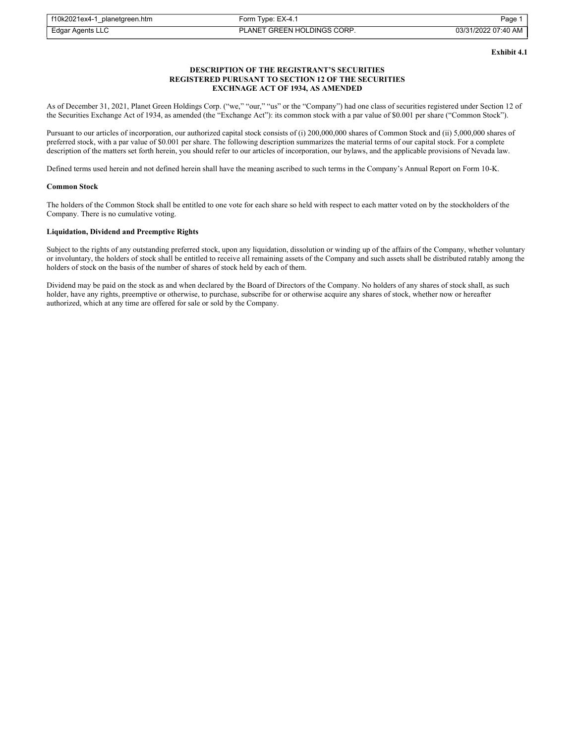**Exhibit 4.1**

**DESCRIPTION OF THE REGISTRANT'S SECURITIES
REGISTERED PURSUANT TO SECTION 12 OF THE SECURITIES
EXCHNAGE ACT OF 1934, AS AMENDED**

As of December 31, 2021, Planet Green Holdings Corp. ("we," "our," "us" or the "Company") had one class of securities registered under Section 12 of the Securities Exchange Act of 1934, as amended (the "Exchange Act"): its common stock with a par value of $0.001 per share ("Common Stock").

Pursuant to our articles of incorporation, our authorized capital stock consists of (i) 200,000,000 shares of Common Stock and (ii) 5,000,000 shares of preferred stock, with a par value of $0.001 per share. The following description summarizes the material terms of our capital stock. For a complete description of the matters set forth herein, you should refer to our articles of incorporation, our bylaws, and the applicable provisions of Nevada law.

Defined terms used herein and not defined herein shall have the meaning ascribed to such terms in the Company's Annual Report on Form 10-K.

**Common Stock**

The holders of the Common Stock shall be entitled to one vote for each share so held with respect to each matter voted on by the stockholders of the Company. There is no cumulative voting.

**Liquidation, Dividend and Preemptive Rights**

Subject to the rights of any outstanding preferred stock, upon any liquidation, dissolution or winding up of the affairs of the Company, whether voluntary or involuntary, the holders of stock shall be entitled to receive all remaining assets of the Company and such assets shall be distributed ratably among the holders of stock on the basis of the number of shares of stock held by each of them.

Dividend may be paid on the stock as and when declared by the Board of Directors of the Company. No holders of any shares of stock shall, as such holder, have any rights, preemptive or otherwise, to purchase, subscribe for or otherwise acquire any shares of stock, whether now or hereafter authorized, which at any time are offered for sale or sold by the Company.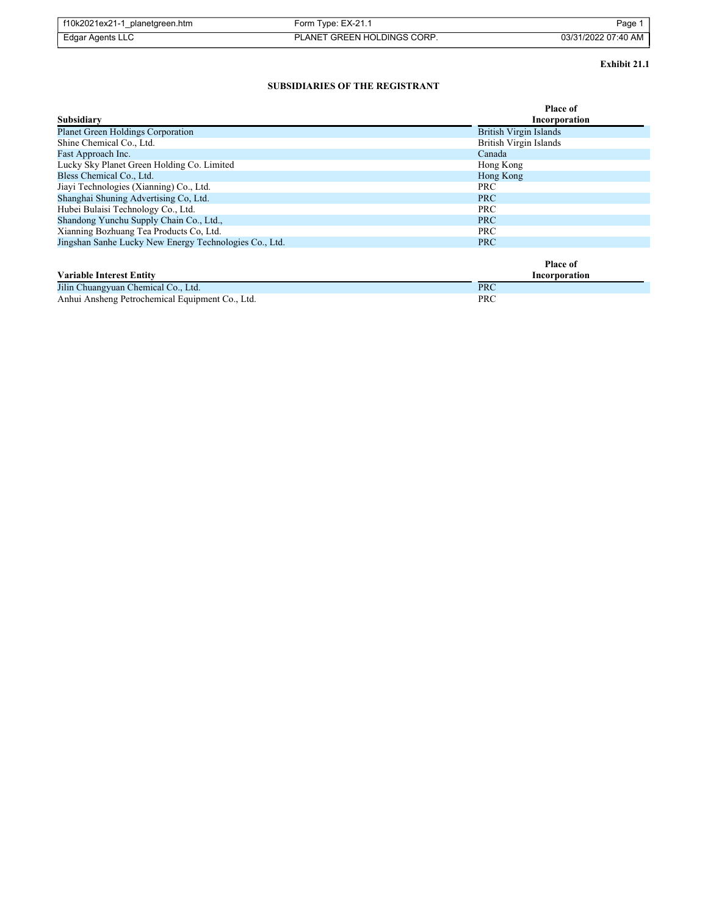**Exhibit 21.1**

**SUBSIDIARIES OF THE REGISTRANT**

| Subsidiary | Place of Incorporation |
|---|---|
| Planet Green Holdings Corporation | British Virgin Islands |
| Shine Chemical Co., Ltd. | British Virgin Islands |
| Fast Approach Inc. | Canada |
| Lucky Sky Planet Green Holding Co. Limited | Hong Kong |
| Bless Chemical Co., Ltd. | Hong Kong |
| Jiayi Technologies (Xianning) Co., Ltd. | PRC |
| Shanghai Shuning Advertising Co, Ltd. | PRC |
| Hubei Bulaisi Technology Co., Ltd. | PRC |
| Shandong Yunchu Supply Chain Co., Ltd., | PRC |
| Xianning Bozhuang Tea Products Co, Ltd. | PRC |
| Jingshan Sanhe Lucky New Energy Technologies Co., Ltd. | PRC |

| Variable Interest Entity | Place of Incorporation |
|---|---|
| Jilin Chuangyuan Chemical Co., Ltd. | PRC |
| Anhui Ansheng Petrochemical Equipment Co., Ltd. | PRC |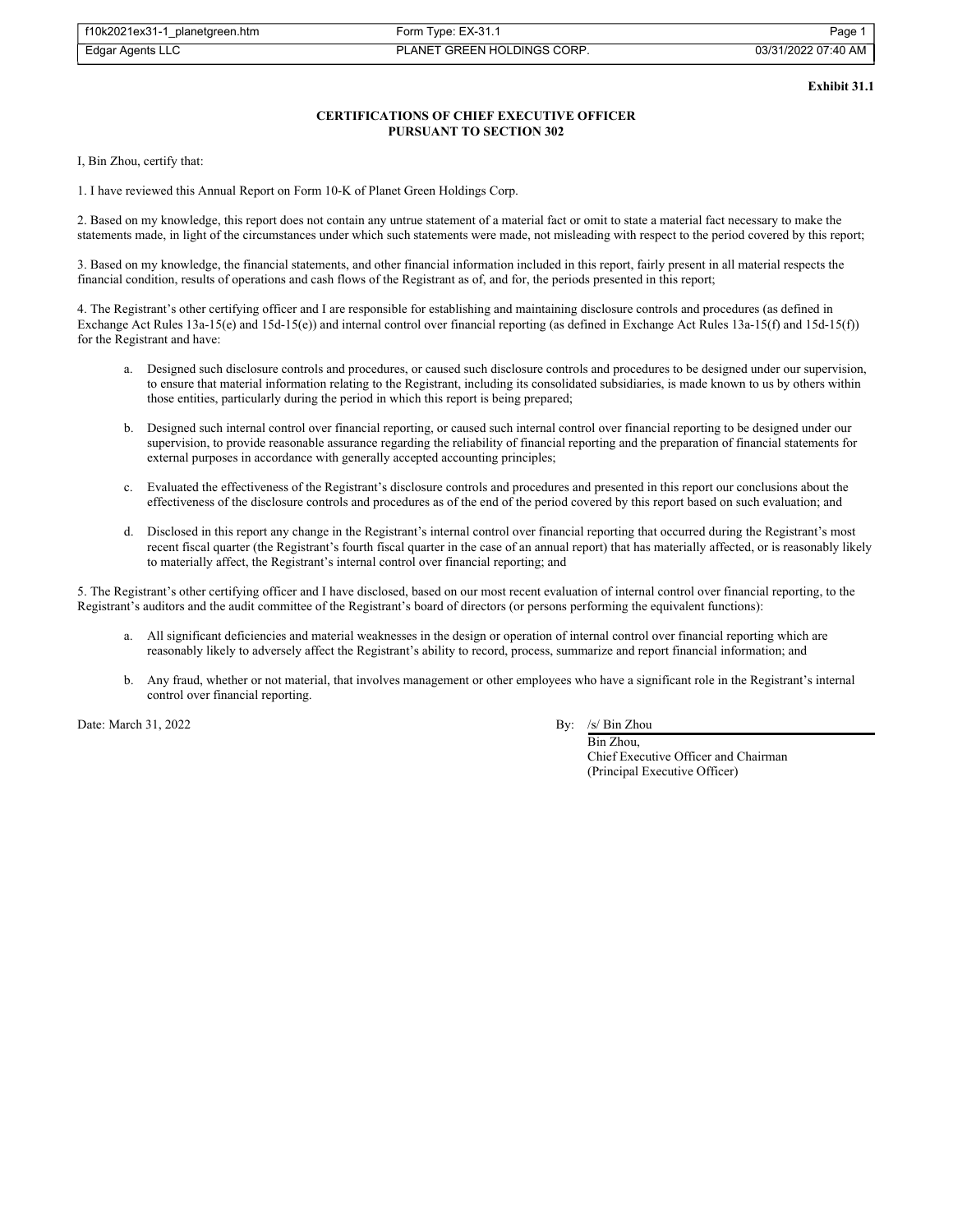**Exhibit 31.1**

**CERTIFICATIONS OF CHIEF EXECUTIVE OFFICER**
**PURSUANT TO SECTION 302**

I, Bin Zhou, certify that:

1. I have reviewed this Annual Report on Form 10-K of Planet Green Holdings Corp.

2. Based on my knowledge, this report does not contain any untrue statement of a material fact or omit to state a material fact necessary to make the statements made, in light of the circumstances under which such statements were made, not misleading with respect to the period covered by this report;

3. Based on my knowledge, the financial statements, and other financial information included in this report, fairly present in all material respects the financial condition, results of operations and cash flows of the Registrant as of, and for, the periods presented in this report;

4. The Registrant's other certifying officer and I are responsible for establishing and maintaining disclosure controls and procedures (as defined in Exchange Act Rules 13a-15(e) and 15d-15(e)) and internal control over financial reporting (as defined in Exchange Act Rules 13a-15(f) and 15d-15(f)) for the Registrant and have:

a. Designed such disclosure controls and procedures, or caused such disclosure controls and procedures to be designed under our supervision, to ensure that material information relating to the Registrant, including its consolidated subsidiaries, is made known to us by others within those entities, particularly during the period in which this report is being prepared;

b. Designed such internal control over financial reporting, or caused such internal control over financial reporting to be designed under our supervision, to provide reasonable assurance regarding the reliability of financial reporting and the preparation of financial statements for external purposes in accordance with generally accepted accounting principles;

c. Evaluated the effectiveness of the Registrant's disclosure controls and procedures and presented in this report our conclusions about the effectiveness of the disclosure controls and procedures as of the end of the period covered by this report based on such evaluation; and

d. Disclosed in this report any change in the Registrant's internal control over financial reporting that occurred during the Registrant's most recent fiscal quarter (the Registrant's fourth fiscal quarter in the case of an annual report) that has materially affected, or is reasonably likely to materially affect, the Registrant's internal control over financial reporting; and

5. The Registrant's other certifying officer and I have disclosed, based on our most recent evaluation of internal control over financial reporting, to the Registrant's auditors and the audit committee of the Registrant's board of directors (or persons performing the equivalent functions):

a. All significant deficiencies and material weaknesses in the design or operation of internal control over financial reporting which are reasonably likely to adversely affect the Registrant's ability to record, process, summarize and report financial information; and

b. Any fraud, whether or not material, that involves management or other employees who have a significant role in the Registrant's internal control over financial reporting.

Date: March 31, 2022

By: /s/ Bin Zhou
Bin Zhou,
Chief Executive Officer and Chairman
(Principal Executive Officer)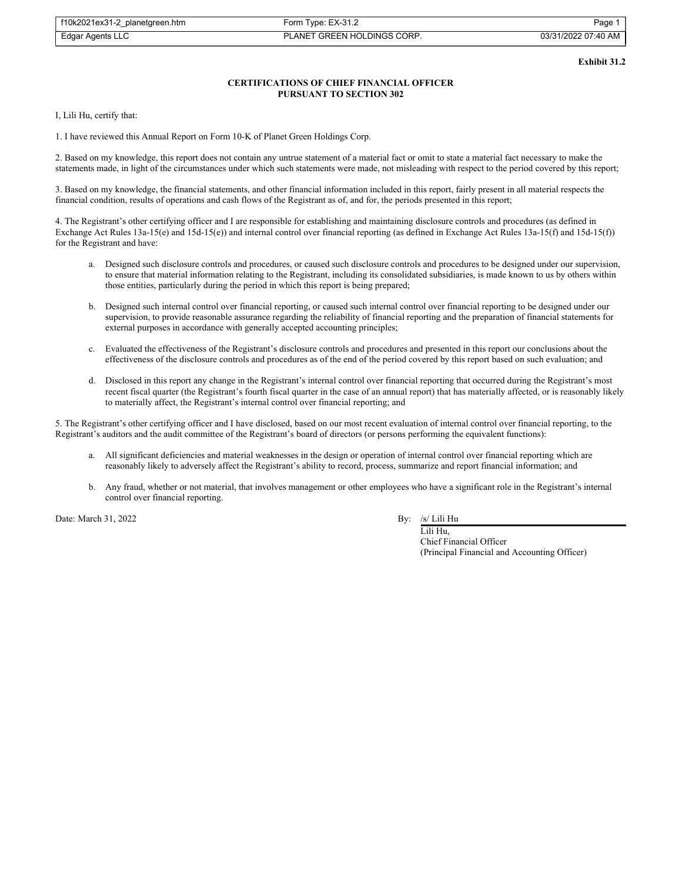**Exhibit 31.2**

**CERTIFICATIONS OF CHIEF FINANCIAL OFFICER**
**PURSUANT TO SECTION 302**

I, Lili Hu, certify that:

1. I have reviewed this Annual Report on Form 10-K of Planet Green Holdings Corp.

2. Based on my knowledge, this report does not contain any untrue statement of a material fact or omit to state a material fact necessary to make the statements made, in light of the circumstances under which such statements were made, not misleading with respect to the period covered by this report;

3. Based on my knowledge, the financial statements, and other financial information included in this report, fairly present in all material respects the financial condition, results of operations and cash flows of the Registrant as of, and for, the periods presented in this report;

4. The Registrant's other certifying officer and I are responsible for establishing and maintaining disclosure controls and procedures (as defined in Exchange Act Rules 13a-15(e) and 15d-15(e)) and internal control over financial reporting (as defined in Exchange Act Rules 13a-15(f) and 15d-15(f)) for the Registrant and have:

   a. Designed such disclosure controls and procedures, or caused such disclosure controls and procedures to be designed under our supervision, to ensure that material information relating to the Registrant, including its consolidated subsidiaries, is made known to us by others within those entities, particularly during the period in which this report is being prepared;

   b. Designed such internal control over financial reporting, or caused such internal control over financial reporting to be designed under our supervision, to provide reasonable assurance regarding the reliability of financial reporting and the preparation of financial statements for external purposes in accordance with generally accepted accounting principles;

   c. Evaluated the effectiveness of the Registrant's disclosure controls and procedures and presented in this report our conclusions about the effectiveness of the disclosure controls and procedures as of the end of the period covered by this report based on such evaluation; and

   d. Disclosed in this report any change in the Registrant's internal control over financial reporting that occurred during the Registrant's most recent fiscal quarter (the Registrant's fourth fiscal quarter in the case of an annual report) that has materially affected, or is reasonably likely to materially affect, the Registrant's internal control over financial reporting; and

5. The Registrant's other certifying officer and I have disclosed, based on our most recent evaluation of internal control over financial reporting, to the Registrant's auditors and the audit committee of the Registrant's board of directors (or persons performing the equivalent functions):

   a. All significant deficiencies and material weaknesses in the design or operation of internal control over financial reporting which are reasonably likely to adversely affect the Registrant's ability to record, process, summarize and report financial information; and

   b. Any fraud, whether or not material, that involves management or other employees who have a significant role in the Registrant's internal control over financial reporting.

Date: March 31, 2022

By: /s/ Lili Hu
Lili Hu,
Chief Financial Officer
(Principal Financial and Accounting Officer)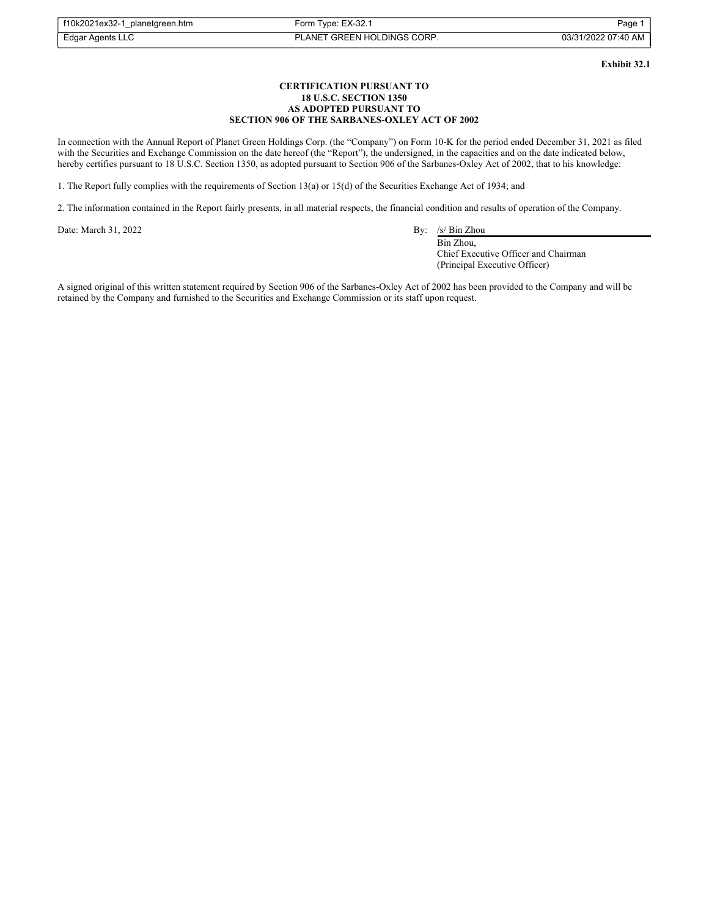**Exhibit 32.1**

**CERTIFICATION PURSUANT TO**
**18 U.S.C. SECTION 1350**
**AS ADOPTED PURSUANT TO**
**SECTION 906 OF THE SARBANES-OXLEY ACT OF 2002**

In connection with the Annual Report of Planet Green Holdings Corp. (the "Company") on Form 10-K for the period ended December 31, 2021 as filed with the Securities and Exchange Commission on the date hereof (the "Report"), the undersigned, in the capacities and on the date indicated below, hereby certifies pursuant to 18 U.S.C. Section 1350, as adopted pursuant to Section 906 of the Sarbanes-Oxley Act of 2002, that to his knowledge:

1. The Report fully complies with the requirements of Section 13(a) or 15(d) of the Securities Exchange Act of 1934; and

2. The information contained in the Report fairly presents, in all material respects, the financial condition and results of operation of the Company.

Date: March 31, 2022

By: /s/ Bin Zhou
Bin Zhou,
Chief Executive Officer and Chairman
(Principal Executive Officer)

A signed original of this written statement required by Section 906 of the Sarbanes-Oxley Act of 2002 has been provided to the Company and will be retained by the Company and furnished to the Securities and Exchange Commission or its staff upon request.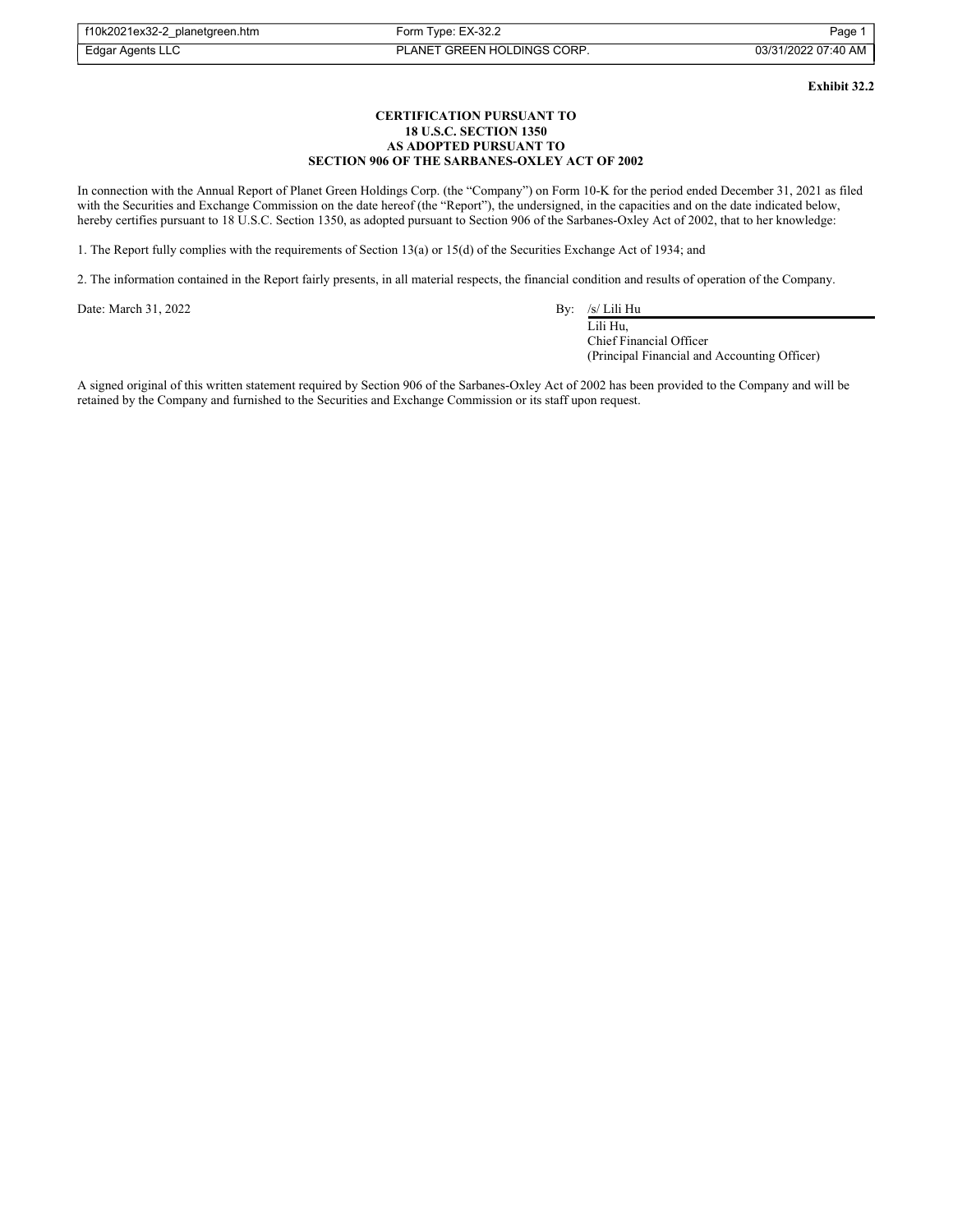**Exhibit 32.2**

**CERTIFICATION PURSUANT TO**
**18 U.S.C. SECTION 1350**
**AS ADOPTED PURSUANT TO**
**SECTION 906 OF THE SARBANES-OXLEY ACT OF 2002**

In connection with the Annual Report of Planet Green Holdings Corp. (the "Company") on Form 10-K for the period ended December 31, 2021 as filed with the Securities and Exchange Commission on the date hereof (the "Report"), the undersigned, in the capacities and on the date indicated below, hereby certifies pursuant to 18 U.S.C. Section 1350, as adopted pursuant to Section 906 of the Sarbanes-Oxley Act of 2002, that to her knowledge:

1. The Report fully complies with the requirements of Section 13(a) or 15(d) of the Securities Exchange Act of 1934; and

2. The information contained in the Report fairly presents, in all material respects, the financial condition and results of operation of the Company.

Date: March 31, 2022

By: /s/ Lili Hu
Lili Hu,
Chief Financial Officer
(Principal Financial and Accounting Officer)

A signed original of this written statement required by Section 906 of the Sarbanes-Oxley Act of 2002 has been provided to the Company and will be retained by the Company and furnished to the Securities and Exchange Commission or its staff upon request.